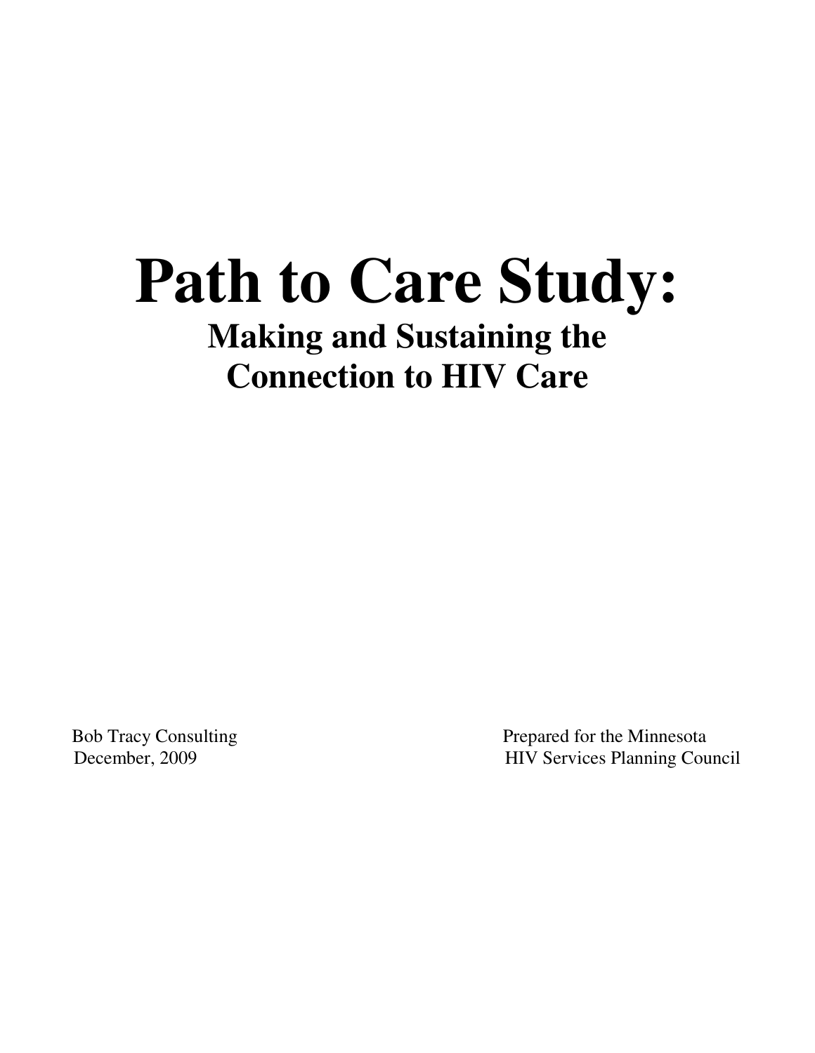# Path to Care Study:

## Making and Sustaining the Connection to HIV Care

Bob Tracy Consulting
December, 2009

Prepared for the Minnesota
HIV Services Planning Council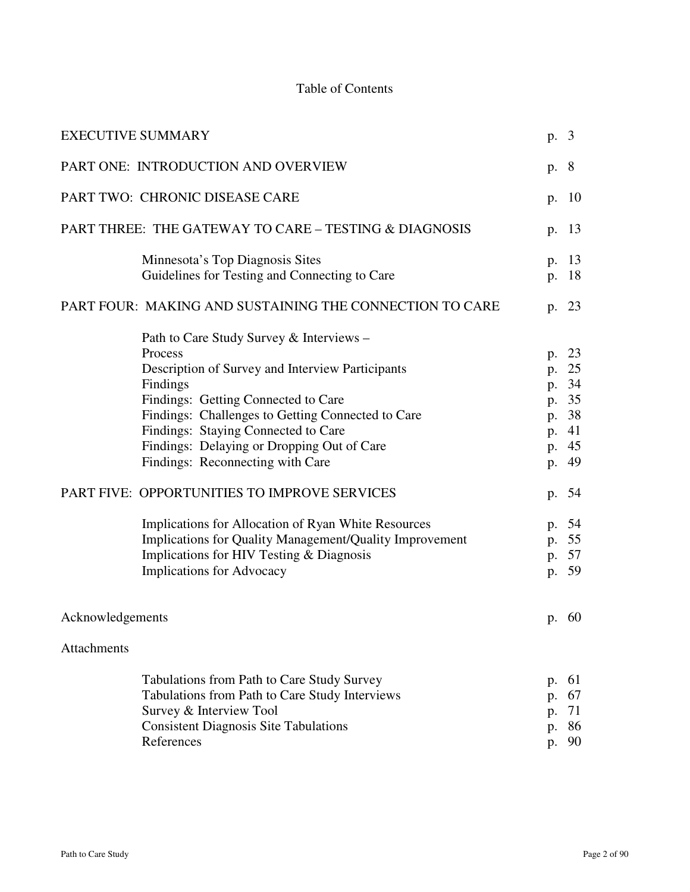# Table of Contents

| | |
|---|---|
| EXECUTIVE SUMMARY | p. 3 |
| PART ONE: INTRODUCTION AND OVERVIEW | p. 8 |
| PART TWO: CHRONIC DISEASE CARE | p. 10 |
| PART THREE: THE GATEWAY TO CARE – TESTING & DIAGNOSIS | p. 13 |
| Minnesota's Top Diagnosis Sites | p. 13 |
| Guidelines for Testing and Connecting to Care | p. 18 |
| PART FOUR: MAKING AND SUSTAINING THE CONNECTION TO CARE | p. 23 |
| Path to Care Study Survey & Interviews – Process | p. 23 |
| Description of Survey and Interview Participants | p. 25 |
| Findings | p. 34 |
| Findings: Getting Connected to Care | p. 35 |
| Findings: Challenges to Getting Connected to Care | p. 38 |
| Findings: Staying Connected to Care | p. 41 |
| Findings: Delaying or Dropping Out of Care | p. 45 |
| Findings: Reconnecting with Care | p. 49 |
| PART FIVE: OPPORTUNITIES TO IMPROVE SERVICES | p. 54 |
| Implications for Allocation of Ryan White Resources | p. 54 |
| Implications for Quality Management/Quality Improvement | p. 55 |
| Implications for HIV Testing & Diagnosis | p. 57 |
| Implications for Advocacy | p. 59 |
| Acknowledgements | p. 60 |
| Attachments | |
| Tabulations from Path to Care Study Survey | p. 61 |
| Tabulations from Path to Care Study Interviews | p. 67 |
| Survey & Interview Tool | p. 71 |
| Consistent Diagnosis Site Tabulations | p. 86 |
| References | p. 90 |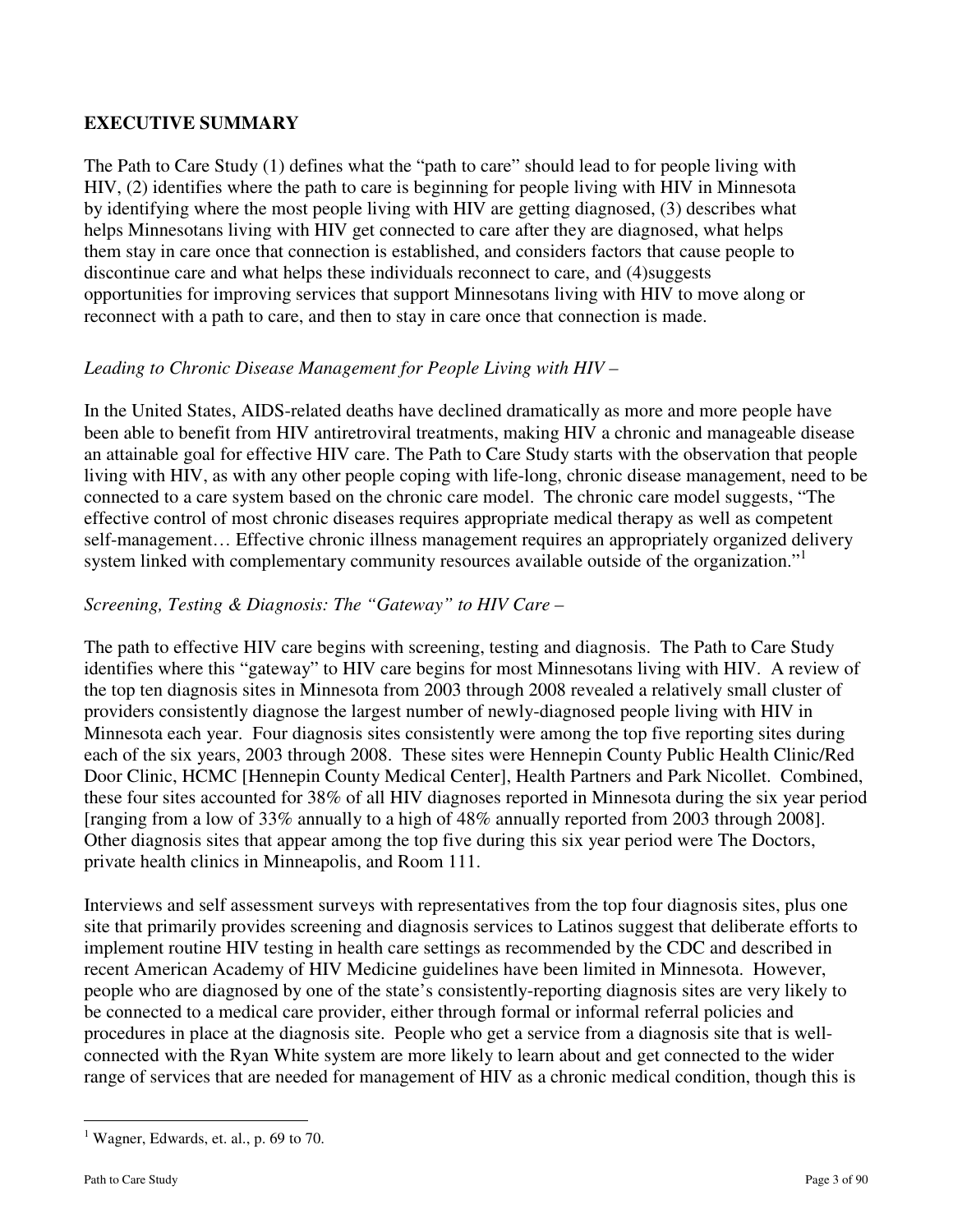## EXECUTIVE SUMMARY

The Path to Care Study (1) defines what the "path to care" should lead to for people living with HIV, (2) identifies where the path to care is beginning for people living with HIV in Minnesota by identifying where the most people living with HIV are getting diagnosed, (3) describes what helps Minnesotans living with HIV get connected to care after they are diagnosed, what helps them stay in care once that connection is established, and considers factors that cause people to discontinue care and what helps these individuals reconnect to care, and (4)suggests opportunities for improving services that support Minnesotans living with HIV to move along or reconnect with a path to care, and then to stay in care once that connection is made.

*Leading to Chronic Disease Management for People Living with HIV –*

In the United States, AIDS-related deaths have declined dramatically as more and more people have been able to benefit from HIV antiretroviral treatments, making HIV a chronic and manageable disease an attainable goal for effective HIV care. The Path to Care Study starts with the observation that people living with HIV, as with any other people coping with life-long, chronic disease management, need to be connected to a care system based on the chronic care model. The chronic care model suggests, "The effective control of most chronic diseases requires appropriate medical therapy as well as competent self-management… Effective chronic illness management requires an appropriately organized delivery system linked with complementary community resources available outside of the organization."[1]

*Screening, Testing & Diagnosis: The "Gateway" to HIV Care –*

The path to effective HIV care begins with screening, testing and diagnosis. The Path to Care Study identifies where this "gateway" to HIV care begins for most Minnesotans living with HIV. A review of the top ten diagnosis sites in Minnesota from 2003 through 2008 revealed a relatively small cluster of providers consistently diagnose the largest number of newly-diagnosed people living with HIV in Minnesota each year. Four diagnosis sites consistently were among the top five reporting sites during each of the six years, 2003 through 2008. These sites were Hennepin County Public Health Clinic/Red Door Clinic, HCMC [Hennepin County Medical Center], Health Partners and Park Nicollet. Combined, these four sites accounted for 38% of all HIV diagnoses reported in Minnesota during the six year period [ranging from a low of 33% annually to a high of 48% annually reported from 2003 through 2008]. Other diagnosis sites that appear among the top five during this six year period were The Doctors, private health clinics in Minneapolis, and Room 111.

Interviews and self assessment surveys with representatives from the top four diagnosis sites, plus one site that primarily provides screening and diagnosis services to Latinos suggest that deliberate efforts to implement routine HIV testing in health care settings as recommended by the CDC and described in recent American Academy of HIV Medicine guidelines have been limited in Minnesota. However, people who are diagnosed by one of the state's consistently-reporting diagnosis sites are very likely to be connected to a medical care provider, either through formal or informal referral policies and procedures in place at the diagnosis site. People who get a service from a diagnosis site that is well-connected with the Ryan White system are more likely to learn about and get connected to the wider range of services that are needed for management of HIV as a chronic medical condition, though this is

[1] Wagner, Edwards, et. al., p. 69 to 70.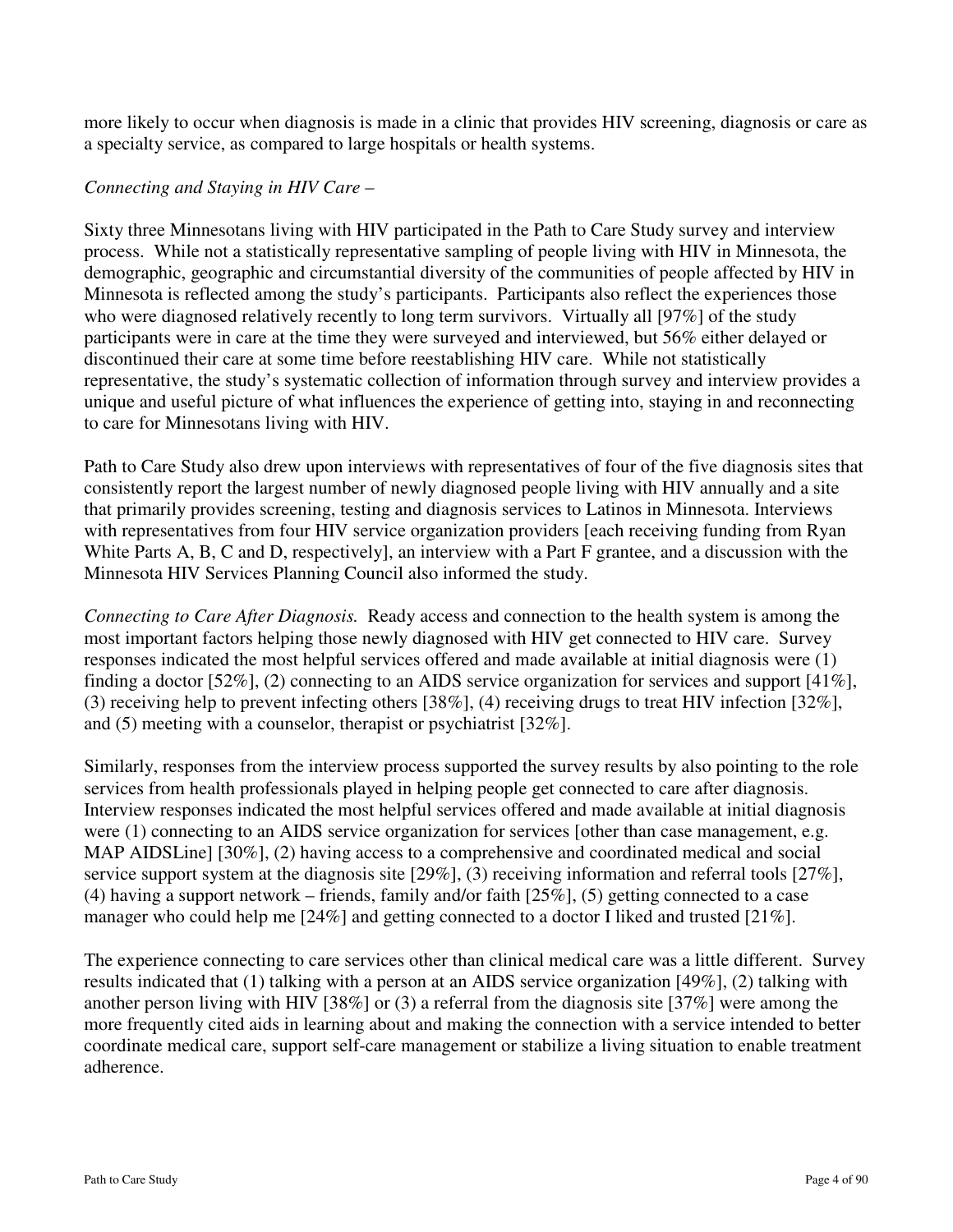more likely to occur when diagnosis is made in a clinic that provides HIV screening, diagnosis or care as a specialty service, as compared to large hospitals or health systems.

*Connecting and Staying in HIV Care –*

Sixty three Minnesotans living with HIV participated in the Path to Care Study survey and interview process. While not a statistically representative sampling of people living with HIV in Minnesota, the demographic, geographic and circumstantial diversity of the communities of people affected by HIV in Minnesota is reflected among the study's participants. Participants also reflect the experiences those who were diagnosed relatively recently to long term survivors. Virtually all [97%] of the study participants were in care at the time they were surveyed and interviewed, but 56% either delayed or discontinued their care at some time before reestablishing HIV care. While not statistically representative, the study's systematic collection of information through survey and interview provides a unique and useful picture of what influences the experience of getting into, staying in and reconnecting to care for Minnesotans living with HIV.

Path to Care Study also drew upon interviews with representatives of four of the five diagnosis sites that consistently report the largest number of newly diagnosed people living with HIV annually and a site that primarily provides screening, testing and diagnosis services to Latinos in Minnesota. Interviews with representatives from four HIV service organization providers [each receiving funding from Ryan White Parts A, B, C and D, respectively], an interview with a Part F grantee, and a discussion with the Minnesota HIV Services Planning Council also informed the study.

*Connecting to Care After Diagnosis.* Ready access and connection to the health system is among the most important factors helping those newly diagnosed with HIV get connected to HIV care. Survey responses indicated the most helpful services offered and made available at initial diagnosis were (1) finding a doctor [52%], (2) connecting to an AIDS service organization for services and support [41%], (3) receiving help to prevent infecting others [38%], (4) receiving drugs to treat HIV infection [32%], and (5) meeting with a counselor, therapist or psychiatrist [32%].

Similarly, responses from the interview process supported the survey results by also pointing to the role services from health professionals played in helping people get connected to care after diagnosis. Interview responses indicated the most helpful services offered and made available at initial diagnosis were (1) connecting to an AIDS service organization for services [other than case management, e.g. MAP AIDSLine] [30%], (2) having access to a comprehensive and coordinated medical and social service support system at the diagnosis site [29%], (3) receiving information and referral tools [27%], (4) having a support network – friends, family and/or faith [25%], (5) getting connected to a case manager who could help me [24%] and getting connected to a doctor I liked and trusted [21%].

The experience connecting to care services other than clinical medical care was a little different. Survey results indicated that (1) talking with a person at an AIDS service organization [49%], (2) talking with another person living with HIV [38%] or (3) a referral from the diagnosis site [37%] were among the more frequently cited aids in learning about and making the connection with a service intended to better coordinate medical care, support self-care management or stabilize a living situation to enable treatment adherence.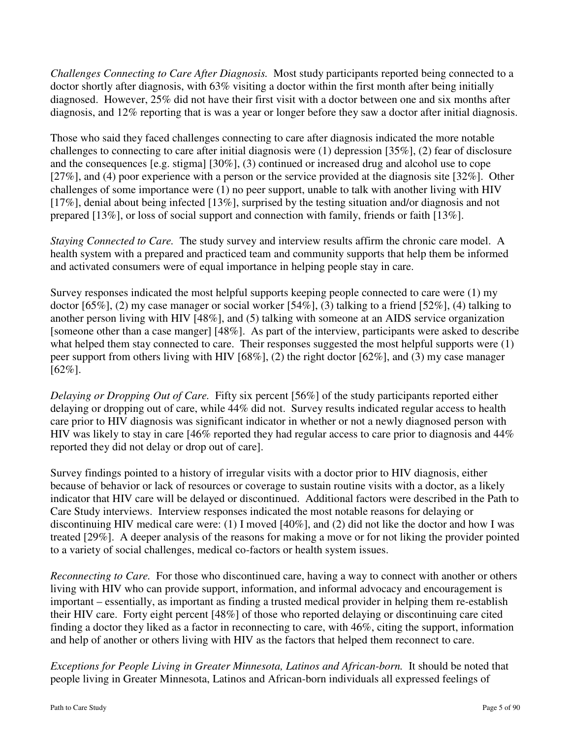*Challenges Connecting to Care After Diagnosis.* Most study participants reported being connected to a doctor shortly after diagnosis, with 63% visiting a doctor within the first month after being initially diagnosed. However, 25% did not have their first visit with a doctor between one and six months after diagnosis, and 12% reporting that is was a year or longer before they saw a doctor after initial diagnosis.

Those who said they faced challenges connecting to care after diagnosis indicated the more notable challenges to connecting to care after initial diagnosis were (1) depression [35%], (2) fear of disclosure and the consequences [e.g. stigma] [30%], (3) continued or increased drug and alcohol use to cope [27%], and (4) poor experience with a person or the service provided at the diagnosis site [32%]. Other challenges of some importance were (1) no peer support, unable to talk with another living with HIV [17%], denial about being infected [13%], surprised by the testing situation and/or diagnosis and not prepared [13%], or loss of social support and connection with family, friends or faith [13%].

*Staying Connected to Care.* The study survey and interview results affirm the chronic care model. A health system with a prepared and practiced team and community supports that help them be informed and activated consumers were of equal importance in helping people stay in care.

Survey responses indicated the most helpful supports keeping people connected to care were (1) my doctor [65%], (2) my case manager or social worker [54%], (3) talking to a friend [52%], (4) talking to another person living with HIV [48%], and (5) talking with someone at an AIDS service organization [someone other than a case manger] [48%]. As part of the interview, participants were asked to describe what helped them stay connected to care. Their responses suggested the most helpful supports were (1) peer support from others living with HIV [68%], (2) the right doctor [62%], and (3) my case manager [62%].

*Delaying or Dropping Out of Care.* Fifty six percent [56%] of the study participants reported either delaying or dropping out of care, while 44% did not. Survey results indicated regular access to health care prior to HIV diagnosis was significant indicator in whether or not a newly diagnosed person with HIV was likely to stay in care [46% reported they had regular access to care prior to diagnosis and 44% reported they did not delay or drop out of care].

Survey findings pointed to a history of irregular visits with a doctor prior to HIV diagnosis, either because of behavior or lack of resources or coverage to sustain routine visits with a doctor, as a likely indicator that HIV care will be delayed or discontinued. Additional factors were described in the Path to Care Study interviews. Interview responses indicated the most notable reasons for delaying or discontinuing HIV medical care were: (1) I moved [40%], and (2) did not like the doctor and how I was treated [29%]. A deeper analysis of the reasons for making a move or for not liking the provider pointed to a variety of social challenges, medical co-factors or health system issues.

*Reconnecting to Care.* For those who discontinued care, having a way to connect with another or others living with HIV who can provide support, information, and informal advocacy and encouragement is important – essentially, as important as finding a trusted medical provider in helping them re-establish their HIV care. Forty eight percent [48%] of those who reported delaying or discontinuing care cited finding a doctor they liked as a factor in reconnecting to care, with 46%, citing the support, information and help of another or others living with HIV as the factors that helped them reconnect to care.

*Exceptions for People Living in Greater Minnesota, Latinos and African-born.* It should be noted that people living in Greater Minnesota, Latinos and African-born individuals all expressed feelings of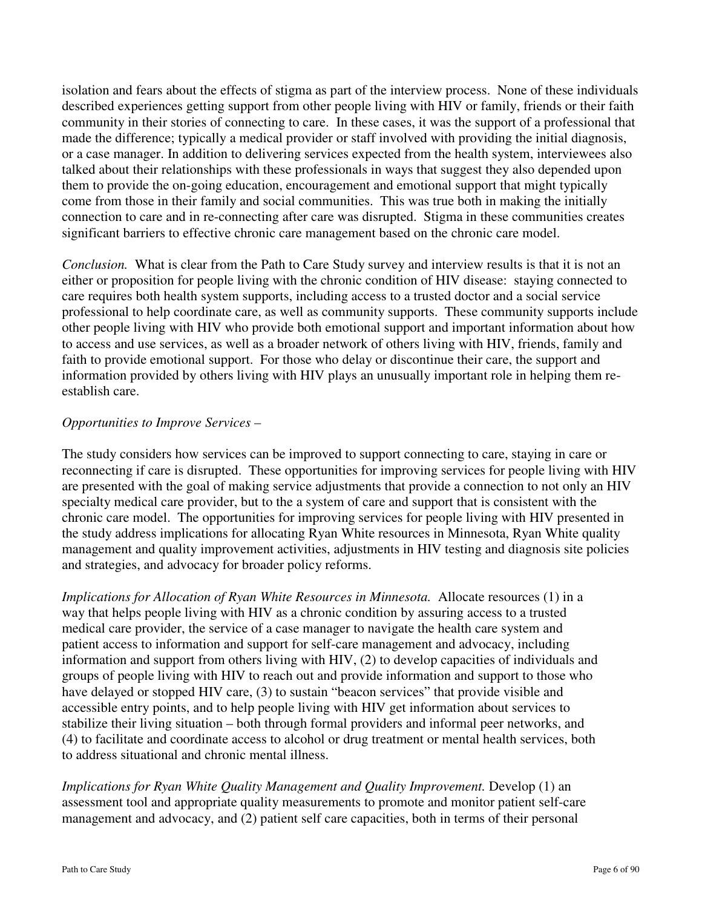isolation and fears about the effects of stigma as part of the interview process. None of these individuals described experiences getting support from other people living with HIV or family, friends or their faith community in their stories of connecting to care. In these cases, it was the support of a professional that made the difference; typically a medical provider or staff involved with providing the initial diagnosis, or a case manager. In addition to delivering services expected from the health system, interviewees also talked about their relationships with these professionals in ways that suggest they also depended upon them to provide the on-going education, encouragement and emotional support that might typically come from those in their family and social communities. This was true both in making the initially connection to care and in re-connecting after care was disrupted. Stigma in these communities creates significant barriers to effective chronic care management based on the chronic care model.

*Conclusion.* What is clear from the Path to Care Study survey and interview results is that it is not an either or proposition for people living with the chronic condition of HIV disease: staying connected to care requires both health system supports, including access to a trusted doctor and a social service professional to help coordinate care, as well as community supports. These community supports include other people living with HIV who provide both emotional support and important information about how to access and use services, as well as a broader network of others living with HIV, friends, family and faith to provide emotional support. For those who delay or discontinue their care, the support and information provided by others living with HIV plays an unusually important role in helping them re-establish care.

*Opportunities to Improve Services –*

The study considers how services can be improved to support connecting to care, staying in care or reconnecting if care is disrupted. These opportunities for improving services for people living with HIV are presented with the goal of making service adjustments that provide a connection to not only an HIV specialty medical care provider, but to the a system of care and support that is consistent with the chronic care model. The opportunities for improving services for people living with HIV presented in the study address implications for allocating Ryan White resources in Minnesota, Ryan White quality management and quality improvement activities, adjustments in HIV testing and diagnosis site policies and strategies, and advocacy for broader policy reforms.

*Implications for Allocation of Ryan White Resources in Minnesota.* Allocate resources (1) in a way that helps people living with HIV as a chronic condition by assuring access to a trusted medical care provider, the service of a case manager to navigate the health care system and patient access to information and support for self-care management and advocacy, including information and support from others living with HIV, (2) to develop capacities of individuals and groups of people living with HIV to reach out and provide information and support to those who have delayed or stopped HIV care, (3) to sustain "beacon services" that provide visible and accessible entry points, and to help people living with HIV get information about services to stabilize their living situation – both through formal providers and informal peer networks, and (4) to facilitate and coordinate access to alcohol or drug treatment or mental health services, both to address situational and chronic mental illness.

*Implications for Ryan White Quality Management and Quality Improvement.* Develop (1) an assessment tool and appropriate quality measurements to promote and monitor patient self-care management and advocacy, and (2) patient self care capacities, both in terms of their personal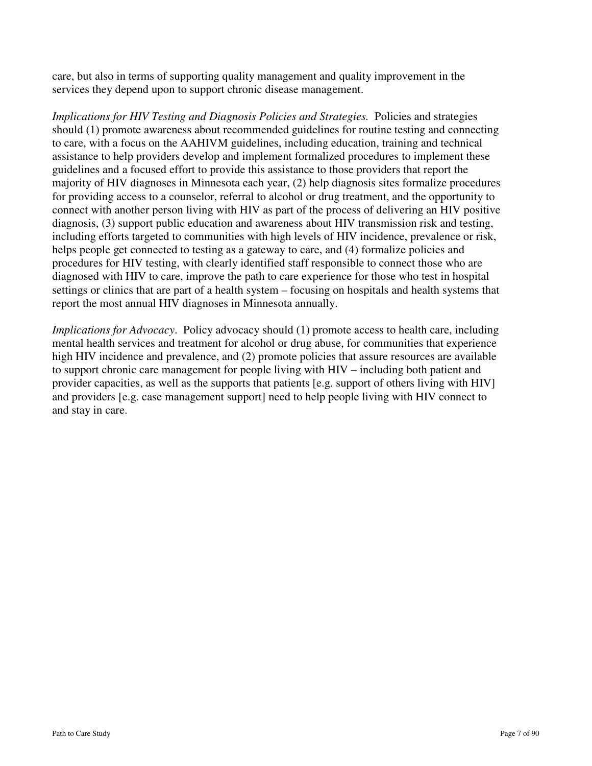care, but also in terms of supporting quality management and quality improvement in the services they depend upon to support chronic disease management.

*Implications for HIV Testing and Diagnosis Policies and Strategies.* Policies and strategies should (1) promote awareness about recommended guidelines for routine testing and connecting to care, with a focus on the AAHIVM guidelines, including education, training and technical assistance to help providers develop and implement formalized procedures to implement these guidelines and a focused effort to provide this assistance to those providers that report the majority of HIV diagnoses in Minnesota each year, (2) help diagnosis sites formalize procedures for providing access to a counselor, referral to alcohol or drug treatment, and the opportunity to connect with another person living with HIV as part of the process of delivering an HIV positive diagnosis, (3) support public education and awareness about HIV transmission risk and testing, including efforts targeted to communities with high levels of HIV incidence, prevalence or risk, helps people get connected to testing as a gateway to care, and (4) formalize policies and procedures for HIV testing, with clearly identified staff responsible to connect those who are diagnosed with HIV to care, improve the path to care experience for those who test in hospital settings or clinics that are part of a health system – focusing on hospitals and health systems that report the most annual HIV diagnoses in Minnesota annually.

*Implications for Advocacy*. Policy advocacy should (1) promote access to health care, including mental health services and treatment for alcohol or drug abuse, for communities that experience high HIV incidence and prevalence, and (2) promote policies that assure resources are available to support chronic care management for people living with HIV – including both patient and provider capacities, as well as the supports that patients [e.g. support of others living with HIV] and providers [e.g. case management support] need to help people living with HIV connect to and stay in care.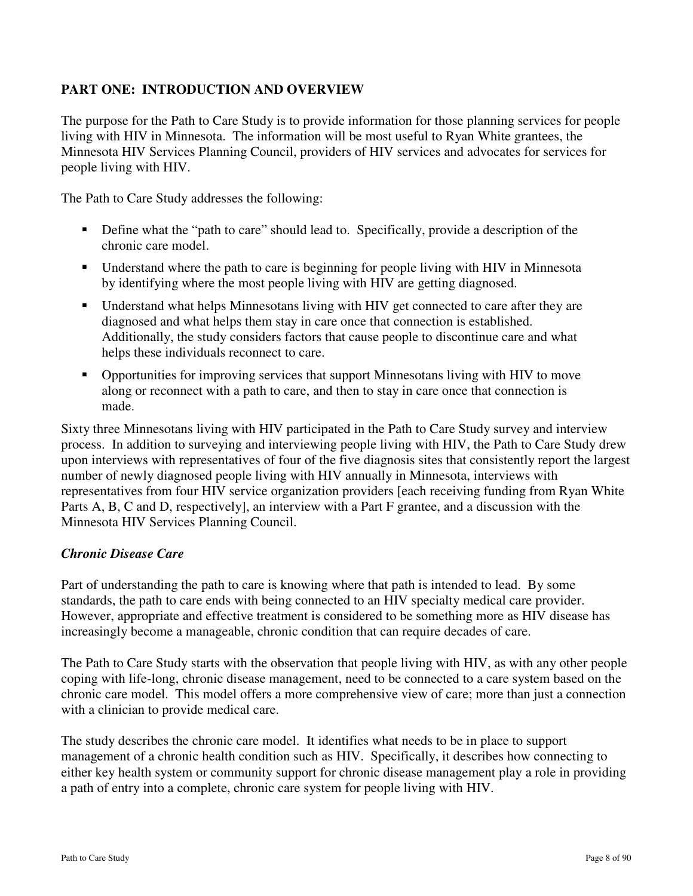## PART ONE: INTRODUCTION AND OVERVIEW

The purpose for the Path to Care Study is to provide information for those planning services for people living with HIV in Minnesota. The information will be most useful to Ryan White grantees, the Minnesota HIV Services Planning Council, providers of HIV services and advocates for services for people living with HIV.

The Path to Care Study addresses the following:

- Define what the "path to care" should lead to. Specifically, provide a description of the chronic care model.
- Understand where the path to care is beginning for people living with HIV in Minnesota by identifying where the most people living with HIV are getting diagnosed.
- Understand what helps Minnesotans living with HIV get connected to care after they are diagnosed and what helps them stay in care once that connection is established. Additionally, the study considers factors that cause people to discontinue care and what helps these individuals reconnect to care.
- Opportunities for improving services that support Minnesotans living with HIV to move along or reconnect with a path to care, and then to stay in care once that connection is made.

Sixty three Minnesotans living with HIV participated in the Path to Care Study survey and interview process. In addition to surveying and interviewing people living with HIV, the Path to Care Study drew upon interviews with representatives of four of the five diagnosis sites that consistently report the largest number of newly diagnosed people living with HIV annually in Minnesota, interviews with representatives from four HIV service organization providers [each receiving funding from Ryan White Parts A, B, C and D, respectively], an interview with a Part F grantee, and a discussion with the Minnesota HIV Services Planning Council.

### *Chronic Disease Care*

Part of understanding the path to care is knowing where that path is intended to lead. By some standards, the path to care ends with being connected to an HIV specialty medical care provider. However, appropriate and effective treatment is considered to be something more as HIV disease has increasingly become a manageable, chronic condition that can require decades of care.

The Path to Care Study starts with the observation that people living with HIV, as with any other people coping with life-long, chronic disease management, need to be connected to a care system based on the chronic care model. This model offers a more comprehensive view of care; more than just a connection with a clinician to provide medical care.

The study describes the chronic care model. It identifies what needs to be in place to support management of a chronic health condition such as HIV. Specifically, it describes how connecting to either key health system or community support for chronic disease management play a role in providing a path of entry into a complete, chronic care system for people living with HIV.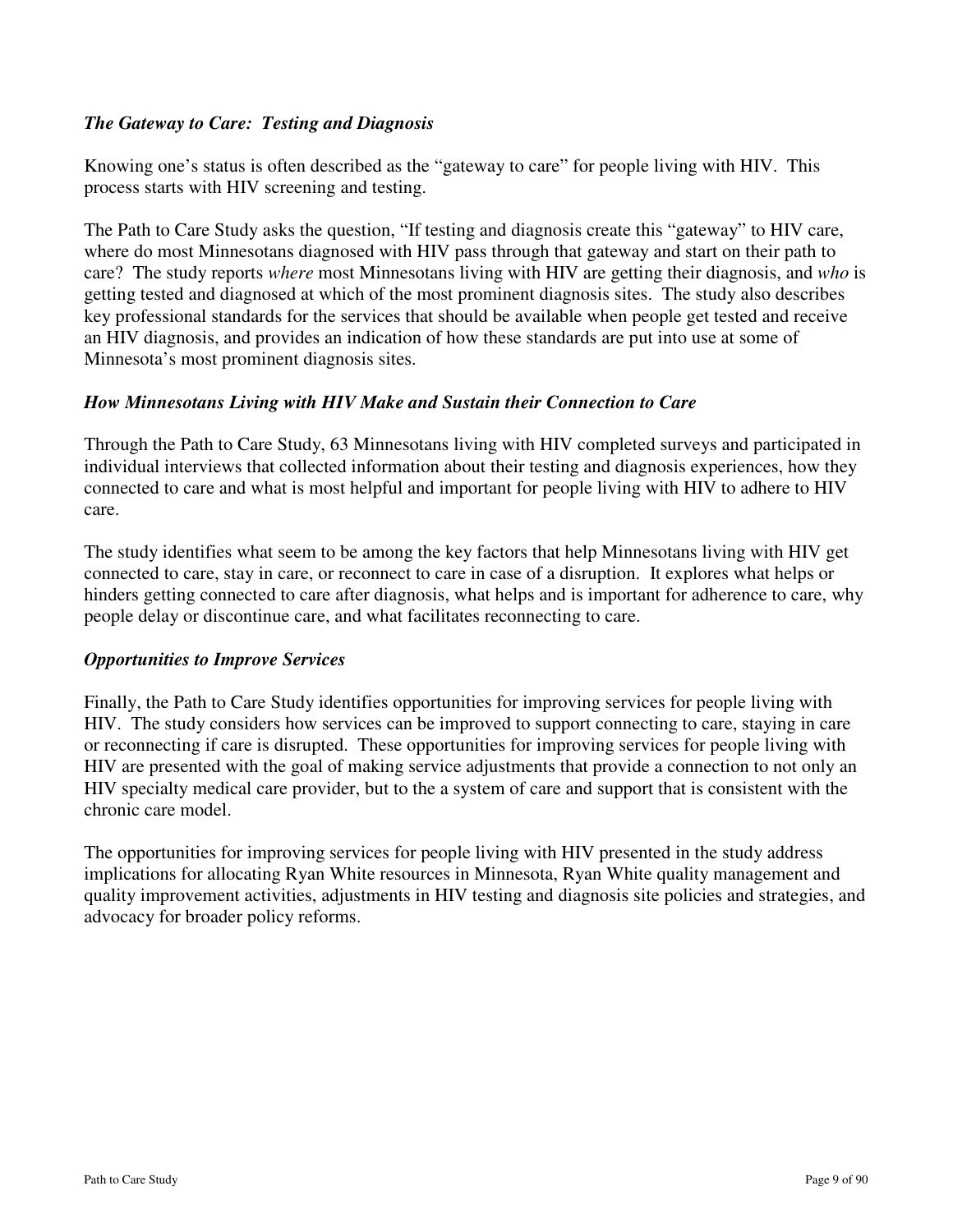### *The Gateway to Care: Testing and Diagnosis*

Knowing one's status is often described as the "gateway to care" for people living with HIV. This process starts with HIV screening and testing.

The Path to Care Study asks the question, "If testing and diagnosis create this "gateway" to HIV care, where do most Minnesotans diagnosed with HIV pass through that gateway and start on their path to care? The study reports *where* most Minnesotans living with HIV are getting their diagnosis, and *who* is getting tested and diagnosed at which of the most prominent diagnosis sites. The study also describes key professional standards for the services that should be available when people get tested and receive an HIV diagnosis, and provides an indication of how these standards are put into use at some of Minnesota's most prominent diagnosis sites.

### *How Minnesotans Living with HIV Make and Sustain their Connection to Care*

Through the Path to Care Study, 63 Minnesotans living with HIV completed surveys and participated in individual interviews that collected information about their testing and diagnosis experiences, how they connected to care and what is most helpful and important for people living with HIV to adhere to HIV care.

The study identifies what seem to be among the key factors that help Minnesotans living with HIV get connected to care, stay in care, or reconnect to care in case of a disruption. It explores what helps or hinders getting connected to care after diagnosis, what helps and is important for adherence to care, why people delay or discontinue care, and what facilitates reconnecting to care.

### *Opportunities to Improve Services*

Finally, the Path to Care Study identifies opportunities for improving services for people living with HIV. The study considers how services can be improved to support connecting to care, staying in care or reconnecting if care is disrupted. These opportunities for improving services for people living with HIV are presented with the goal of making service adjustments that provide a connection to not only an HIV specialty medical care provider, but to the a system of care and support that is consistent with the chronic care model.

The opportunities for improving services for people living with HIV presented in the study address implications for allocating Ryan White resources in Minnesota, Ryan White quality management and quality improvement activities, adjustments in HIV testing and diagnosis site policies and strategies, and advocacy for broader policy reforms.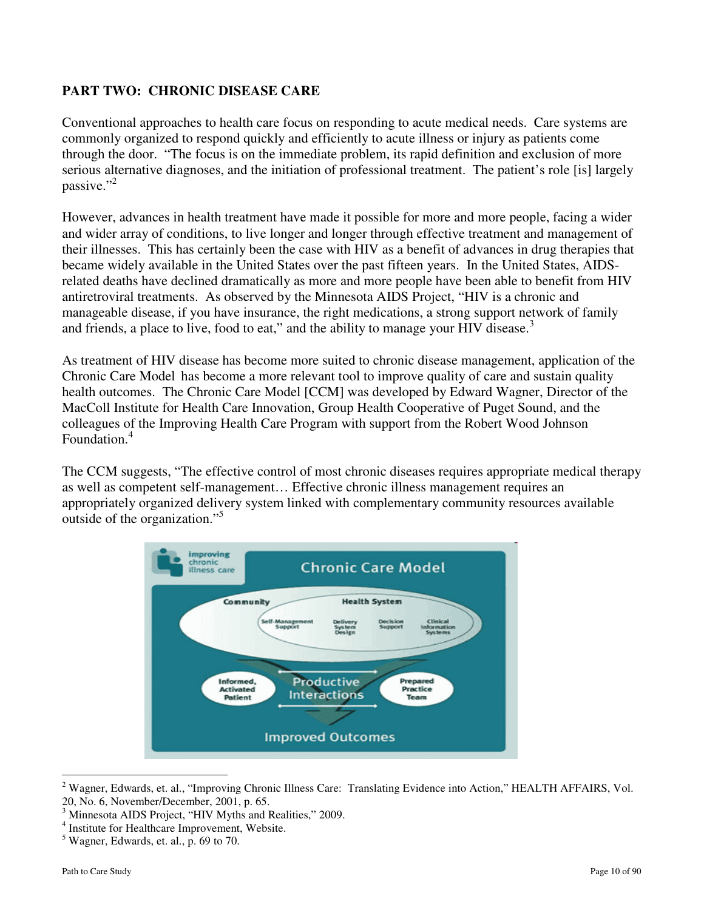## PART TWO: CHRONIC DISEASE CARE

Conventional approaches to health care focus on responding to acute medical needs. Care systems are commonly organized to respond quickly and efficiently to acute illness or injury as patients come through the door. "The focus is on the immediate problem, its rapid definition and exclusion of more serious alternative diagnoses, and the initiation of professional treatment. The patient's role [is] largely passive."[2]

However, advances in health treatment have made it possible for more and more people, facing a wider and wider array of conditions, to live longer and longer through effective treatment and management of their illnesses. This has certainly been the case with HIV as a benefit of advances in drug therapies that became widely available in the United States over the past fifteen years. In the United States, AIDS-related deaths have declined dramatically as more and more people have been able to benefit from HIV antiretroviral treatments. As observed by the Minnesota AIDS Project, "HIV is a chronic and manageable disease, if you have insurance, the right medications, a strong support network of family and friends, a place to live, food to eat," and the ability to manage your HIV disease.[3]

As treatment of HIV disease has become more suited to chronic disease management, application of the Chronic Care Model has become a more relevant tool to improve quality of care and sustain quality health outcomes. The Chronic Care Model [CCM] was developed by Edward Wagner, Director of the MacColl Institute for Health Care Innovation, Group Health Cooperative of Puget Sound, and the colleagues of the Improving Health Care Program with support from the Robert Wood Johnson Foundation.[4]

The CCM suggests, "The effective control of most chronic diseases requires appropriate medical therapy as well as competent self-management… Effective chronic illness management requires an appropriately organized delivery system linked with complementary community resources available outside of the organization."[5]

Improving chronic illness care

Chronic Care Model

Community — Health System — Self-Management Support — Delivery System Design — Decision Support — Clinical Information Systems

Informed, Activated Patient — Productive Interactions — Prepared Practice Team

Improved Outcomes

---

[2] Wagner, Edwards, et. al., "Improving Chronic Illness Care: Translating Evidence into Action," HEALTH AFFAIRS, Vol. 20, No. 6, November/December, 2001, p. 65.

[3] Minnesota AIDS Project, "HIV Myths and Realities," 2009.

[4] Institute for Healthcare Improvement, Website.

[5] Wagner, Edwards, et. al., p. 69 to 70.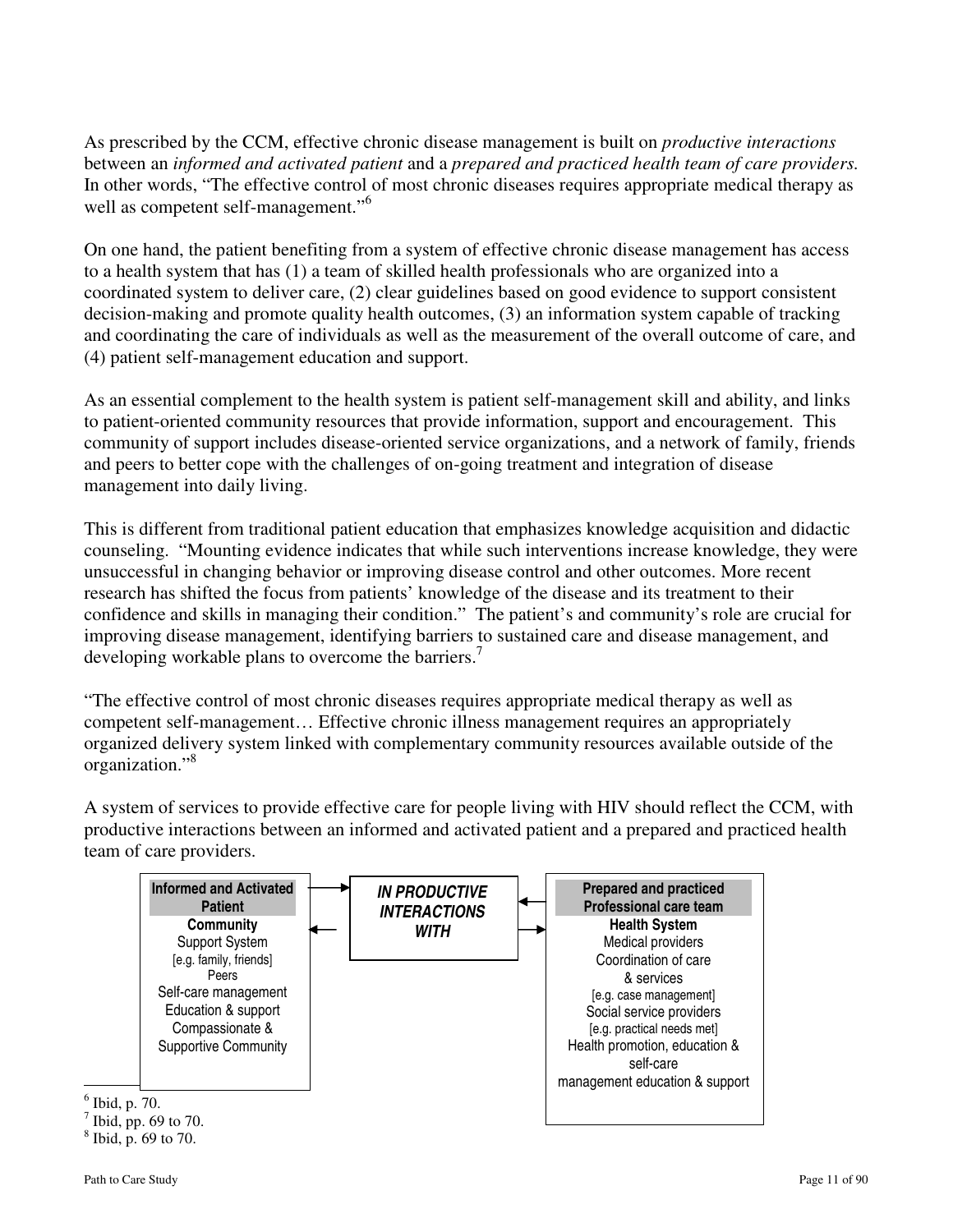As prescribed by the CCM, effective chronic disease management is built on *productive interactions* between an *informed and activated patient* and a *prepared and practiced health team of care providers.* In other words, "The effective control of most chronic diseases requires appropriate medical therapy as well as competent self-management."[6]

On one hand, the patient benefiting from a system of effective chronic disease management has access to a health system that has (1) a team of skilled health professionals who are organized into a coordinated system to deliver care, (2) clear guidelines based on good evidence to support consistent decision-making and promote quality health outcomes, (3) an information system capable of tracking and coordinating the care of individuals as well as the measurement of the overall outcome of care, and (4) patient self-management education and support.

As an essential complement to the health system is patient self-management skill and ability, and links to patient-oriented community resources that provide information, support and encouragement. This community of support includes disease-oriented service organizations, and a network of family, friends and peers to better cope with the challenges of on-going treatment and integration of disease management into daily living.

This is different from traditional patient education that emphasizes knowledge acquisition and didactic counseling. "Mounting evidence indicates that while such interventions increase knowledge, they were unsuccessful in changing behavior or improving disease control and other outcomes. More recent research has shifted the focus from patients' knowledge of the disease and its treatment to their confidence and skills in managing their condition." The patient's and community's role are crucial for improving disease management, identifying barriers to sustained care and disease management, and developing workable plans to overcome the barriers.[7]

"The effective control of most chronic diseases requires appropriate medical therapy as well as competent self-management… Effective chronic illness management requires an appropriately organized delivery system linked with complementary community resources available outside of the organization."[8]

A system of services to provide effective care for people living with HIV should reflect the CCM, with productive interactions between an informed and activated patient and a prepared and practiced health team of care providers.

| **Informed and Activated Patient** | | **Prepared and practiced Professional care team** |
|---|---|---|
| **Community**<br>Support System<br>[e.g. family, friends]<br>Peers<br>Self-care management<br>Education & support<br>Compassionate &<br>Supportive Community | ⇄ ***IN PRODUCTIVE INTERACTIONS WITH*** ⇄ | **Health System**<br>Medical providers<br>Coordination of care<br>& services<br>[e.g. case management]<br>Social service providers<br>[e.g. practical needs met]<br>Health promotion, education &<br>self-care<br>management education & support |

[6] Ibid, p. 70.
[7] Ibid, pp. 69 to 70.
[8] Ibid, p. 69 to 70.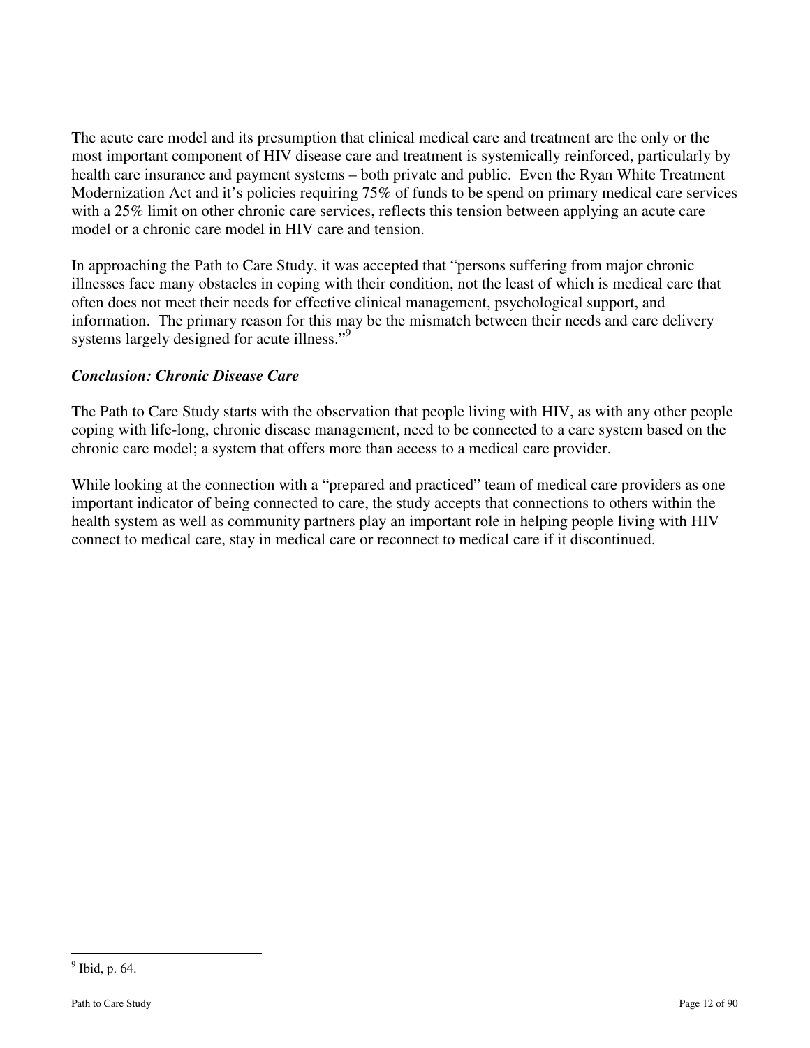The acute care model and its presumption that clinical medical care and treatment are the only or the most important component of HIV disease care and treatment is systemically reinforced, particularly by health care insurance and payment systems – both private and public. Even the Ryan White Treatment Modernization Act and it's policies requiring 75% of funds to be spend on primary medical care services with a 25% limit on other chronic care services, reflects this tension between applying an acute care model or a chronic care model in HIV care and tension.

In approaching the Path to Care Study, it was accepted that "persons suffering from major chronic illnesses face many obstacles in coping with their condition, not the least of which is medical care that often does not meet their needs for effective clinical management, psychological support, and information. The primary reason for this may be the mismatch between their needs and care delivery systems largely designed for acute illness."[9]

***Conclusion: Chronic Disease Care***

The Path to Care Study starts with the observation that people living with HIV, as with any other people coping with life-long, chronic disease management, need to be connected to a care system based on the chronic care model; a system that offers more than access to a medical care provider.

While looking at the connection with a "prepared and practiced" team of medical care providers as one important indicator of being connected to care, the study accepts that connections to others within the health system as well as community partners play an important role in helping people living with HIV connect to medical care, stay in medical care or reconnect to medical care if it discontinued.

---

[9] Ibid, p. 64.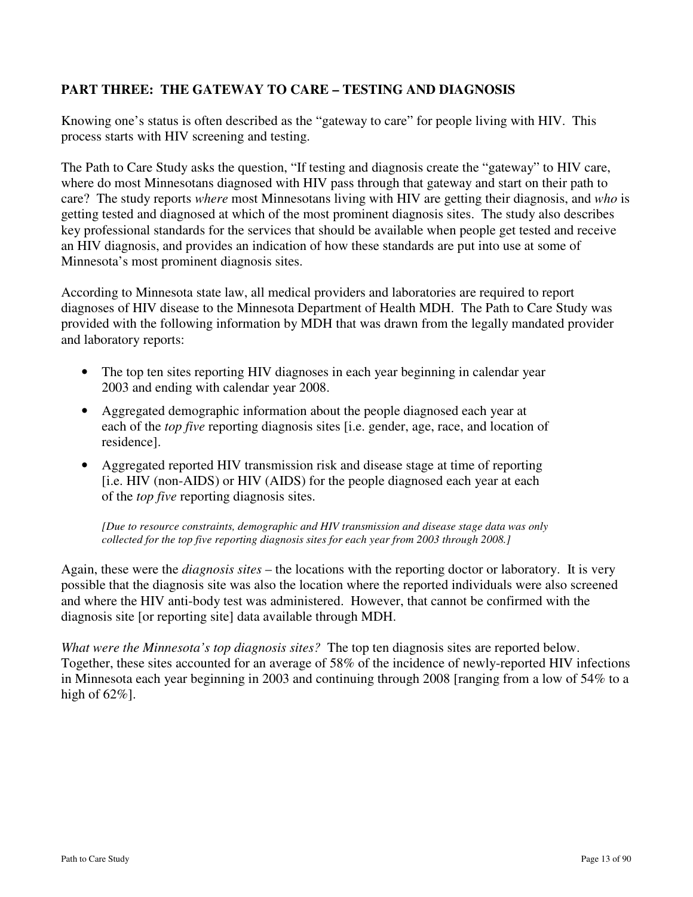## PART THREE: THE GATEWAY TO CARE – TESTING AND DIAGNOSIS

Knowing one's status is often described as the "gateway to care" for people living with HIV. This process starts with HIV screening and testing.

The Path to Care Study asks the question, "If testing and diagnosis create the "gateway" to HIV care, where do most Minnesotans diagnosed with HIV pass through that gateway and start on their path to care? The study reports *where* most Minnesotans living with HIV are getting their diagnosis, and *who* is getting tested and diagnosed at which of the most prominent diagnosis sites. The study also describes key professional standards for the services that should be available when people get tested and receive an HIV diagnosis, and provides an indication of how these standards are put into use at some of Minnesota's most prominent diagnosis sites.

According to Minnesota state law, all medical providers and laboratories are required to report diagnoses of HIV disease to the Minnesota Department of Health MDH. The Path to Care Study was provided with the following information by MDH that was drawn from the legally mandated provider and laboratory reports:

- The top ten sites reporting HIV diagnoses in each year beginning in calendar year 2003 and ending with calendar year 2008.
- Aggregated demographic information about the people diagnosed each year at each of the *top five* reporting diagnosis sites [i.e. gender, age, race, and location of residence].
- Aggregated reported HIV transmission risk and disease stage at time of reporting [i.e. HIV (non-AIDS) or HIV (AIDS) for the people diagnosed each year at each of the *top five* reporting diagnosis sites.

*[Due to resource constraints, demographic and HIV transmission and disease stage data was only collected for the top five reporting diagnosis sites for each year from 2003 through 2008.]*

Again, these were the *diagnosis sites* – the locations with the reporting doctor or laboratory. It is very possible that the diagnosis site was also the location where the reported individuals were also screened and where the HIV anti-body test was administered. However, that cannot be confirmed with the diagnosis site [or reporting site] data available through MDH.

*What were the Minnesota's top diagnosis sites?* The top ten diagnosis sites are reported below. Together, these sites accounted for an average of 58% of the incidence of newly-reported HIV infections in Minnesota each year beginning in 2003 and continuing through 2008 [ranging from a low of 54% to a high of 62%].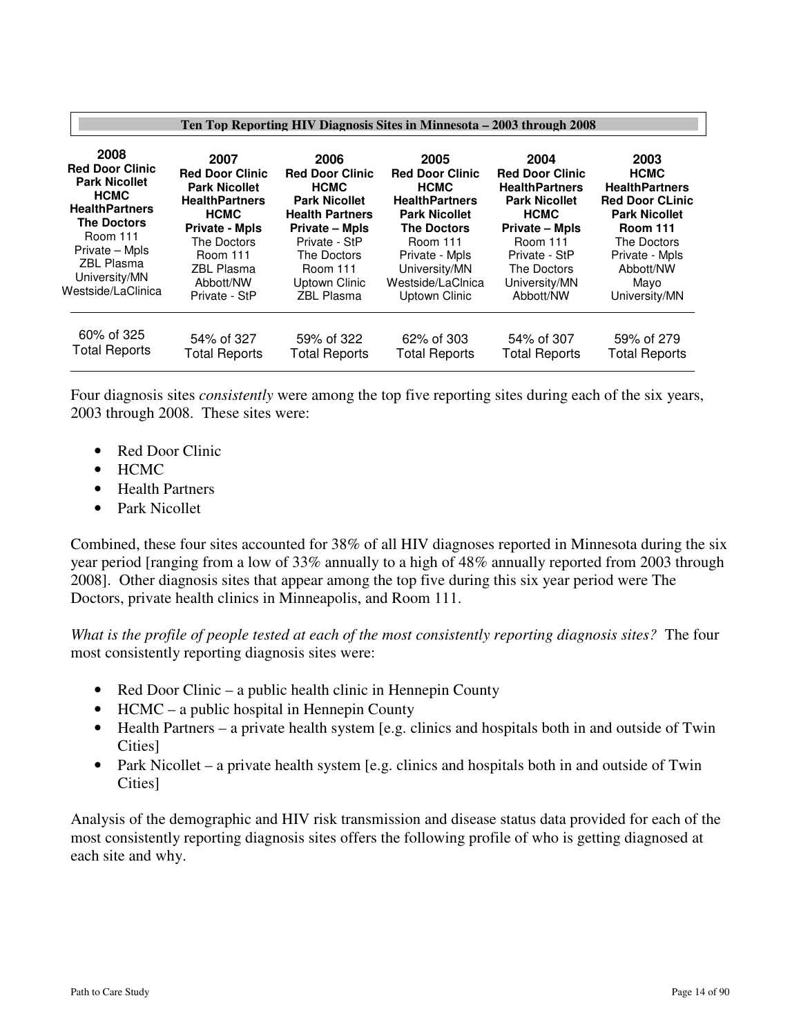**Ten Top Reporting HIV Diagnosis Sites in Minnesota – 2003 through 2008**

| 2008 | 2007 | 2006 | 2005 | 2004 | 2003 |
|---|---|---|---|---|---|
| **Red Door Clinic** | **Red Door Clinic** | **Red Door Clinic** | **Red Door Clinic** | **Red Door Clinic** | **HCMC** |
| **Park Nicollet** | **Park Nicollet** | **HCMC** | **HCMC** | **HealthPartners** | **HealthPartners** |
| **HCMC** | **HealthPartners** | **Park Nicollet** | **HealthPartners** | **Park Nicollet** | **Red Door CLinic** |
| **HealthPartners** | **HCMC** | **Health Partners** | **Park Nicollet** | **HCMC** | **Park Nicollet** |
| **The Doctors** | **Private - Mpls** | **Private – Mpls** | **The Doctors** | **Private – Mpls** | **Room 111** |
| Room 111 | The Doctors | Private - StP | Room 111 | Room 111 | The Doctors |
| Private – Mpls | Room 111 | The Doctors | Private - Mpls | Private - StP | Private - Mpls |
| ZBL Plasma | ZBL Plasma | Room 111 | University/MN | The Doctors | Abbott/NW |
| University/MN | Abbott/NW | Uptown Clinic | Westside/LaClnica | University/MN | Mayo |
| Westside/LaClinica | Private - StP | ZBL Plasma | Uptown Clinic | Abbott/NW | University/MN |
| 60% of 325 Total Reports | 54% of 327 Total Reports | 59% of 322 Total Reports | 62% of 303 Total Reports | 54% of 307 Total Reports | 59% of 279 Total Reports |

Four diagnosis sites *consistently* were among the top five reporting sites during each of the six years, 2003 through 2008. These sites were:

- Red Door Clinic
- HCMC
- Health Partners
- Park Nicollet

Combined, these four sites accounted for 38% of all HIV diagnoses reported in Minnesota during the six year period [ranging from a low of 33% annually to a high of 48% annually reported from 2003 through 2008]. Other diagnosis sites that appear among the top five during this six year period were The Doctors, private health clinics in Minneapolis, and Room 111.

*What is the profile of people tested at each of the most consistently reporting diagnosis sites?* The four most consistently reporting diagnosis sites were:

- Red Door Clinic – a public health clinic in Hennepin County
- HCMC – a public hospital in Hennepin County
- Health Partners – a private health system [e.g. clinics and hospitals both in and outside of Twin Cities]
- Park Nicollet – a private health system [e.g. clinics and hospitals both in and outside of Twin Cities]

Analysis of the demographic and HIV risk transmission and disease status data provided for each of the most consistently reporting diagnosis sites offers the following profile of who is getting diagnosed at each site and why.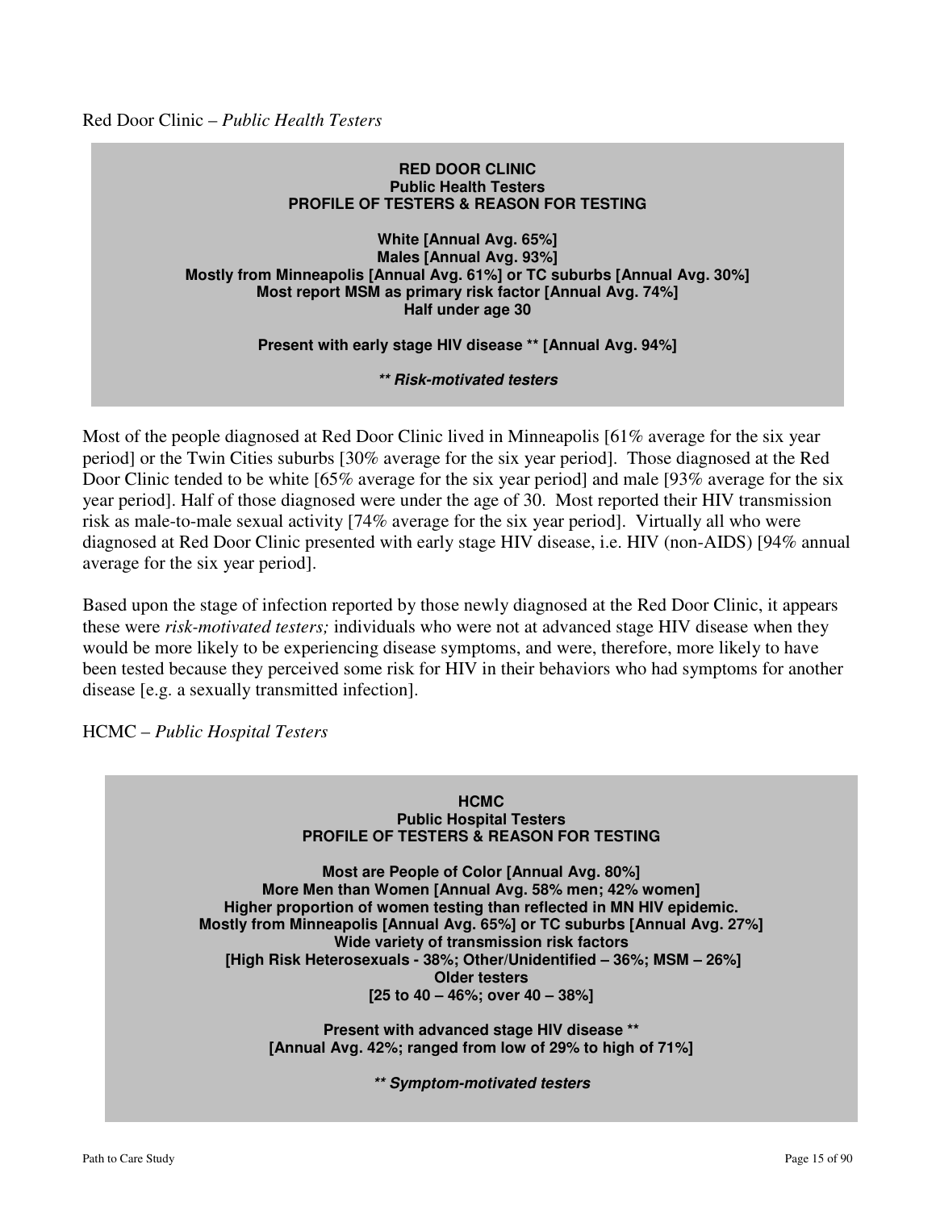Red Door Clinic – *Public Health Testers*

> **RED DOOR CLINIC**
> **Public Health Testers**
> **PROFILE OF TESTERS & REASON FOR TESTING**
>
> **White [Annual Avg. 65%]**
> **Males [Annual Avg. 93%]**
> **Mostly from Minneapolis [Annual Avg. 61%] or TC suburbs [Annual Avg. 30%]**
> **Most report MSM as primary risk factor [Annual Avg. 74%]**
> **Half under age 30**
>
> **Present with early stage HIV disease ** [Annual Avg. 94%]**
>
> ***** Risk-motivated testers***

Most of the people diagnosed at Red Door Clinic lived in Minneapolis [61% average for the six year period] or the Twin Cities suburbs [30% average for the six year period]. Those diagnosed at the Red Door Clinic tended to be white [65% average for the six year period] and male [93% average for the six year period]. Half of those diagnosed were under the age of 30. Most reported their HIV transmission risk as male-to-male sexual activity [74% average for the six year period]. Virtually all who were diagnosed at Red Door Clinic presented with early stage HIV disease, i.e. HIV (non-AIDS) [94% annual average for the six year period].

Based upon the stage of infection reported by those newly diagnosed at the Red Door Clinic, it appears these were *risk-motivated testers;* individuals who were not at advanced stage HIV disease when they would be more likely to be experiencing disease symptoms, and were, therefore, more likely to have been tested because they perceived some risk for HIV in their behaviors who had symptoms for another disease [e.g. a sexually transmitted infection].

HCMC – *Public Hospital Testers*

> **HCMC**
> **Public Hospital Testers**
> **PROFILE OF TESTERS & REASON FOR TESTING**
>
> **Most are People of Color [Annual Avg. 80%]**
> **More Men than Women [Annual Avg. 58% men; 42% women]**
> **Higher proportion of women testing than reflected in MN HIV epidemic.**
> **Mostly from Minneapolis [Annual Avg. 65%] or TC suburbs [Annual Avg. 27%]**
> **Wide variety of transmission risk factors**
> **[High Risk Heterosexuals - 38%; Other/Unidentified – 36%; MSM – 26%]**
> **Older testers**
> **[25 to 40 – 46%; over 40 – 38%]**
>
> **Present with advanced stage HIV disease ****
> **[Annual Avg. 42%; ranged from low of 29% to high of 71%]**
>
> ***** Symptom-motivated testers***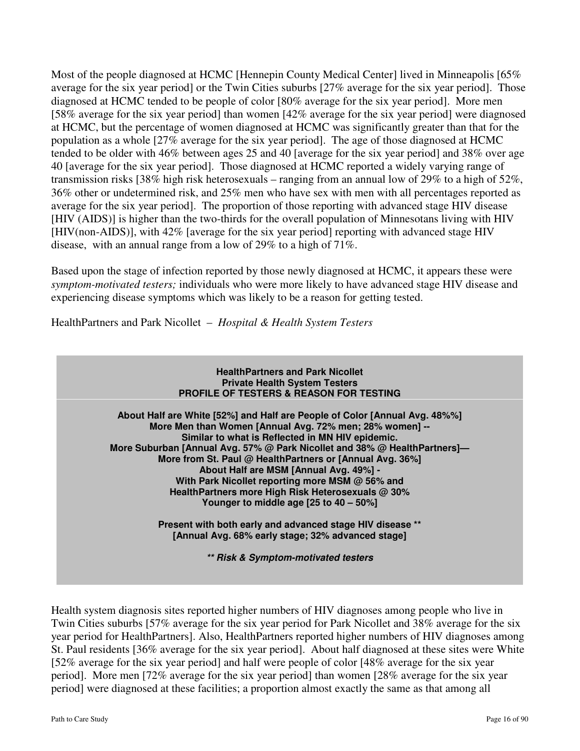Most of the people diagnosed at HCMC [Hennepin County Medical Center] lived in Minneapolis [65% average for the six year period] or the Twin Cities suburbs [27% average for the six year period]. Those diagnosed at HCMC tended to be people of color [80% average for the six year period]. More men [58% average for the six year period] than women [42% average for the six year period] were diagnosed at HCMC, but the percentage of women diagnosed at HCMC was significantly greater than that for the population as a whole [27% average for the six year period]. The age of those diagnosed at HCMC tended to be older with 46% between ages 25 and 40 [average for the six year period] and 38% over age 40 [average for the six year period]. Those diagnosed at HCMC reported a widely varying range of transmission risks [38% high risk heterosexuals – ranging from an annual low of 29% to a high of 52%, 36% other or undetermined risk, and 25% men who have sex with men with all percentages reported as average for the six year period]. The proportion of those reporting with advanced stage HIV disease [HIV (AIDS)] is higher than the two-thirds for the overall population of Minnesotans living with HIV [HIV(non-AIDS)], with 42% [average for the six year period] reporting with advanced stage HIV disease, with an annual range from a low of 29% to a high of 71%.

Based upon the stage of infection reported by those newly diagnosed at HCMC, it appears these were *symptom-motivated testers;* individuals who were more likely to have advanced stage HIV disease and experiencing disease symptoms which was likely to be a reason for getting tested.

HealthPartners and Park Nicollet – *Hospital & Health System Testers*

**HealthPartners and Park Nicollet**
**Private Health System Testers**
**PROFILE OF TESTERS & REASON FOR TESTING**

**About Half are White [52%] and Half are People of Color [Annual Avg. 48%%]**
**More Men than Women [Annual Avg. 72% men; 28% women] --**
**Similar to what is Reflected in MN HIV epidemic.**
**More Suburban [Annual Avg. 57% @ Park Nicollet and 38% @ HealthPartners]—**
**More from St. Paul @ HealthPartners or [Annual Avg. 36%]**
**About Half are MSM [Annual Avg. 49%] -**
**With Park Nicollet reporting more MSM @ 56% and**
**HealthPartners more High Risk Heterosexuals @ 30%**
**Younger to middle age [25 to 40 – 50%]**

**Present with both early and advanced stage HIV disease \*\***
**[Annual Avg. 68% early stage; 32% advanced stage]**

***\*\* Risk & Symptom-motivated testers***

Health system diagnosis sites reported higher numbers of HIV diagnoses among people who live in Twin Cities suburbs [57% average for the six year period for Park Nicollet and 38% average for the six year period for HealthPartners]. Also, HealthPartners reported higher numbers of HIV diagnoses among St. Paul residents [36% average for the six year period]. About half diagnosed at these sites were White [52% average for the six year period] and half were people of color [48% average for the six year period]. More men [72% average for the six year period] than women [28% average for the six year period] were diagnosed at these facilities; a proportion almost exactly the same as that among all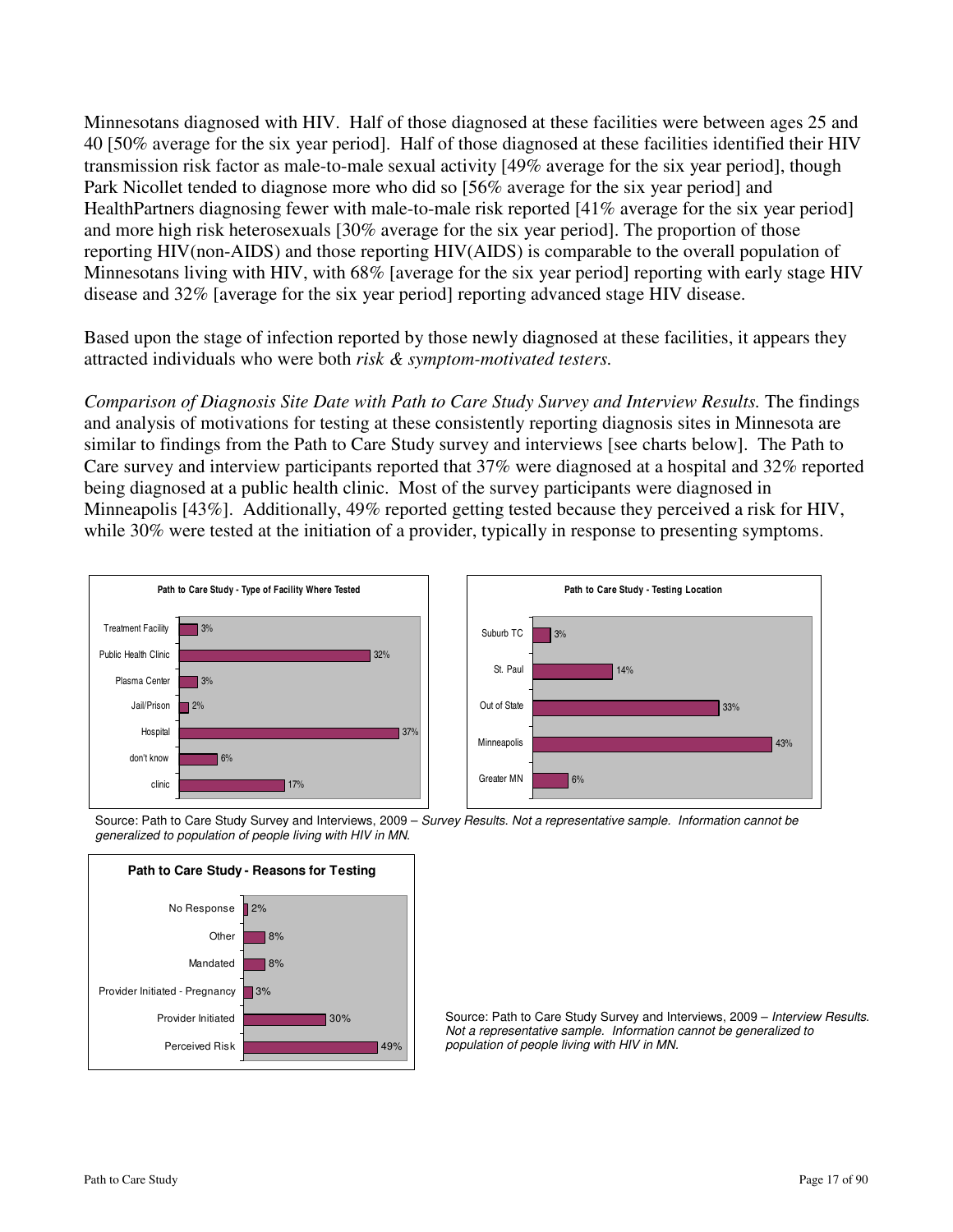Minnesotans diagnosed with HIV. Half of those diagnosed at these facilities were between ages 25 and 40 [50% average for the six year period]. Half of those diagnosed at these facilities identified their HIV transmission risk factor as male-to-male sexual activity [49% average for the six year period], though Park Nicollet tended to diagnose more who did so [56% average for the six year period] and HealthPartners diagnosing fewer with male-to-male risk reported [41% average for the six year period] and more high risk heterosexuals [30% average for the six year period]. The proportion of those reporting HIV(non-AIDS) and those reporting HIV(AIDS) is comparable to the overall population of Minnesotans living with HIV, with 68% [average for the six year period] reporting with early stage HIV disease and 32% [average for the six year period] reporting advanced stage HIV disease.

Based upon the stage of infection reported by those newly diagnosed at these facilities, it appears they attracted individuals who were both *risk & symptom-motivated testers.*

*Comparison of Diagnosis Site Date with Path to Care Study Survey and Interview Results.* The findings and analysis of motivations for testing at these consistently reporting diagnosis sites in Minnesota are similar to findings from the Path to Care Study survey and interviews [see charts below]. The Path to Care survey and interview participants reported that 37% were diagnosed at a hospital and 32% reported being diagnosed at a public health clinic. Most of the survey participants were diagnosed in Minneapolis [43%]. Additionally, 49% reported getting tested because they perceived a risk for HIV, while 30% were tested at the initiation of a provider, typically in response to presenting symptoms.

**Path to Care Study - Type of Facility Where Tested**

| Type of Facility | Percent |
|---|---|
| Treatment Facility | 3% |
| Public Health Clinic | 32% |
| Plasma Center | 3% |
| Jail/Prison | 2% |
| Hospital | 37% |
| don't know | 6% |
| clinic | 17% |

**Path to Care Study - Testing Location**

| Location | Percent |
|---|---|
| Suburb TC | 3% |
| St. Paul | 14% |
| Out of State | 33% |
| Minneapolis | 43% |
| Greater MN | 6% |

Source: Path to Care Study Survey and Interviews, 2009 – *Survey Results. Not a representative sample. Information cannot be generalized to population of people living with HIV in MN.*

**Path to Care Study - Reasons for Testing**

| Reason | Percent |
|---|---|
| No Response | 2% |
| Other | 8% |
| Mandated | 8% |
| Provider Initiated - Pregnancy | 3% |
| Provider Initiated | 30% |
| Perceived Risk | 49% |

Source: Path to Care Study Survey and Interviews, 2009 – *Interview Results. Not a representative sample. Information cannot be generalized to population of people living with HIV in MN.*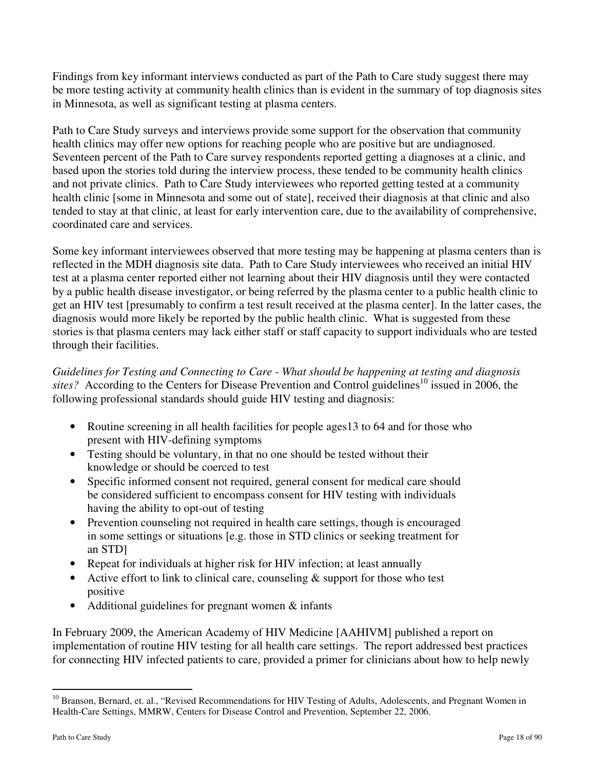Findings from key informant interviews conducted as part of the Path to Care study suggest there may be more testing activity at community health clinics than is evident in the summary of top diagnosis sites in Minnesota, as well as significant testing at plasma centers.

Path to Care Study surveys and interviews provide some support for the observation that community health clinics may offer new options for reaching people who are positive but are undiagnosed. Seventeen percent of the Path to Care survey respondents reported getting a diagnoses at a clinic, and based upon the stories told during the interview process, these tended to be community health clinics and not private clinics. Path to Care Study interviewees who reported getting tested at a community health clinic [some in Minnesota and some out of state], received their diagnosis at that clinic and also tended to stay at that clinic, at least for early intervention care, due to the availability of comprehensive, coordinated care and services.

Some key informant interviewees observed that more testing may be happening at plasma centers than is reflected in the MDH diagnosis site data. Path to Care Study interviewees who received an initial HIV test at a plasma center reported either not learning about their HIV diagnosis until they were contacted by a public health disease investigator, or being referred by the plasma center to a public health clinic to get an HIV test [presumably to confirm a test result received at the plasma center]. In the latter cases, the diagnosis would more likely be reported by the public health clinic. What is suggested from these stories is that plasma centers may lack either staff or staff capacity to support individuals who are tested through their facilities.

*Guidelines for Testing and Connecting to Care - What should be happening at testing and diagnosis sites?* According to the Centers for Disease Prevention and Control guidelines[10] issued in 2006, the following professional standards should guide HIV testing and diagnosis:

- Routine screening in all health facilities for people ages13 to 64 and for those who present with HIV-defining symptoms
- Testing should be voluntary, in that no one should be tested without their knowledge or should be coerced to test
- Specific informed consent not required, general consent for medical care should be considered sufficient to encompass consent for HIV testing with individuals having the ability to opt-out of testing
- Prevention counseling not required in health care settings, though is encouraged in some settings or situations [e.g. those in STD clinics or seeking treatment for an STD]
- Repeat for individuals at higher risk for HIV infection; at least annually
- Active effort to link to clinical care, counseling & support for those who test positive
- Additional guidelines for pregnant women & infants

In February 2009, the American Academy of HIV Medicine [AAHIVM] published a report on implementation of routine HIV testing for all health care settings. The report addressed best practices for connecting HIV infected patients to care, provided a primer for clinicians about how to help newly

[10] Branson, Bernard, et. al., "Revised Recommendations for HIV Testing of Adults, Adolescents, and Pregnant Women in Health-Care Settings, MMRW, Centers for Disease Control and Prevention, September 22, 2006.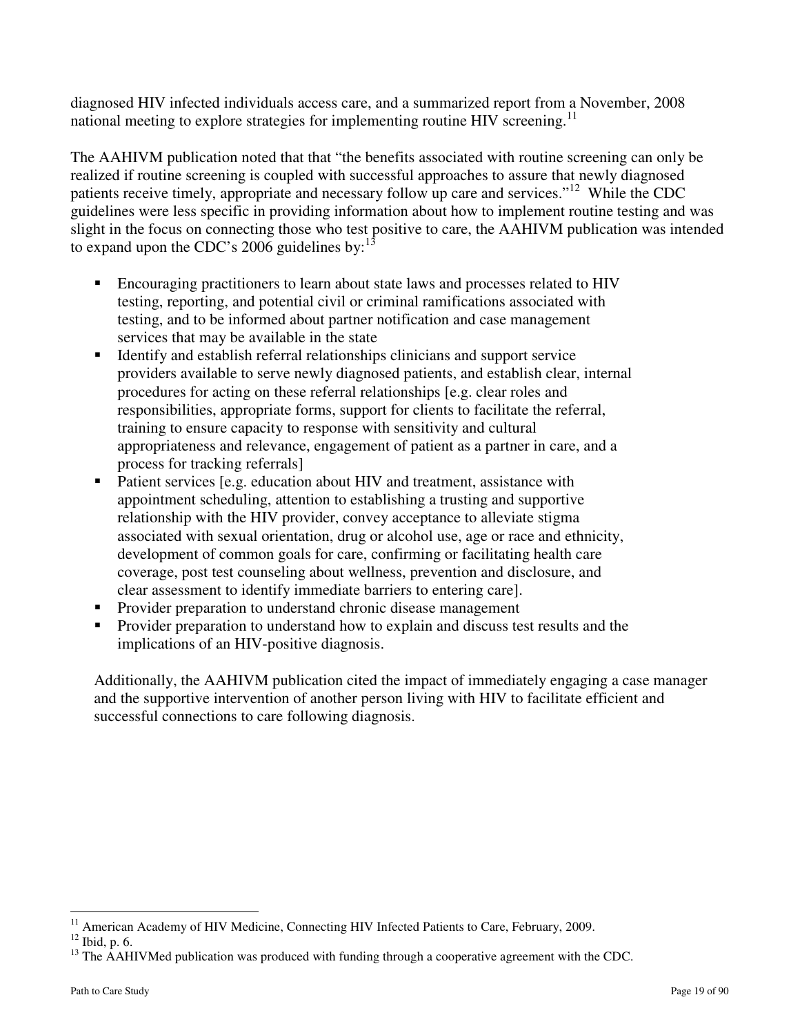diagnosed HIV infected individuals access care, and a summarized report from a November, 2008 national meeting to explore strategies for implementing routine HIV screening.[11]

The AAHIVM publication noted that that "the benefits associated with routine screening can only be realized if routine screening is coupled with successful approaches to assure that newly diagnosed patients receive timely, appropriate and necessary follow up care and services."[12] While the CDC guidelines were less specific in providing information about how to implement routine testing and was slight in the focus on connecting those who test positive to care, the AAHIVM publication was intended to expand upon the CDC's 2006 guidelines by:[13]

- Encouraging practitioners to learn about state laws and processes related to HIV testing, reporting, and potential civil or criminal ramifications associated with testing, and to be informed about partner notification and case management services that may be available in the state
- Identify and establish referral relationships clinicians and support service providers available to serve newly diagnosed patients, and establish clear, internal procedures for acting on these referral relationships [e.g. clear roles and responsibilities, appropriate forms, support for clients to facilitate the referral, training to ensure capacity to response with sensitivity and cultural appropriateness and relevance, engagement of patient as a partner in care, and a process for tracking referrals]
- Patient services [e.g. education about HIV and treatment, assistance with appointment scheduling, attention to establishing a trusting and supportive relationship with the HIV provider, convey acceptance to alleviate stigma associated with sexual orientation, drug or alcohol use, age or race and ethnicity, development of common goals for care, confirming or facilitating health care coverage, post test counseling about wellness, prevention and disclosure, and clear assessment to identify immediate barriers to entering care].
- Provider preparation to understand chronic disease management
- Provider preparation to understand how to explain and discuss test results and the implications of an HIV-positive diagnosis.

Additionally, the AAHIVM publication cited the impact of immediately engaging a case manager and the supportive intervention of another person living with HIV to facilitate efficient and successful connections to care following diagnosis.

---

[11] American Academy of HIV Medicine, Connecting HIV Infected Patients to Care, February, 2009.

[12] Ibid, p. 6.

[13] The AAHIVMed publication was produced with funding through a cooperative agreement with the CDC.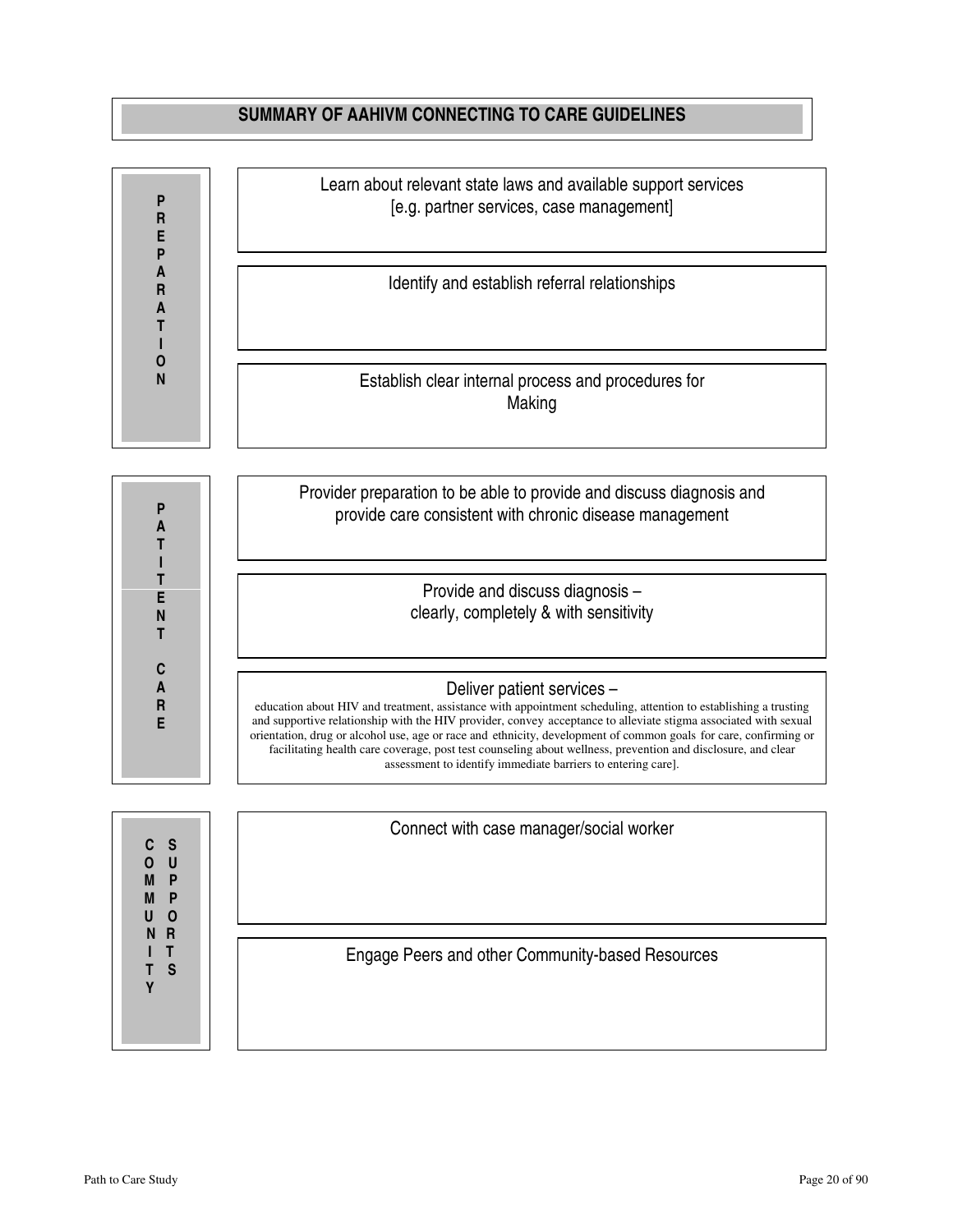## SUMMARY OF AAHIVM CONNECTING TO CARE GUIDELINES

### PREPARATION

- Learn about relevant state laws and available support services [e.g. partner services, case management]
- Identify and establish referral relationships
- Establish clear internal process and procedures for Making

### PATIENT CARE

- Provider preparation to be able to provide and discuss diagnosis and provide care consistent with chronic disease management
- Provide and discuss diagnosis – clearly, completely & with sensitivity
- Deliver patient services – education about HIV and treatment, assistance with appointment scheduling, attention to establishing a trusting and supportive relationship with the HIV provider, convey acceptance to alleviate stigma associated with sexual orientation, drug or alcohol use, age or race and ethnicity, development of common goals for care, confirming or facilitating health care coverage, post test counseling about wellness, prevention and disclosure, and clear assessment to identify immediate barriers to entering care].

### COMMUNITY SUPPORTS

- Connect with case manager/social worker
- Engage Peers and other Community-based Resources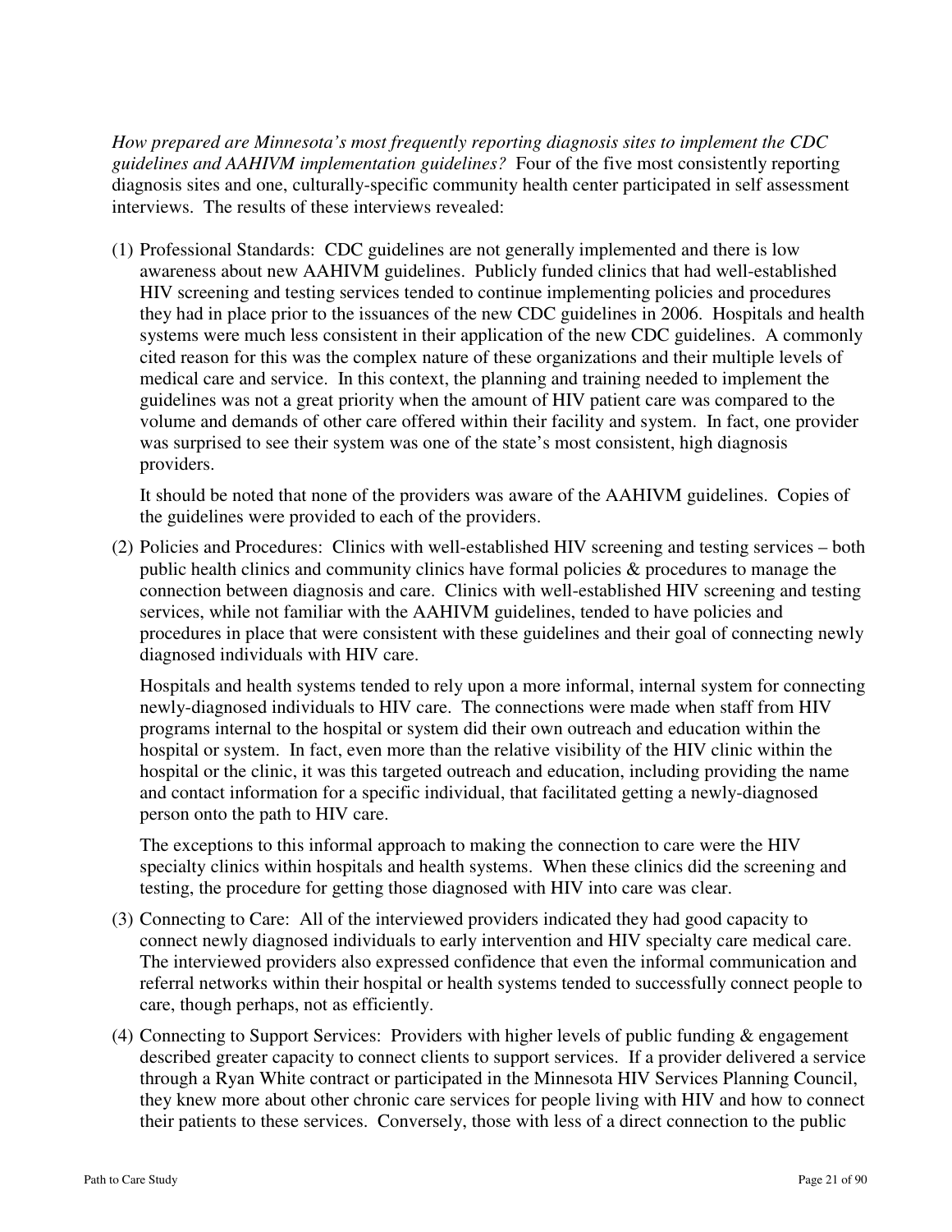*How prepared are Minnesota's most frequently reporting diagnosis sites to implement the CDC guidelines and AAHIVM implementation guidelines?* Four of the five most consistently reporting diagnosis sites and one, culturally-specific community health center participated in self assessment interviews. The results of these interviews revealed:

(1) Professional Standards: CDC guidelines are not generally implemented and there is low awareness about new AAHIVM guidelines. Publicly funded clinics that had well-established HIV screening and testing services tended to continue implementing policies and procedures they had in place prior to the issuances of the new CDC guidelines in 2006. Hospitals and health systems were much less consistent in their application of the new CDC guidelines. A commonly cited reason for this was the complex nature of these organizations and their multiple levels of medical care and service. In this context, the planning and training needed to implement the guidelines was not a great priority when the amount of HIV patient care was compared to the volume and demands of other care offered within their facility and system. In fact, one provider was surprised to see their system was one of the state's most consistent, high diagnosis providers.

    It should be noted that none of the providers was aware of the AAHIVM guidelines. Copies of the guidelines were provided to each of the providers.

(2) Policies and Procedures: Clinics with well-established HIV screening and testing services – both public health clinics and community clinics have formal policies & procedures to manage the connection between diagnosis and care. Clinics with well-established HIV screening and testing services, while not familiar with the AAHIVM guidelines, tended to have policies and procedures in place that were consistent with these guidelines and their goal of connecting newly diagnosed individuals with HIV care.

    Hospitals and health systems tended to rely upon a more informal, internal system for connecting newly-diagnosed individuals to HIV care. The connections were made when staff from HIV programs internal to the hospital or system did their own outreach and education within the hospital or system. In fact, even more than the relative visibility of the HIV clinic within the hospital or the clinic, it was this targeted outreach and education, including providing the name and contact information for a specific individual, that facilitated getting a newly-diagnosed person onto the path to HIV care.

    The exceptions to this informal approach to making the connection to care were the HIV specialty clinics within hospitals and health systems. When these clinics did the screening and testing, the procedure for getting those diagnosed with HIV into care was clear.

(3) Connecting to Care: All of the interviewed providers indicated they had good capacity to connect newly diagnosed individuals to early intervention and HIV specialty care medical care. The interviewed providers also expressed confidence that even the informal communication and referral networks within their hospital or health systems tended to successfully connect people to care, though perhaps, not as efficiently.

(4) Connecting to Support Services: Providers with higher levels of public funding & engagement described greater capacity to connect clients to support services. If a provider delivered a service through a Ryan White contract or participated in the Minnesota HIV Services Planning Council, they knew more about other chronic care services for people living with HIV and how to connect their patients to these services. Conversely, those with less of a direct connection to the public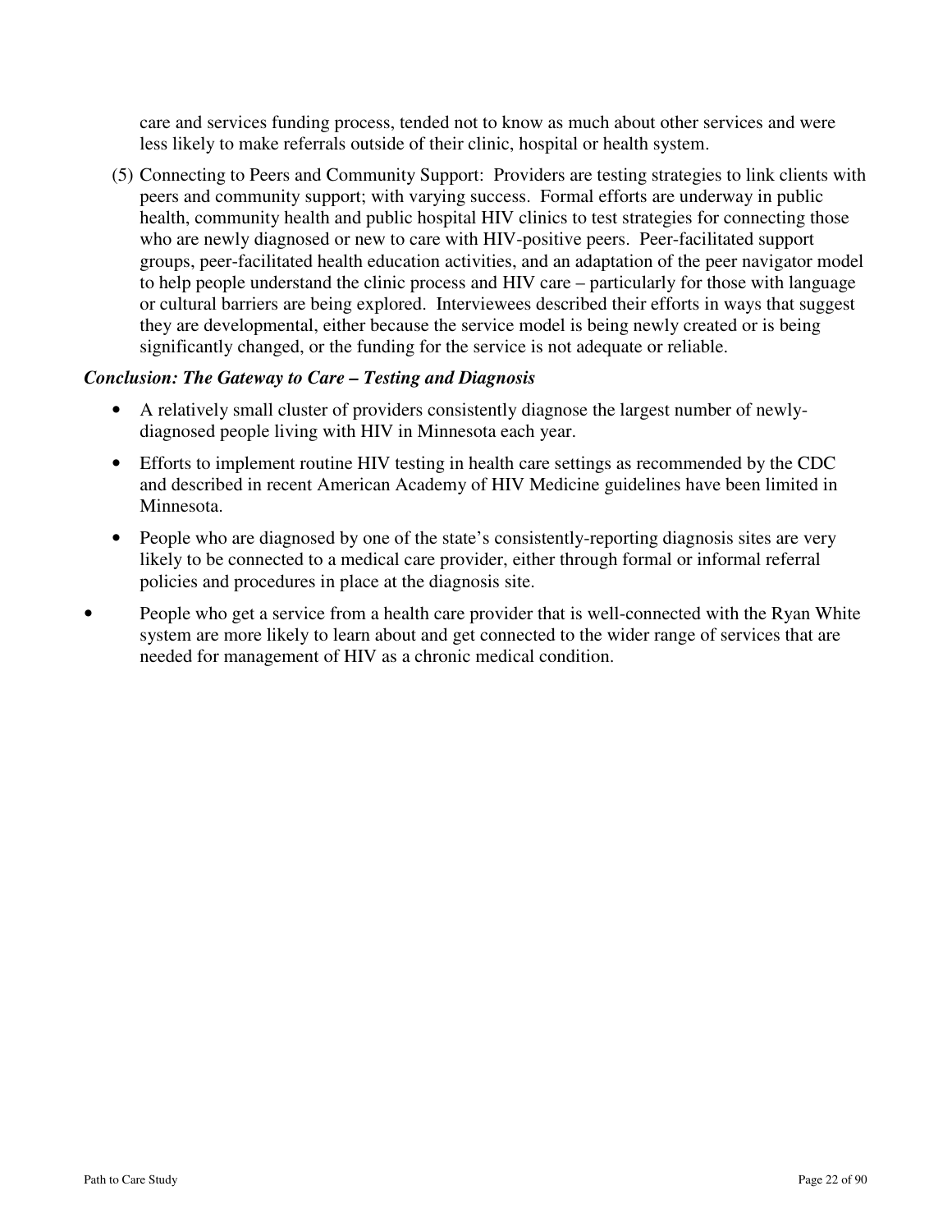care and services funding process, tended not to know as much about other services and were less likely to make referrals outside of their clinic, hospital or health system.

(5) Connecting to Peers and Community Support: Providers are testing strategies to link clients with peers and community support; with varying success. Formal efforts are underway in public health, community health and public hospital HIV clinics to test strategies for connecting those who are newly diagnosed or new to care with HIV-positive peers. Peer-facilitated support groups, peer-facilitated health education activities, and an adaptation of the peer navigator model to help people understand the clinic process and HIV care – particularly for those with language or cultural barriers are being explored. Interviewees described their efforts in ways that suggest they are developmental, either because the service model is being newly created or is being significantly changed, or the funding for the service is not adequate or reliable.

***Conclusion: The Gateway to Care – Testing and Diagnosis***

- A relatively small cluster of providers consistently diagnose the largest number of newly-diagnosed people living with HIV in Minnesota each year.
- Efforts to implement routine HIV testing in health care settings as recommended by the CDC and described in recent American Academy of HIV Medicine guidelines have been limited in Minnesota.
- People who are diagnosed by one of the state's consistently-reporting diagnosis sites are very likely to be connected to a medical care provider, either through formal or informal referral policies and procedures in place at the diagnosis site.
- People who get a service from a health care provider that is well-connected with the Ryan White system are more likely to learn about and get connected to the wider range of services that are needed for management of HIV as a chronic medical condition.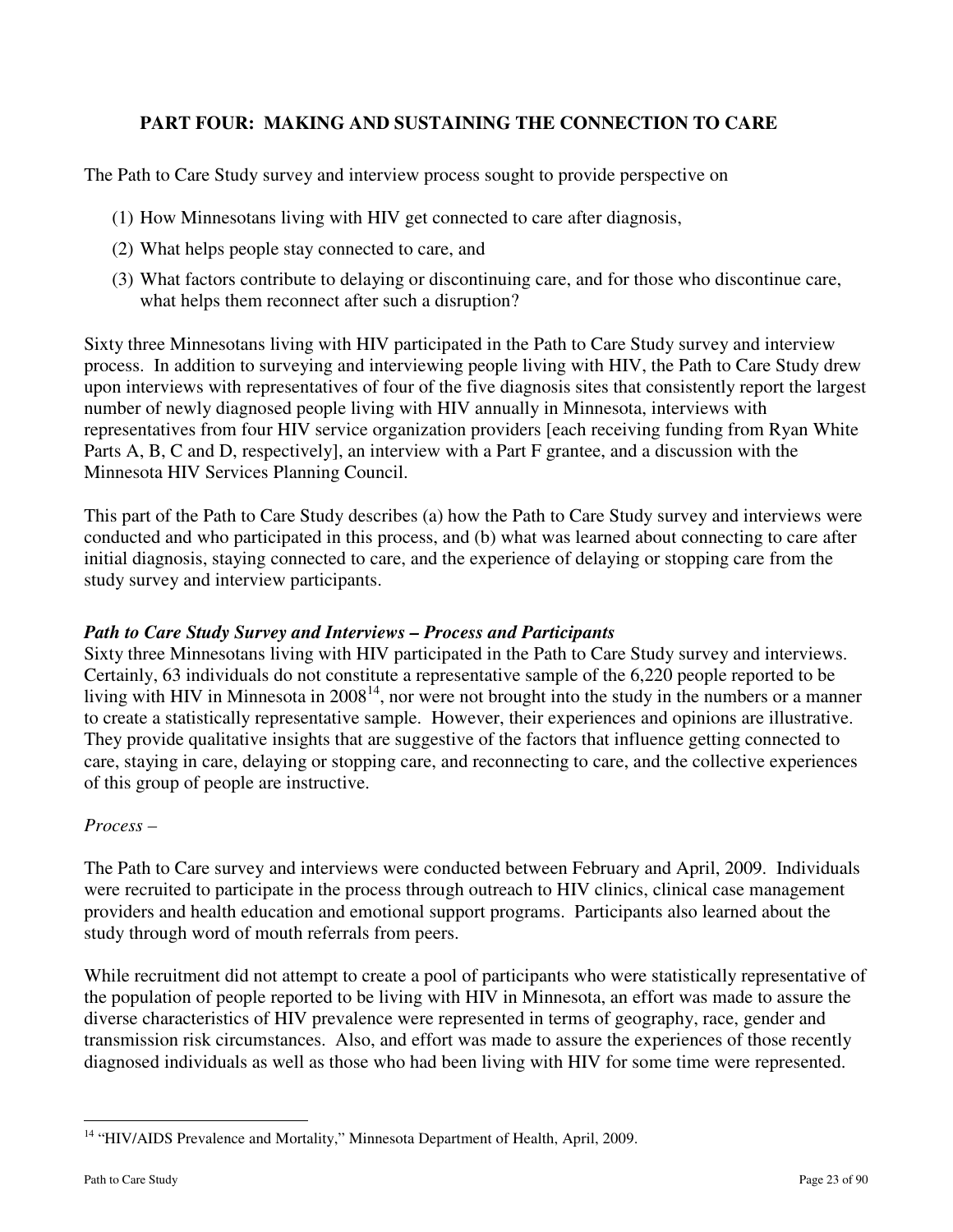## PART FOUR: MAKING AND SUSTAINING THE CONNECTION TO CARE

The Path to Care Study survey and interview process sought to provide perspective on

(1) How Minnesotans living with HIV get connected to care after diagnosis,

(2) What helps people stay connected to care, and

(3) What factors contribute to delaying or discontinuing care, and for those who discontinue care, what helps them reconnect after such a disruption?

Sixty three Minnesotans living with HIV participated in the Path to Care Study survey and interview process. In addition to surveying and interviewing people living with HIV, the Path to Care Study drew upon interviews with representatives of four of the five diagnosis sites that consistently report the largest number of newly diagnosed people living with HIV annually in Minnesota, interviews with representatives from four HIV service organization providers [each receiving funding from Ryan White Parts A, B, C and D, respectively], an interview with a Part F grantee, and a discussion with the Minnesota HIV Services Planning Council.

This part of the Path to Care Study describes (a) how the Path to Care Study survey and interviews were conducted and who participated in this process, and (b) what was learned about connecting to care after initial diagnosis, staying connected to care, and the experience of delaying or stopping care from the study survey and interview participants.

### *Path to Care Study Survey and Interviews – Process and Participants*

Sixty three Minnesotans living with HIV participated in the Path to Care Study survey and interviews. Certainly, 63 individuals do not constitute a representative sample of the 6,220 people reported to be living with HIV in Minnesota in 2008[14], nor were not brought into the study in the numbers or a manner to create a statistically representative sample. However, their experiences and opinions are illustrative. They provide qualitative insights that are suggestive of the factors that influence getting connected to care, staying in care, delaying or stopping care, and reconnecting to care, and the collective experiences of this group of people are instructive.

*Process –*

The Path to Care survey and interviews were conducted between February and April, 2009. Individuals were recruited to participate in the process through outreach to HIV clinics, clinical case management providers and health education and emotional support programs. Participants also learned about the study through word of mouth referrals from peers.

While recruitment did not attempt to create a pool of participants who were statistically representative of the population of people reported to be living with HIV in Minnesota, an effort was made to assure the diverse characteristics of HIV prevalence were represented in terms of geography, race, gender and transmission risk circumstances. Also, and effort was made to assure the experiences of those recently diagnosed individuals as well as those who had been living with HIV for some time were represented.

---

[14] "HIV/AIDS Prevalence and Mortality," Minnesota Department of Health, April, 2009.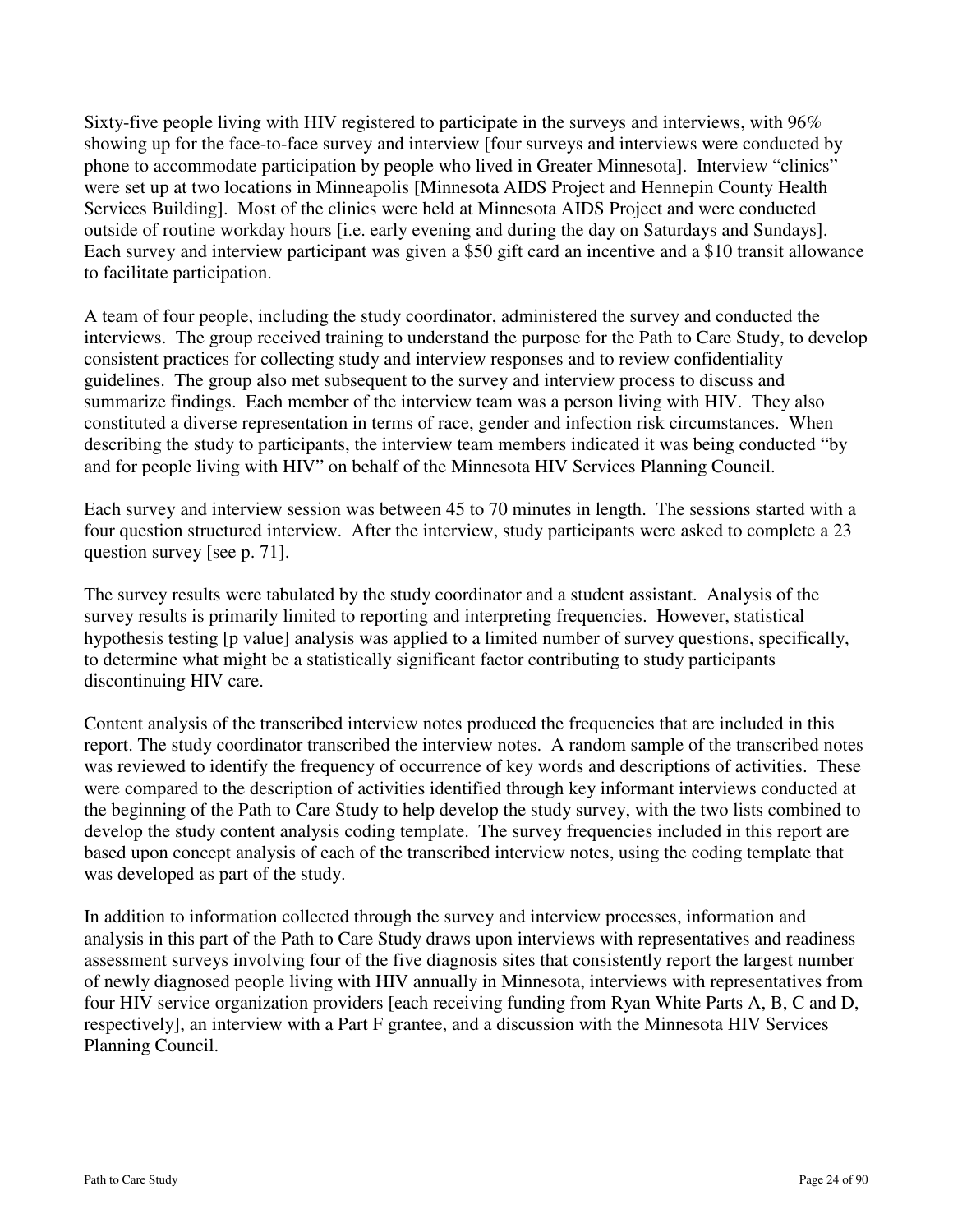Sixty-five people living with HIV registered to participate in the surveys and interviews, with 96% showing up for the face-to-face survey and interview [four surveys and interviews were conducted by phone to accommodate participation by people who lived in Greater Minnesota]. Interview "clinics" were set up at two locations in Minneapolis [Minnesota AIDS Project and Hennepin County Health Services Building]. Most of the clinics were held at Minnesota AIDS Project and were conducted outside of routine workday hours [i.e. early evening and during the day on Saturdays and Sundays]. Each survey and interview participant was given a $50 gift card an incentive and a $10 transit allowance to facilitate participation.

A team of four people, including the study coordinator, administered the survey and conducted the interviews. The group received training to understand the purpose for the Path to Care Study, to develop consistent practices for collecting study and interview responses and to review confidentiality guidelines. The group also met subsequent to the survey and interview process to discuss and summarize findings. Each member of the interview team was a person living with HIV. They also constituted a diverse representation in terms of race, gender and infection risk circumstances. When describing the study to participants, the interview team members indicated it was being conducted "by and for people living with HIV" on behalf of the Minnesota HIV Services Planning Council.

Each survey and interview session was between 45 to 70 minutes in length. The sessions started with a four question structured interview. After the interview, study participants were asked to complete a 23 question survey [see p. 71].

The survey results were tabulated by the study coordinator and a student assistant. Analysis of the survey results is primarily limited to reporting and interpreting frequencies. However, statistical hypothesis testing [p value] analysis was applied to a limited number of survey questions, specifically, to determine what might be a statistically significant factor contributing to study participants discontinuing HIV care.

Content analysis of the transcribed interview notes produced the frequencies that are included in this report. The study coordinator transcribed the interview notes. A random sample of the transcribed notes was reviewed to identify the frequency of occurrence of key words and descriptions of activities. These were compared to the description of activities identified through key informant interviews conducted at the beginning of the Path to Care Study to help develop the study survey, with the two lists combined to develop the study content analysis coding template. The survey frequencies included in this report are based upon concept analysis of each of the transcribed interview notes, using the coding template that was developed as part of the study.

In addition to information collected through the survey and interview processes, information and analysis in this part of the Path to Care Study draws upon interviews with representatives and readiness assessment surveys involving four of the five diagnosis sites that consistently report the largest number of newly diagnosed people living with HIV annually in Minnesota, interviews with representatives from four HIV service organization providers [each receiving funding from Ryan White Parts A, B, C and D, respectively], an interview with a Part F grantee, and a discussion with the Minnesota HIV Services Planning Council.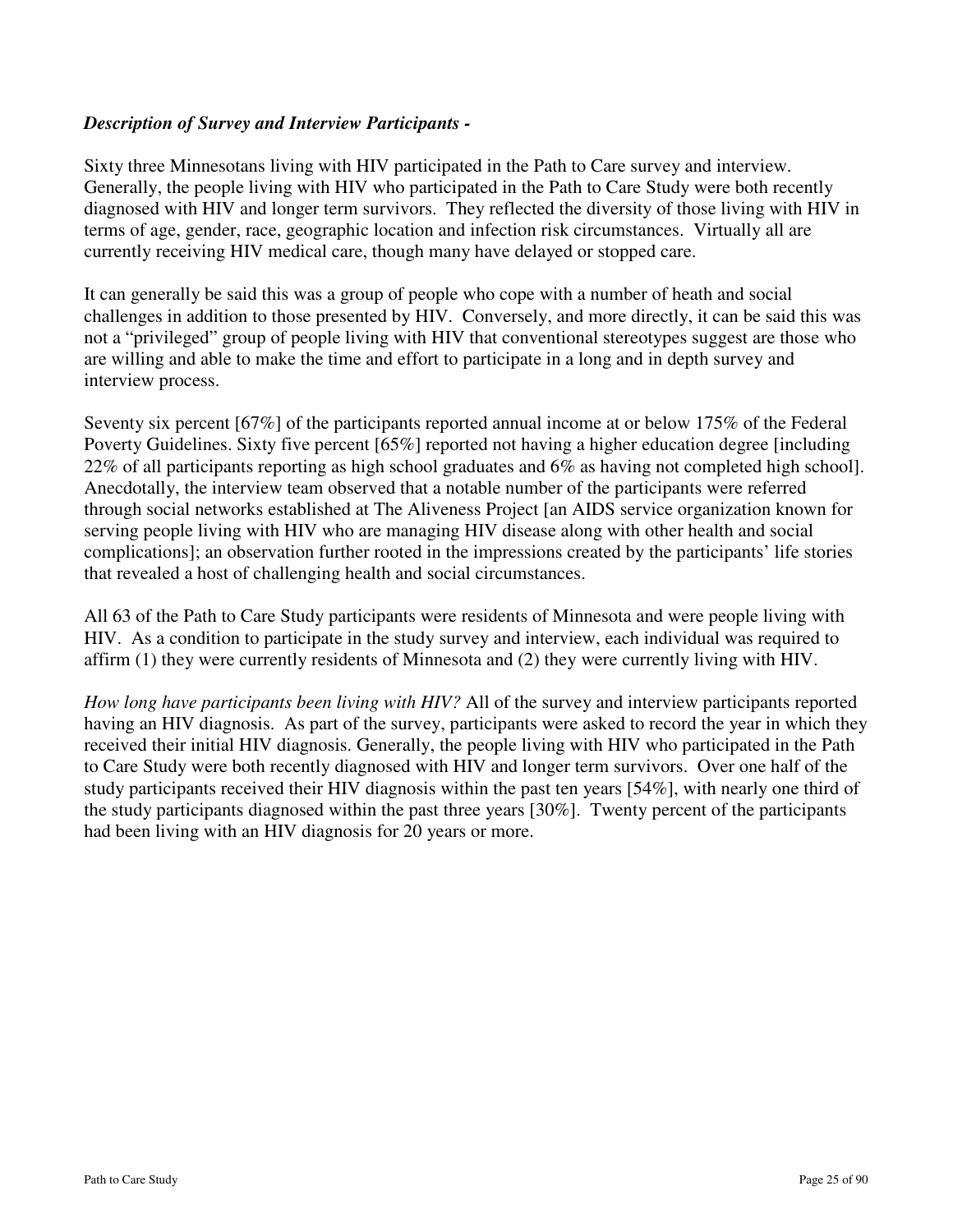***Description of Survey and Interview Participants -***

Sixty three Minnesotans living with HIV participated in the Path to Care survey and interview. Generally, the people living with HIV who participated in the Path to Care Study were both recently diagnosed with HIV and longer term survivors. They reflected the diversity of those living with HIV in terms of age, gender, race, geographic location and infection risk circumstances. Virtually all are currently receiving HIV medical care, though many have delayed or stopped care.

It can generally be said this was a group of people who cope with a number of heath and social challenges in addition to those presented by HIV. Conversely, and more directly, it can be said this was not a "privileged" group of people living with HIV that conventional stereotypes suggest are those who are willing and able to make the time and effort to participate in a long and in depth survey and interview process.

Seventy six percent [67%] of the participants reported annual income at or below 175% of the Federal Poverty Guidelines. Sixty five percent [65%] reported not having a higher education degree [including 22% of all participants reporting as high school graduates and 6% as having not completed high school]. Anecdotally, the interview team observed that a notable number of the participants were referred through social networks established at The Aliveness Project [an AIDS service organization known for serving people living with HIV who are managing HIV disease along with other health and social complications]; an observation further rooted in the impressions created by the participants' life stories that revealed a host of challenging health and social circumstances.

All 63 of the Path to Care Study participants were residents of Minnesota and were people living with HIV. As a condition to participate in the study survey and interview, each individual was required to affirm (1) they were currently residents of Minnesota and (2) they were currently living with HIV.

*How long have participants been living with HIV?* All of the survey and interview participants reported having an HIV diagnosis. As part of the survey, participants were asked to record the year in which they received their initial HIV diagnosis. Generally, the people living with HIV who participated in the Path to Care Study were both recently diagnosed with HIV and longer term survivors. Over one half of the study participants received their HIV diagnosis within the past ten years [54%], with nearly one third of the study participants diagnosed within the past three years [30%]. Twenty percent of the participants had been living with an HIV diagnosis for 20 years or more.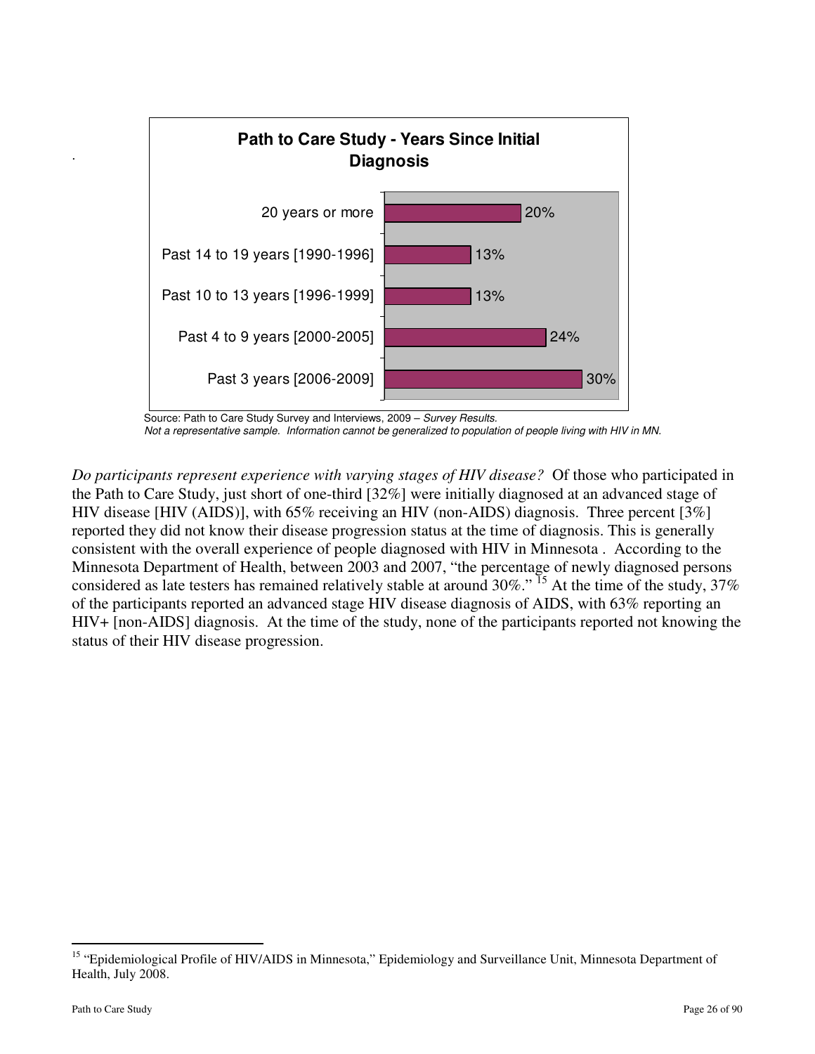**Path to Care Study - Years Since Initial Diagnosis**

| Years Since Initial Diagnosis | Percent |
| --- | --- |
| 20 years or more | 20% |
| Past 14 to 19 years [1990-1996] | 13% |
| Past 10 to 13 years [1996-1999] | 13% |
| Past 4 to 9 years [2000-2005] | 24% |
| Past 3 years [2006-2009] | 30% |

Source: Path to Care Study Survey and Interviews, 2009 – *Survey Results.*
*Not a representative sample. Information cannot be generalized to population of people living with HIV in MN.*

*Do participants represent experience with varying stages of HIV disease?* Of those who participated in the Path to Care Study, just short of one-third [32%] were initially diagnosed at an advanced stage of HIV disease [HIV (AIDS)], with 65% receiving an HIV (non-AIDS) diagnosis. Three percent [3%] reported they did not know their disease progression status at the time of diagnosis. This is generally consistent with the overall experience of people diagnosed with HIV in Minnesota . According to the Minnesota Department of Health, between 2003 and 2007, "the percentage of newly diagnosed persons considered as late testers has remained relatively stable at around 30%." [15] At the time of the study, 37% of the participants reported an advanced stage HIV disease diagnosis of AIDS, with 63% reporting an HIV+ [non-AIDS] diagnosis. At the time of the study, none of the participants reported not knowing the status of their HIV disease progression.

---

[15] "Epidemiological Profile of HIV/AIDS in Minnesota," Epidemiology and Surveillance Unit, Minnesota Department of Health, July 2008.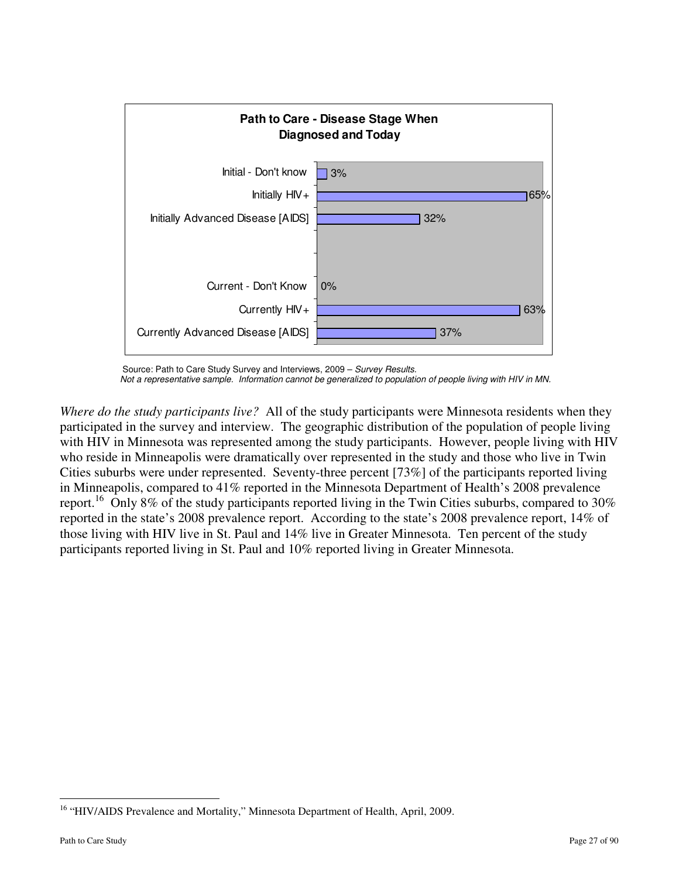**Path to Care - Disease Stage When Diagnosed and Today**

| Category | Percent |
|---|---|
| Initial - Don't know | 3% |
| Initially HIV+ | 65% |
| Initially Advanced Disease [AIDS] | 32% |
| Current - Don't Know | 0% |
| Currently HIV+ | 63% |
| Currently Advanced Disease [AIDS] | 37% |

Source: Path to Care Study Survey and Interviews, 2009 – *Survey Results.*
*Not a representative sample. Information cannot be generalized to population of people living with HIV in MN.*

*Where do the study participants live?* All of the study participants were Minnesota residents when they participated in the survey and interview. The geographic distribution of the population of people living with HIV in Minnesota was represented among the study participants. However, people living with HIV who reside in Minneapolis were dramatically over represented in the study and those who live in Twin Cities suburbs were under represented. Seventy-three percent [73%] of the participants reported living in Minneapolis, compared to 41% reported in the Minnesota Department of Health's 2008 prevalence report.[16] Only 8% of the study participants reported living in the Twin Cities suburbs, compared to 30% reported in the state's 2008 prevalence report. According to the state's 2008 prevalence report, 14% of those living with HIV live in St. Paul and 14% live in Greater Minnesota. Ten percent of the study participants reported living in St. Paul and 10% reported living in Greater Minnesota.

[16] "HIV/AIDS Prevalence and Mortality," Minnesota Department of Health, April, 2009.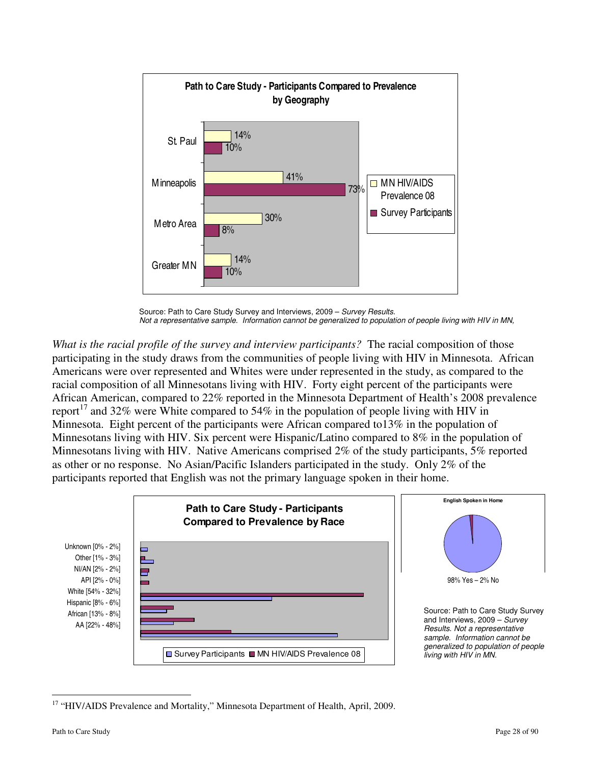**Path to Care Study - Participants Compared to Prevalence by Geography**

| | MN HIV/AIDS Prevalence 08 | Survey Participants |
|---|---|---|
| St. Paul | 14% | 10% |
| Minneapolis | 41% | 73% |
| Metro Area | 30% | 8% |
| Greater MN | 14% | 10% |

Source: Path to Care Study Survey and Interviews, 2009 – *Survey Results. Not a representative sample. Information cannot be generalized to population of people living with HIV in MN,*

*What is the racial profile of the survey and interview participants?* The racial composition of those participating in the study draws from the communities of people living with HIV in Minnesota. African Americans were over represented and Whites were under represented in the study, as compared to the racial composition of all Minnesotans living with HIV. Forty eight percent of the participants were African American, compared to 22% reported in the Minnesota Department of Health's 2008 prevalence report[17] and 32% were White compared to 54% in the population of people living with HIV in Minnesota. Eight percent of the participants were African compared to13% in the population of Minnesotans living with HIV. Six percent were Hispanic/Latino compared to 8% in the population of Minnesotans living with HIV. Native Americans comprised 2% of the study participants, 5% reported as other or no response. No Asian/Pacific Islanders participated in the study. Only 2% of the participants reported that English was not the primary language spoken in their home.

**Path to Care Study - Participants Compared to Prevalence by Race**

Unknown [0% - 2%]
Other [1% - 3%]
NI/AN [2% - 2%]
API [2% - 0%]
White [54% - 32%]
Hispanic [8% - 6%]
African [13% - 8%]
AA [22% - 48%]

Survey Participants / MN HIV/AIDS Prevalence 08

**English Spoken in Home**

98% Yes – 2% No

Source: Path to Care Study Survey and Interviews, 2009 – *Survey Results. Not a representative sample. Information cannot be generalized to population of people living with HIV in MN.*

[17] "HIV/AIDS Prevalence and Mortality," Minnesota Department of Health, April, 2009.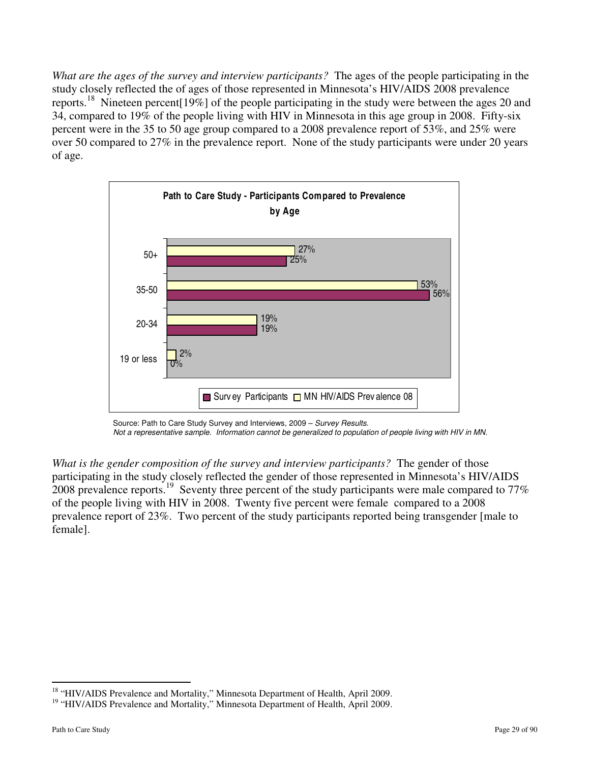*What are the ages of the survey and interview participants?* The ages of the people participating in the study closely reflected the of ages of those represented in Minnesota's HIV/AIDS 2008 prevalence reports.[18] Nineteen percent[19%] of the people participating in the study were between the ages 20 and 34, compared to 19% of the people living with HIV in Minnesota in this age group in 2008. Fifty-six percent were in the 35 to 50 age group compared to a 2008 prevalence report of 53%, and 25% were over 50 compared to 27% in the prevalence report. None of the study participants were under 20 years of age.

**Path to Care Study - Participants Compared to Prevalence by Age**

| Age | Survey Participants | MN HIV/AIDS Prevalence 08 |
|---|---|---|
| 50+ | 25% | 27% |
| 35-50 | 56% | 53% |
| 20-34 | 19% | 19% |
| 19 or less | 0% | 2% |

Source: Path to Care Study Survey and Interviews, 2009 – *Survey Results.*
*Not a representative sample. Information cannot be generalized to population of people living with HIV in MN.*

*What is the gender composition of the survey and interview participants?* The gender of those participating in the study closely reflected the gender of those represented in Minnesota's HIV/AIDS 2008 prevalence reports.[19] Seventy three percent of the study participants were male compared to 77% of the people living with HIV in 2008. Twenty five percent were female compared to a 2008 prevalence report of 23%. Two percent of the study participants reported being transgender [male to female].

---

[18] "HIV/AIDS Prevalence and Mortality," Minnesota Department of Health, April 2009.

[19] "HIV/AIDS Prevalence and Mortality," Minnesota Department of Health, April 2009.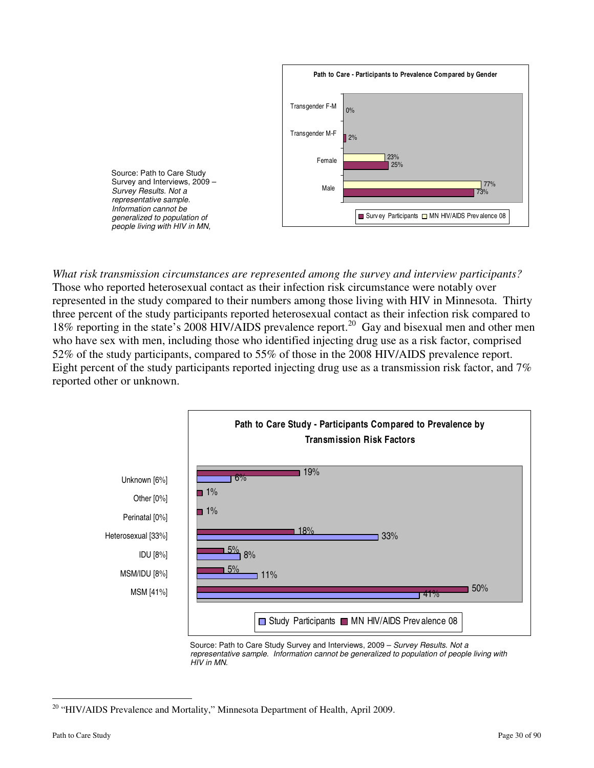**Path to Care - Participants to Prevalence Compared by Gender**

| | Survey Participants | MN HIV/AIDS Prevalence 08 |
|---|---|---|
| Transgender F-M | 0% | |
| Transgender M-F | 2% | |
| Female | 25% | 23% |
| Male | 73% | 77% |

Source: Path to Care Study Survey and Interviews, 2009 – *Survey Results. Not a representative sample. Information cannot be generalized to population of people living with HIV in MN,*

*What risk transmission circumstances are represented among the survey and interview participants?* Those who reported heterosexual contact as their infection risk circumstance were notably over represented in the study compared to their numbers among those living with HIV in Minnesota. Thirty three percent of the study participants reported heterosexual contact as their infection risk compared to 18% reporting in the state's 2008 HIV/AIDS prevalence report.[20] Gay and bisexual men and other men who have sex with men, including those who identified injecting drug use as a risk factor, comprised 52% of the study participants, compared to 55% of those in the 2008 HIV/AIDS prevalence report. Eight percent of the study participants reported injecting drug use as a transmission risk factor, and 7% reported other or unknown.

**Path to Care Study - Participants Compared to Prevalence by Transmission Risk Factors**

| | Study Participants | MN HIV/AIDS Prevalence 08 |
|---|---|---|
| Unknown [6%] | 6% | 19% |
| Other [0%] | | 1% |
| Perinatal [0%] | | 1% |
| Heterosexual [33%] | 33% | 18% |
| IDU [8%] | 8% | 5% |
| MSM/IDU [8%] | 11% | 5% |
| MSM [41%] | 41% | 50% |

Source: Path to Care Study Survey and Interviews, 2009 – *Survey Results. Not a representative sample. Information cannot be generalized to population of people living with HIV in MN.*

[20] "HIV/AIDS Prevalence and Mortality," Minnesota Department of Health, April 2009.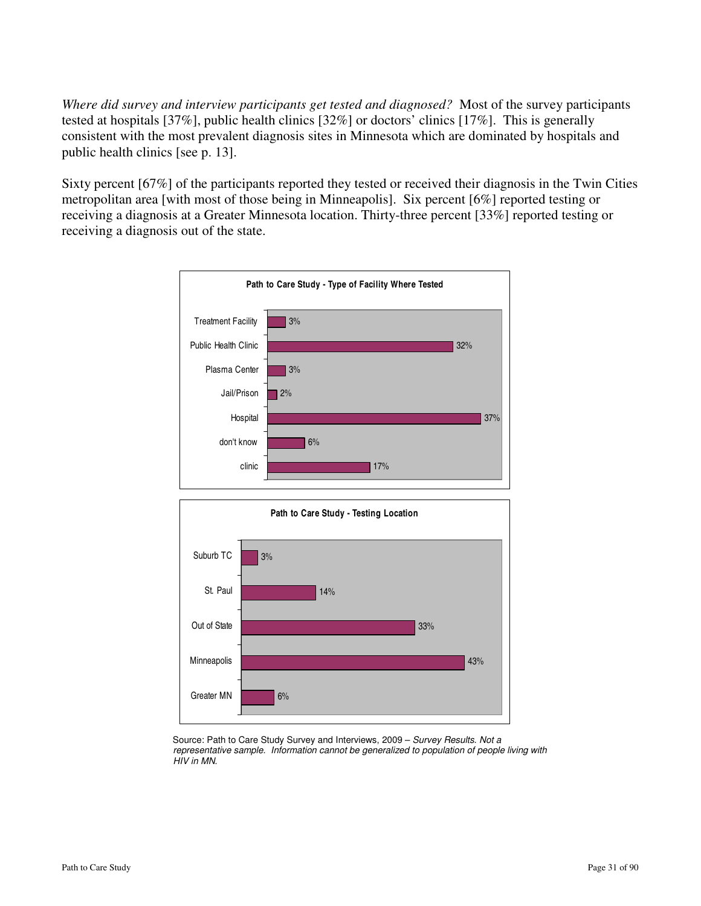*Where did survey and interview participants get tested and diagnosed?* Most of the survey participants tested at hospitals [37%], public health clinics [32%] or doctors' clinics [17%]. This is generally consistent with the most prevalent diagnosis sites in Minnesota which are dominated by hospitals and public health clinics [see p. 13].

Sixty percent [67%] of the participants reported they tested or received their diagnosis in the Twin Cities metropolitan area [with most of those being in Minneapolis]. Six percent [6%] reported testing or receiving a diagnosis at a Greater Minnesota location. Thirty-three percent [33%] reported testing or receiving a diagnosis out of the state.

**Path to Care Study - Type of Facility Where Tested**

| Type of Facility | Percent |
|---|---|
| Treatment Facility | 3% |
| Public Health Clinic | 32% |
| Plasma Center | 3% |
| Jail/Prison | 2% |
| Hospital | 37% |
| don't know | 6% |
| clinic | 17% |

**Path to Care Study - Testing Location**

| Testing Location | Percent |
|---|---|
| Suburb TC | 3% |
| St. Paul | 14% |
| Out of State | 33% |
| Minneapolis | 43% |
| Greater MN | 6% |

Source: Path to Care Study Survey and Interviews, 2009 – *Survey Results. Not a representative sample. Information cannot be generalized to population of people living with HIV in MN.*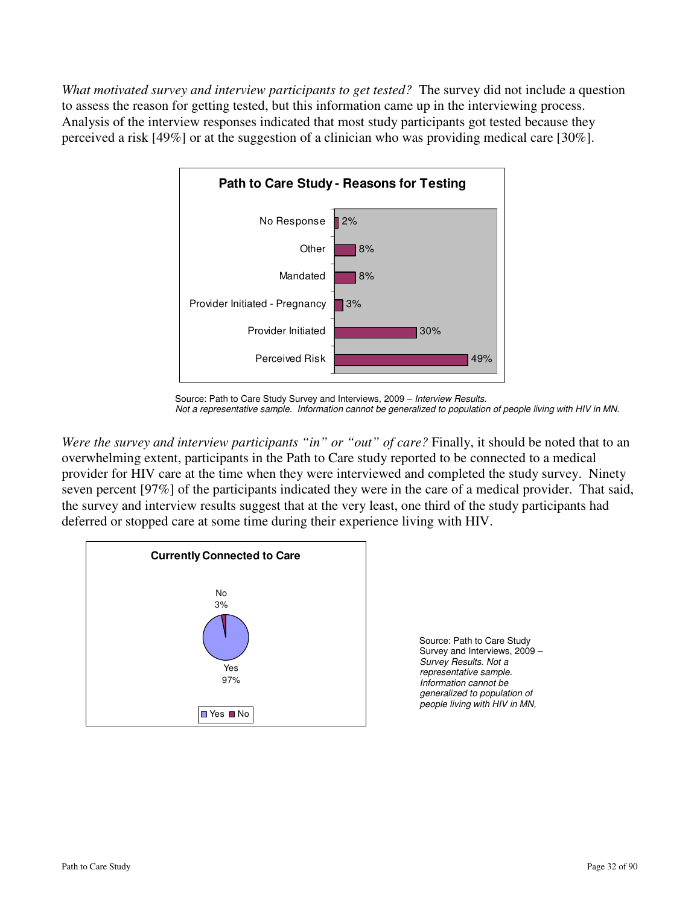*What motivated survey and interview participants to get tested?* The survey did not include a question to assess the reason for getting tested, but this information came up in the interviewing process. Analysis of the interview responses indicated that most study participants got tested because they perceived a risk [49%] or at the suggestion of a clinician who was providing medical care [30%].

**Path to Care Study - Reasons for Testing**

| Reason | Percent |
|---|---|
| No Response | 2% |
| Other | 8% |
| Mandated | 8% |
| Provider Initiated - Pregnancy | 3% |
| Provider Initiated | 30% |
| Perceived Risk | 49% |

Source: Path to Care Study Survey and Interviews, 2009 – *Interview Results. Not a representative sample. Information cannot be generalized to population of people living with HIV in MN.*

*Were the survey and interview participants "in" or "out" of care?* Finally, it should be noted that to an overwhelming extent, participants in the Path to Care study reported to be connected to a medical provider for HIV care at the time when they were interviewed and completed the study survey. Ninety seven percent [97%] of the participants indicated they were in the care of a medical provider. That said, the survey and interview results suggest that at the very least, one third of the study participants had deferred or stopped care at some time during their experience living with HIV.

**Currently Connected to Care**

| Response | Percent |
|---|---|
| Yes | 97% |
| No | 3% |

Source: Path to Care Study Survey and Interviews, 2009 – *Survey Results. Not a representative sample. Information cannot be generalized to population of people living with HIV in MN,*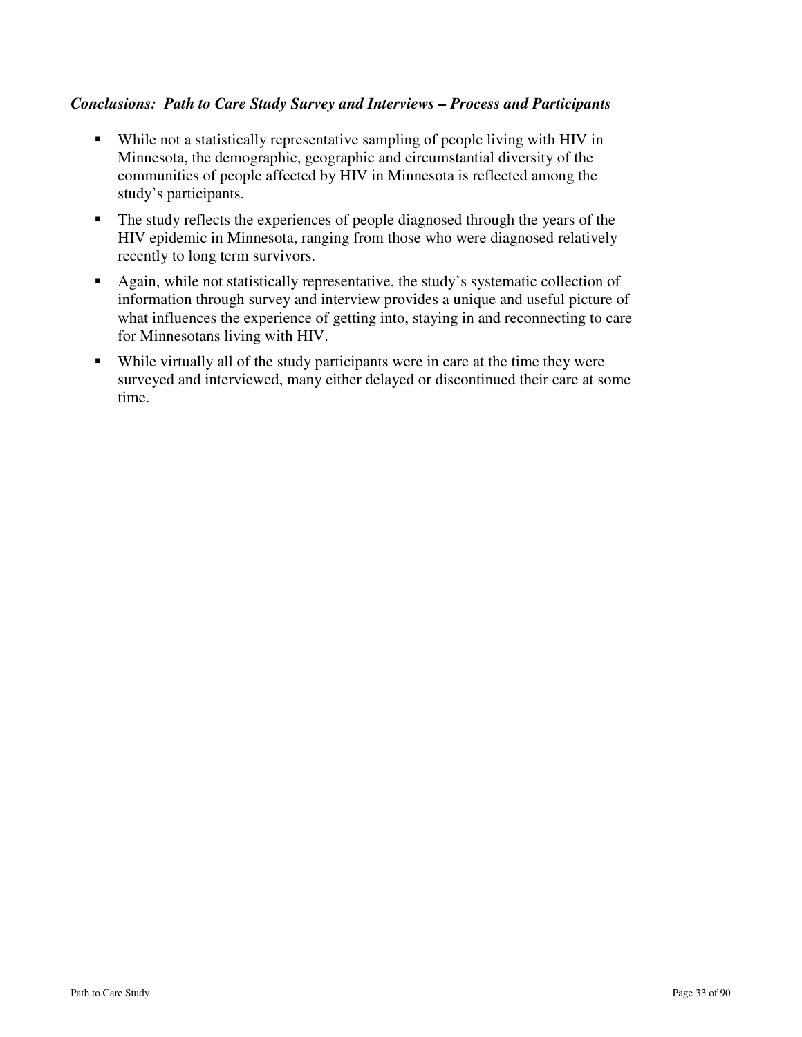***Conclusions: Path to Care Study Survey and Interviews – Process and Participants***

- While not a statistically representative sampling of people living with HIV in Minnesota, the demographic, geographic and circumstantial diversity of the communities of people affected by HIV in Minnesota is reflected among the study's participants.
- The study reflects the experiences of people diagnosed through the years of the HIV epidemic in Minnesota, ranging from those who were diagnosed relatively recently to long term survivors.
- Again, while not statistically representative, the study's systematic collection of information through survey and interview provides a unique and useful picture of what influences the experience of getting into, staying in and reconnecting to care for Minnesotans living with HIV.
- While virtually all of the study participants were in care at the time they were surveyed and interviewed, many either delayed or discontinued their care at some time.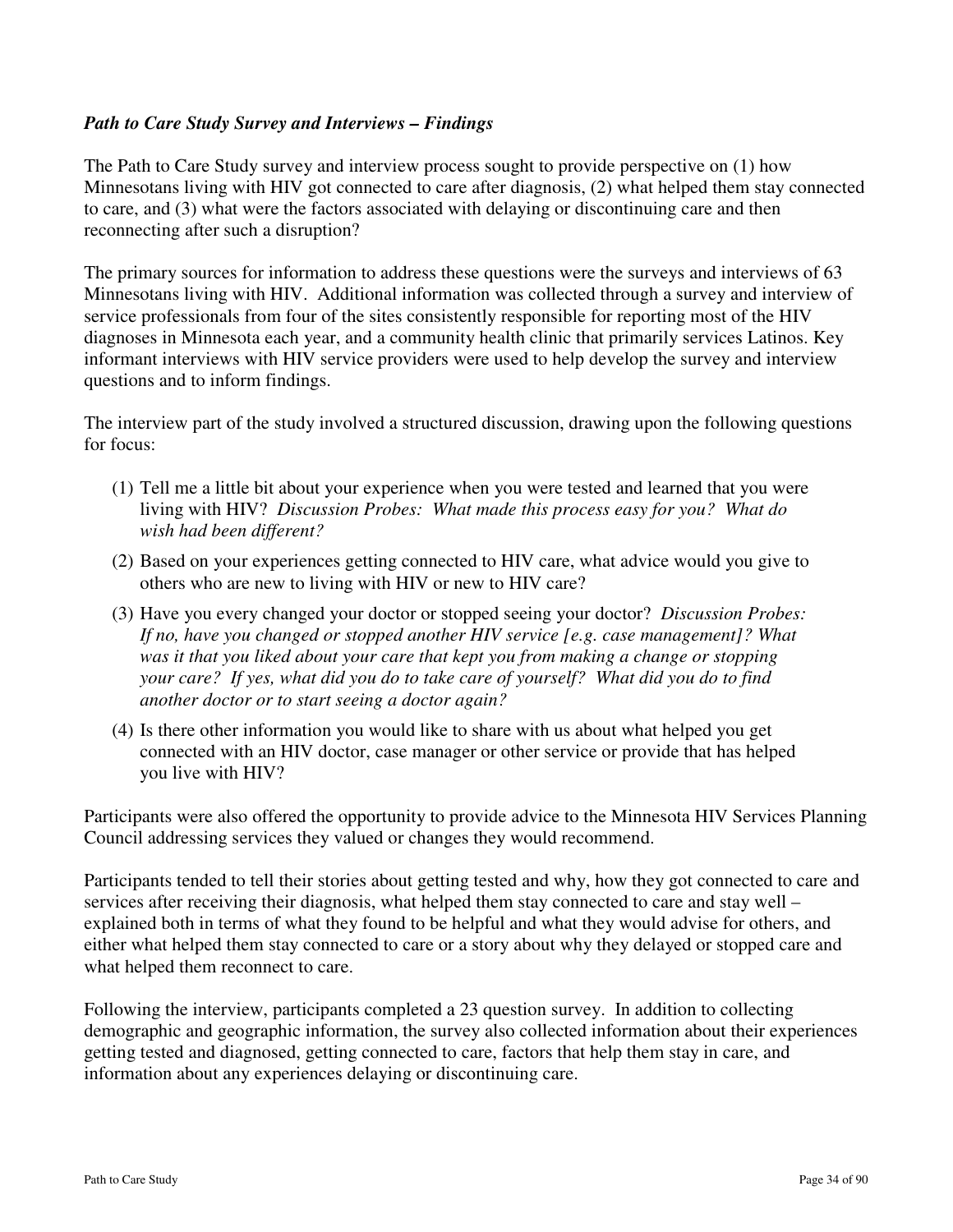***Path to Care Study Survey and Interviews – Findings***

The Path to Care Study survey and interview process sought to provide perspective on (1) how Minnesotans living with HIV got connected to care after diagnosis, (2) what helped them stay connected to care, and (3) what were the factors associated with delaying or discontinuing care and then reconnecting after such a disruption?

The primary sources for information to address these questions were the surveys and interviews of 63 Minnesotans living with HIV. Additional information was collected through a survey and interview of service professionals from four of the sites consistently responsible for reporting most of the HIV diagnoses in Minnesota each year, and a community health clinic that primarily services Latinos. Key informant interviews with HIV service providers were used to help develop the survey and interview questions and to inform findings.

The interview part of the study involved a structured discussion, drawing upon the following questions for focus:

(1) Tell me a little bit about your experience when you were tested and learned that you were living with HIV? *Discussion Probes: What made this process easy for you? What do wish had been different?*

(2) Based on your experiences getting connected to HIV care, what advice would you give to others who are new to living with HIV or new to HIV care?

(3) Have you every changed your doctor or stopped seeing your doctor? *Discussion Probes: If no, have you changed or stopped another HIV service [e.g. case management]? What was it that you liked about your care that kept you from making a change or stopping your care? If yes, what did you do to take care of yourself? What did you do to find another doctor or to start seeing a doctor again?*

(4) Is there other information you would like to share with us about what helped you get connected with an HIV doctor, case manager or other service or provide that has helped you live with HIV?

Participants were also offered the opportunity to provide advice to the Minnesota HIV Services Planning Council addressing services they valued or changes they would recommend.

Participants tended to tell their stories about getting tested and why, how they got connected to care and services after receiving their diagnosis, what helped them stay connected to care and stay well – explained both in terms of what they found to be helpful and what they would advise for others, and either what helped them stay connected to care or a story about why they delayed or stopped care and what helped them reconnect to care.

Following the interview, participants completed a 23 question survey. In addition to collecting demographic and geographic information, the survey also collected information about their experiences getting tested and diagnosed, getting connected to care, factors that help them stay in care, and information about any experiences delaying or discontinuing care.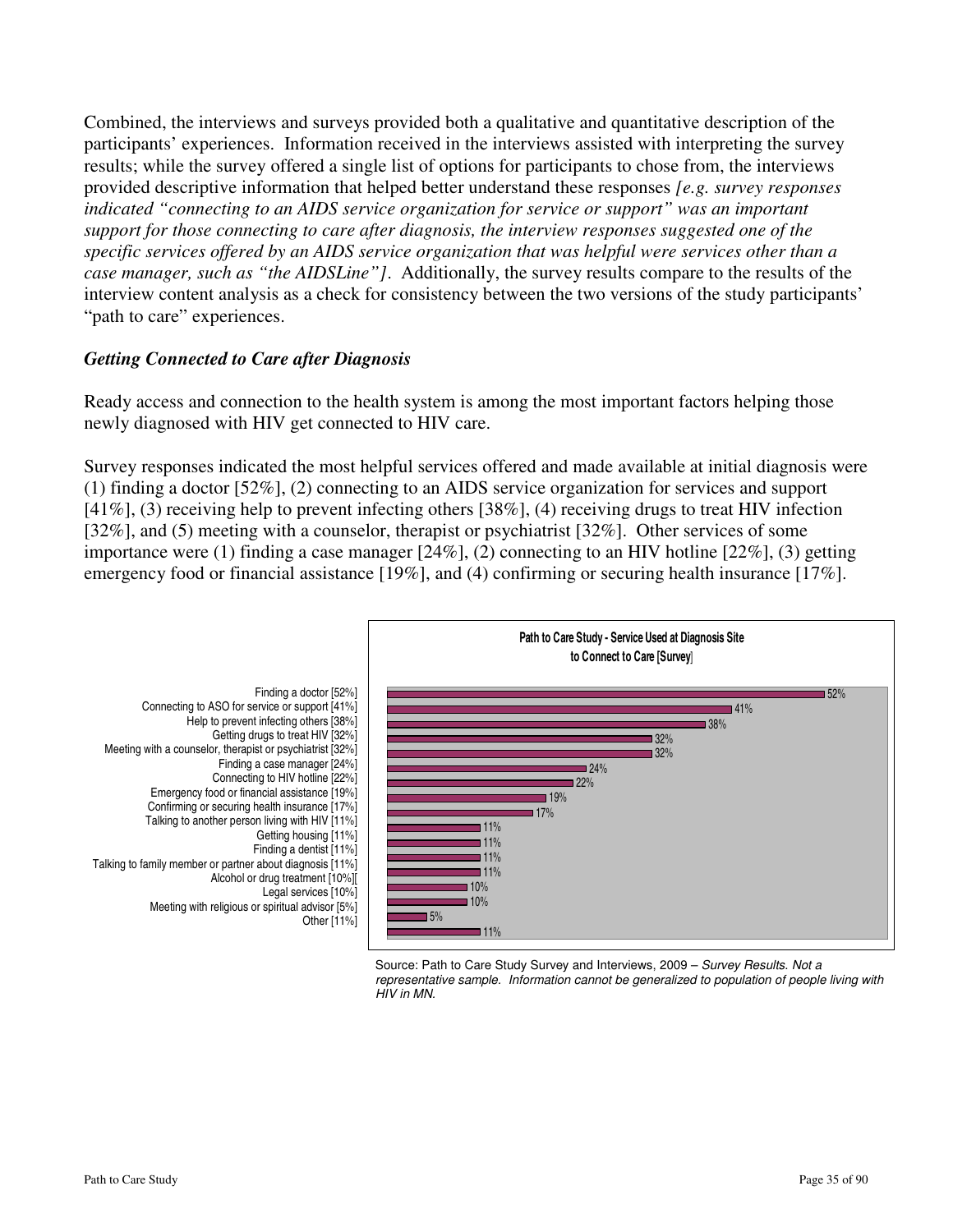Combined, the interviews and surveys provided both a qualitative and quantitative description of the participants' experiences. Information received in the interviews assisted with interpreting the survey results; while the survey offered a single list of options for participants to chose from, the interviews provided descriptive information that helped better understand these responses *[e.g. survey responses indicated "connecting to an AIDS service organization for service or support" was an important support for those connecting to care after diagnosis, the interview responses suggested one of the specific services offered by an AIDS service organization that was helpful were services other than a case manager, such as "the AIDSLine"]*. Additionally, the survey results compare to the results of the interview content analysis as a check for consistency between the two versions of the study participants' "path to care" experiences.

### *Getting Connected to Care after Diagnosis*

Ready access and connection to the health system is among the most important factors helping those newly diagnosed with HIV get connected to HIV care.

Survey responses indicated the most helpful services offered and made available at initial diagnosis were (1) finding a doctor [52%], (2) connecting to an AIDS service organization for services and support [41%], (3) receiving help to prevent infecting others [38%], (4) receiving drugs to treat HIV infection [32%], and (5) meeting with a counselor, therapist or psychiatrist [32%]. Other services of some importance were (1) finding a case manager [24%], (2) connecting to an HIV hotline [22%], (3) getting emergency food or financial assistance [19%], and (4) confirming or securing health insurance [17%].

**Path to Care Study - Service Used at Diagnosis Site to Connect to Care [Survey]**

| Service | Percent |
| --- | --- |
| Finding a doctor [52%] | 52% |
| Connecting to ASO for service or support [41%] | 41% |
| Help to prevent infecting others [38%] | 38% |
| Getting drugs to treat HIV [32%] | 32% |
| Meeting with a counselor, therapist or psychiatrist [32%] | 32% |
| Finding a case manager [24%] | 24% |
| Connecting to HIV hotline [22%] | 22% |
| Emergency food or financial assistance [19%] | 19% |
| Confirming or securing health insurance [17%] | 17% |
| Talking to another person living with HIV [11%] | 11% |
| Getting housing [11%] | 11% |
| Finding a dentist [11%] | 11% |
| Talking to family member or partner about diagnosis [11%] | 11% |
| Alcohol or drug treatment [10%][ | 10% |
| Legal services [10%] | 10% |
| Meeting with religious or spiritual advisor [5%] | 5% |
| Other [11%] | 11% |

Source: Path to Care Study Survey and Interviews, 2009 – *Survey Results. Not a representative sample. Information cannot be generalized to population of people living with HIV in MN.*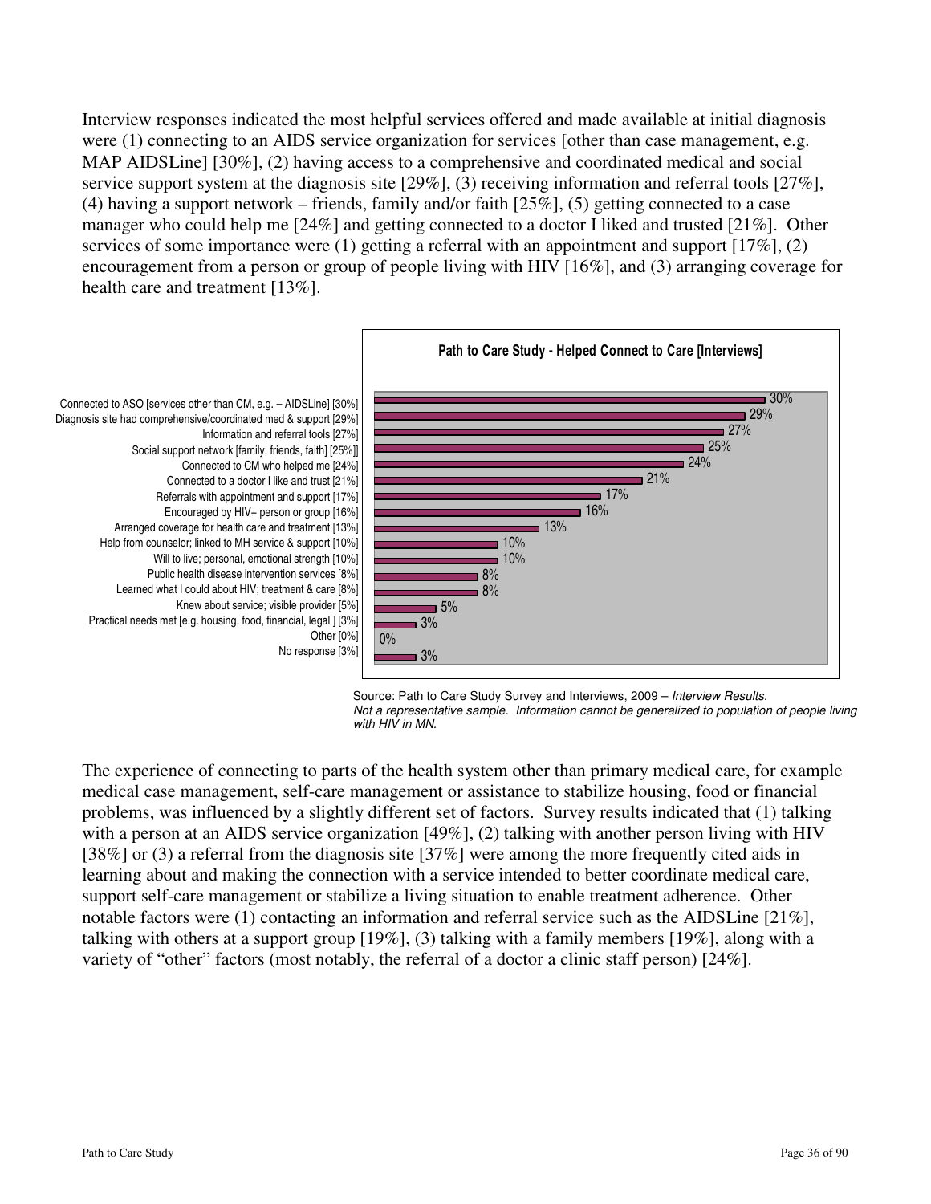Interview responses indicated the most helpful services offered and made available at initial diagnosis were (1) connecting to an AIDS service organization for services [other than case management, e.g. MAP AIDSLine] [30%], (2) having access to a comprehensive and coordinated medical and social service support system at the diagnosis site [29%], (3) receiving information and referral tools [27%], (4) having a support network – friends, family and/or faith [25%], (5) getting connected to a case manager who could help me [24%] and getting connected to a doctor I liked and trusted [21%]. Other services of some importance were (1) getting a referral with an appointment and support [17%], (2) encouragement from a person or group of people living with HIV [16%], and (3) arranging coverage for health care and treatment [13%].

**Path to Care Study - Helped Connect to Care [Interviews]**

| Response | Percent |
|---|---|
| Connected to ASO [services other than CM, e.g. – AIDSLine] [30%] | 30% |
| Diagnosis site had comprehensive/coordinated med & support [29%] | 29% |
| Information and referral tools [27%] | 27% |
| Social support network [family, friends, faith] [25%]] | 25% |
| Connected to CM who helped me [24%] | 24% |
| Connected to a doctor I like and trust [21%] | 21% |
| Referrals with appointment and support [17%] | 17% |
| Encouraged by HIV+ person or group [16%] | 16% |
| Arranged coverage for health care and treatment [13%] | 13% |
| Help from counselor; linked to MH service & support [10%] | 10% |
| Will to live; personal, emotional strength [10%] | 10% |
| Public health disease intervention services [8%] | 8% |
| Learned what I could about HIV; treatment & care [8%] | 8% |
| Knew about service; visible provider [5%] | 5% |
| Practical needs met [e.g. housing, food, financial, legal ] [3%] | 3% |
| Other [0%] | 0% |
| No response [3%] | 3% |

Source: Path to Care Study Survey and Interviews, 2009 – *Interview Results. Not a representative sample. Information cannot be generalized to population of people living with HIV in MN.*

The experience of connecting to parts of the health system other than primary medical care, for example medical case management, self-care management or assistance to stabilize housing, food or financial problems, was influenced by a slightly different set of factors. Survey results indicated that (1) talking with a person at an AIDS service organization [49%], (2) talking with another person living with HIV [38%] or (3) a referral from the diagnosis site [37%] were among the more frequently cited aids in learning about and making the connection with a service intended to better coordinate medical care, support self-care management or stabilize a living situation to enable treatment adherence. Other notable factors were (1) contacting an information and referral service such as the AIDSLine [21%], talking with others at a support group [19%], (3) talking with a family members [19%], along with a variety of "other" factors (most notably, the referral of a doctor a clinic staff person) [24%].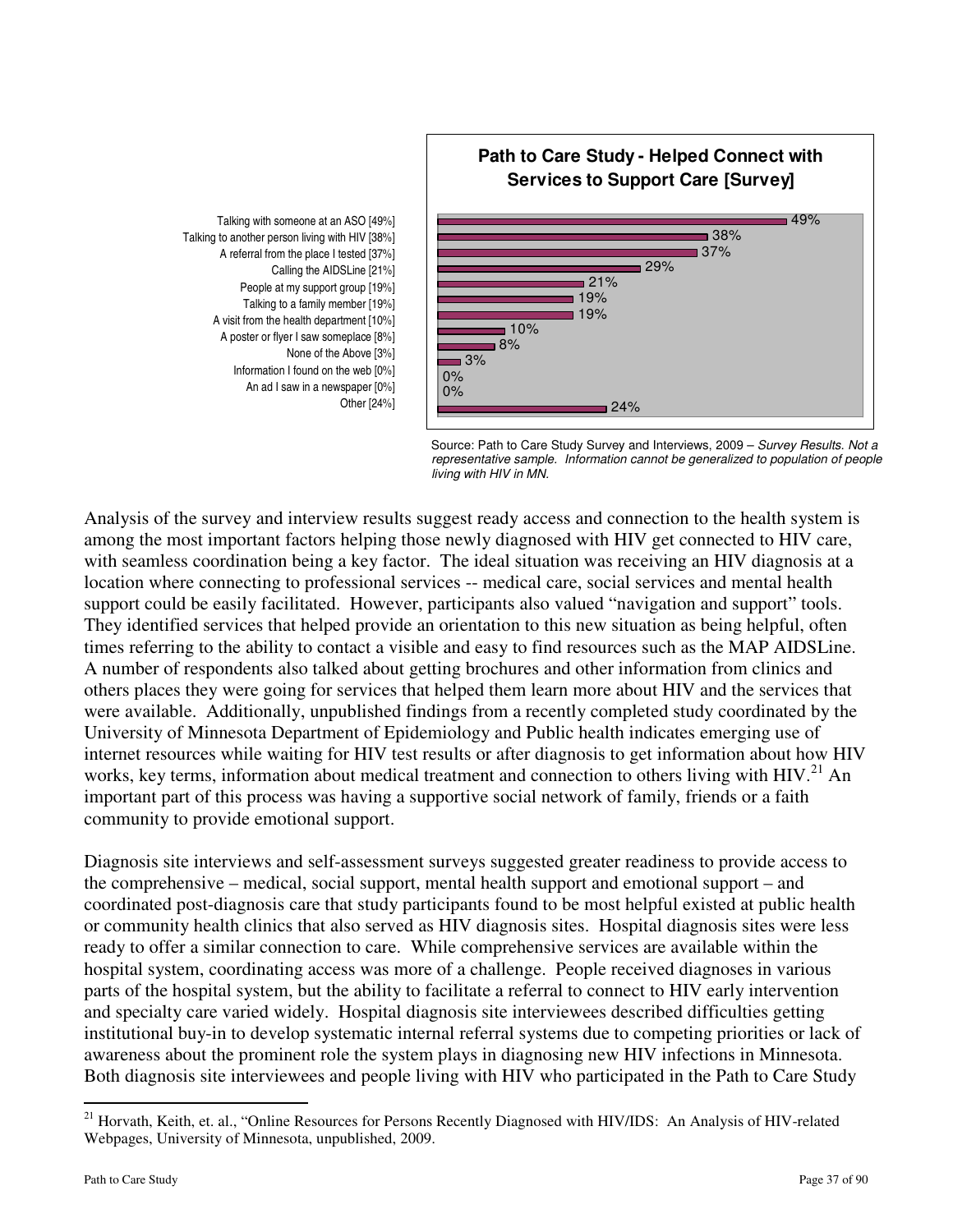**Path to Care Study - Helped Connect with Services to Support Care [Survey]**

| Response | Percent |
| --- | --- |
| Talking with someone at an ASO [49%] | 49% |
| Talking to another person living with HIV [38%] | 38% |
| A referral from the place I tested [37%] | 37% |
| Calling the AIDSLine [21%] | 29% |
| People at my support group [19%] | 21% |
| Talking to a family member [19%] | 19% |
| A visit from the health department [10%] | 19% |
| A poster or flyer I saw someplace [8%] | 10% |
| None of the Above [3%] | 8% |
| Information I found on the web [0%] | 3% |
| An ad I saw in a newspaper [0%] | 0% |
| Other [24%] | 0% |
| | 24% |

Source: Path to Care Study Survey and Interviews, 2009 – *Survey Results. Not a representative sample. Information cannot be generalized to population of people living with HIV in MN.*

Analysis of the survey and interview results suggest ready access and connection to the health system is among the most important factors helping those newly diagnosed with HIV get connected to HIV care, with seamless coordination being a key factor. The ideal situation was receiving an HIV diagnosis at a location where connecting to professional services -- medical care, social services and mental health support could be easily facilitated. However, participants also valued "navigation and support" tools. They identified services that helped provide an orientation to this new situation as being helpful, often times referring to the ability to contact a visible and easy to find resources such as the MAP AIDSLine. A number of respondents also talked about getting brochures and other information from clinics and others places they were going for services that helped them learn more about HIV and the services that were available. Additionally, unpublished findings from a recently completed study coordinated by the University of Minnesota Department of Epidemiology and Public health indicates emerging use of internet resources while waiting for HIV test results or after diagnosis to get information about how HIV works, key terms, information about medical treatment and connection to others living with HIV.[21] An important part of this process was having a supportive social network of family, friends or a faith community to provide emotional support.

Diagnosis site interviews and self-assessment surveys suggested greater readiness to provide access to the comprehensive – medical, social support, mental health support and emotional support – and coordinated post-diagnosis care that study participants found to be most helpful existed at public health or community health clinics that also served as HIV diagnosis sites. Hospital diagnosis sites were less ready to offer a similar connection to care. While comprehensive services are available within the hospital system, coordinating access was more of a challenge. People received diagnoses in various parts of the hospital system, but the ability to facilitate a referral to connect to HIV early intervention and specialty care varied widely. Hospital diagnosis site interviewees described difficulties getting institutional buy-in to develop systematic internal referral systems due to competing priorities or lack of awareness about the prominent role the system plays in diagnosing new HIV infections in Minnesota. Both diagnosis site interviewees and people living with HIV who participated in the Path to Care Study

[21] Horvath, Keith, et. al., "Online Resources for Persons Recently Diagnosed with HIV/IDS: An Analysis of HIV-related Webpages, University of Minnesota, unpublished, 2009.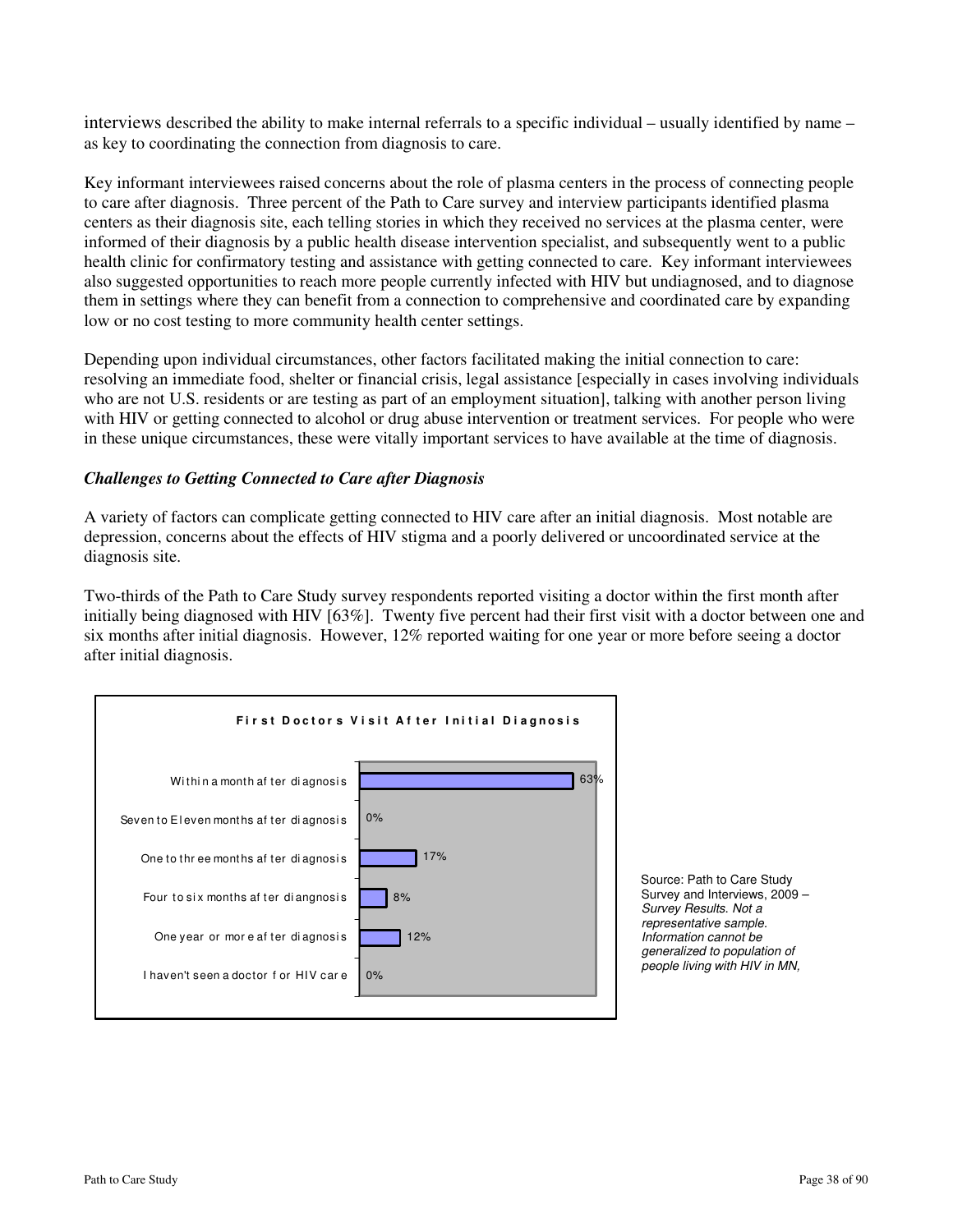interviews described the ability to make internal referrals to a specific individual – usually identified by name – as key to coordinating the connection from diagnosis to care.

Key informant interviewees raised concerns about the role of plasma centers in the process of connecting people to care after diagnosis. Three percent of the Path to Care survey and interview participants identified plasma centers as their diagnosis site, each telling stories in which they received no services at the plasma center, were informed of their diagnosis by a public health disease intervention specialist, and subsequently went to a public health clinic for confirmatory testing and assistance with getting connected to care. Key informant interviewees also suggested opportunities to reach more people currently infected with HIV but undiagnosed, and to diagnose them in settings where they can benefit from a connection to comprehensive and coordinated care by expanding low or no cost testing to more community health center settings.

Depending upon individual circumstances, other factors facilitated making the initial connection to care: resolving an immediate food, shelter or financial crisis, legal assistance [especially in cases involving individuals who are not U.S. residents or are testing as part of an employment situation], talking with another person living with HIV or getting connected to alcohol or drug abuse intervention or treatment services. For people who were in these unique circumstances, these were vitally important services to have available at the time of diagnosis.

### *Challenges to Getting Connected to Care after Diagnosis*

A variety of factors can complicate getting connected to HIV care after an initial diagnosis. Most notable are depression, concerns about the effects of HIV stigma and a poorly delivered or uncoordinated service at the diagnosis site.

Two-thirds of the Path to Care Study survey respondents reported visiting a doctor within the first month after initially being diagnosed with HIV [63%]. Twenty five percent had their first visit with a doctor between one and six months after initial diagnosis. However, 12% reported waiting for one year or more before seeing a doctor after initial diagnosis.

**First Doctors Visit After Initial Diagnosis**

| Response | Percent |
|---|---|
| Within a month after diagnosis | 63% |
| Seven to Eleven months after diagnosis | 0% |
| One to three months after diagnosis | 17% |
| Four to six months after diangnosis | 8% |
| One year or more after diagnosis | 12% |
| I haven't seen a doctor for HIV care | 0% |

Source: Path to Care Study Survey and Interviews, 2009 – *Survey Results. Not a representative sample. Information cannot be generalized to population of people living with HIV in MN,*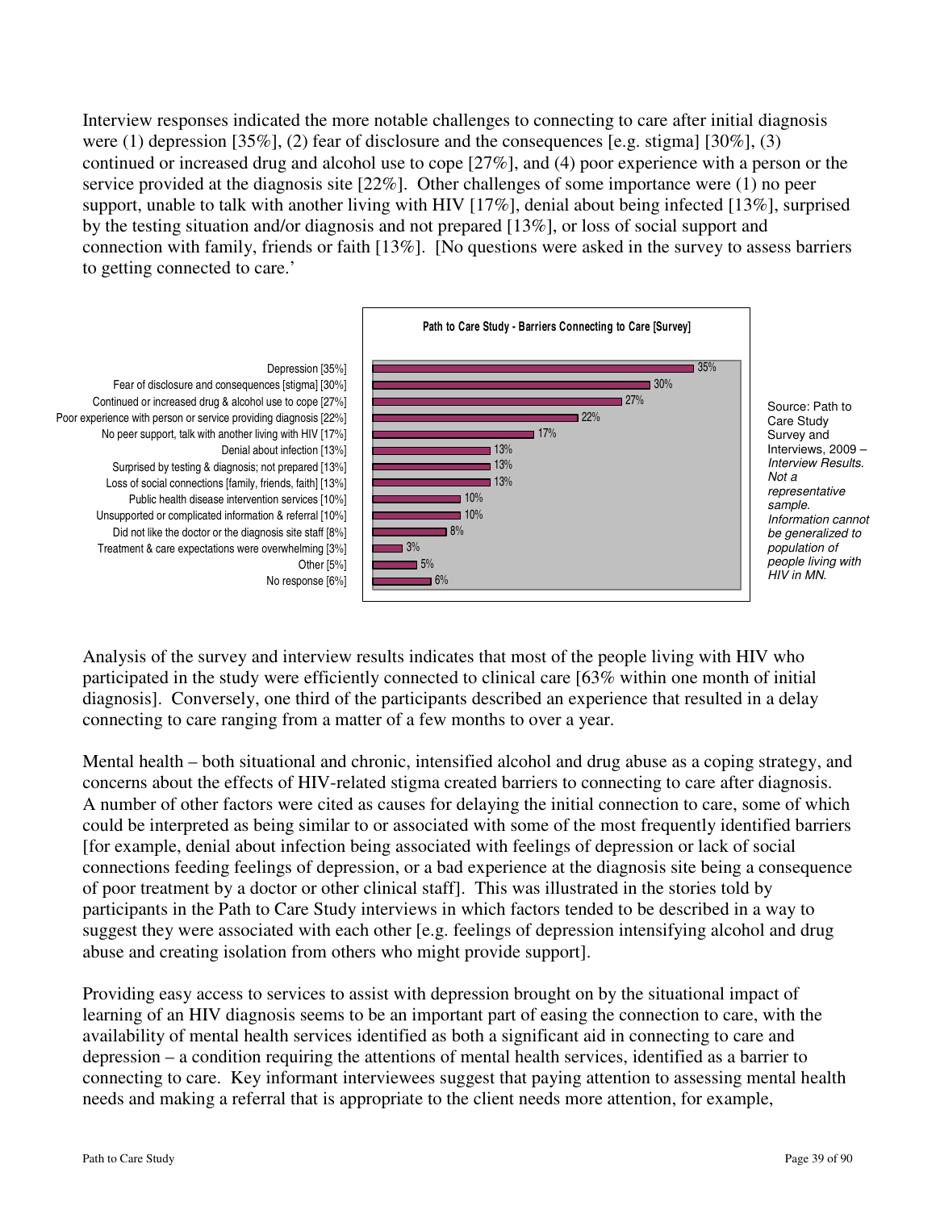Interview responses indicated the more notable challenges to connecting to care after initial diagnosis were (1) depression [35%], (2) fear of disclosure and the consequences [e.g. stigma] [30%], (3) continued or increased drug and alcohol use to cope [27%], and (4) poor experience with a person or the service provided at the diagnosis site [22%]. Other challenges of some importance were (1) no peer support, unable to talk with another living with HIV [17%], denial about being infected [13%], surprised by the testing situation and/or diagnosis and not prepared [13%], or loss of social support and connection with family, friends or faith [13%]. [No questions were asked in the survey to assess barriers to getting connected to care.'

**Path to Care Study - Barriers Connecting to Care [Survey]**

| Barrier | Percent |
| --- | --- |
| Depression [35%] | 35% |
| Fear of disclosure and consequences [stigma] [30%] | 30% |
| Continued or increased drug & alcohol use to cope [27%] | 27% |
| Poor experience with person or service providing diagnosis [22%] | 22% |
| No peer support, talk with another living with HIV [17%] | 17% |
| Denial about infection [13%] | 13% |
| Surprised by testing & diagnosis; not prepared [13%] | 13% |
| Loss of social connections [family, friends, faith] [13%] | 13% |
| Public health disease intervention services [10%] | 10% |
| Unsupported or complicated information & referral [10%] | 10% |
| Did not like the doctor or the diagnosis site staff [8%] | 8% |
| Treatment & care expectations were overwhelming [3%] | 3% |
| Other [5%] | 5% |
| No response [6%] | 6% |

Source: Path to Care Study Survey and Interviews, 2009 – *Interview Results. Not a representative sample. Information cannot be generalized to population of people living with HIV in MN.*

Analysis of the survey and interview results indicates that most of the people living with HIV who participated in the study were efficiently connected to clinical care [63% within one month of initial diagnosis]. Conversely, one third of the participants described an experience that resulted in a delay connecting to care ranging from a matter of a few months to over a year.

Mental health – both situational and chronic, intensified alcohol and drug abuse as a coping strategy, and concerns about the effects of HIV-related stigma created barriers to connecting to care after diagnosis. A number of other factors were cited as causes for delaying the initial connection to care, some of which could be interpreted as being similar to or associated with some of the most frequently identified barriers [for example, denial about infection being associated with feelings of depression or lack of social connections feeding feelings of depression, or a bad experience at the diagnosis site being a consequence of poor treatment by a doctor or other clinical staff]. This was illustrated in the stories told by participants in the Path to Care Study interviews in which factors tended to be described in a way to suggest they were associated with each other [e.g. feelings of depression intensifying alcohol and drug abuse and creating isolation from others who might provide support].

Providing easy access to services to assist with depression brought on by the situational impact of learning of an HIV diagnosis seems to be an important part of easing the connection to care, with the availability of mental health services identified as both a significant aid in connecting to care and depression – a condition requiring the attentions of mental health services, identified as a barrier to connecting to care. Key informant interviewees suggest that paying attention to assessing mental health needs and making a referral that is appropriate to the client needs more attention, for example,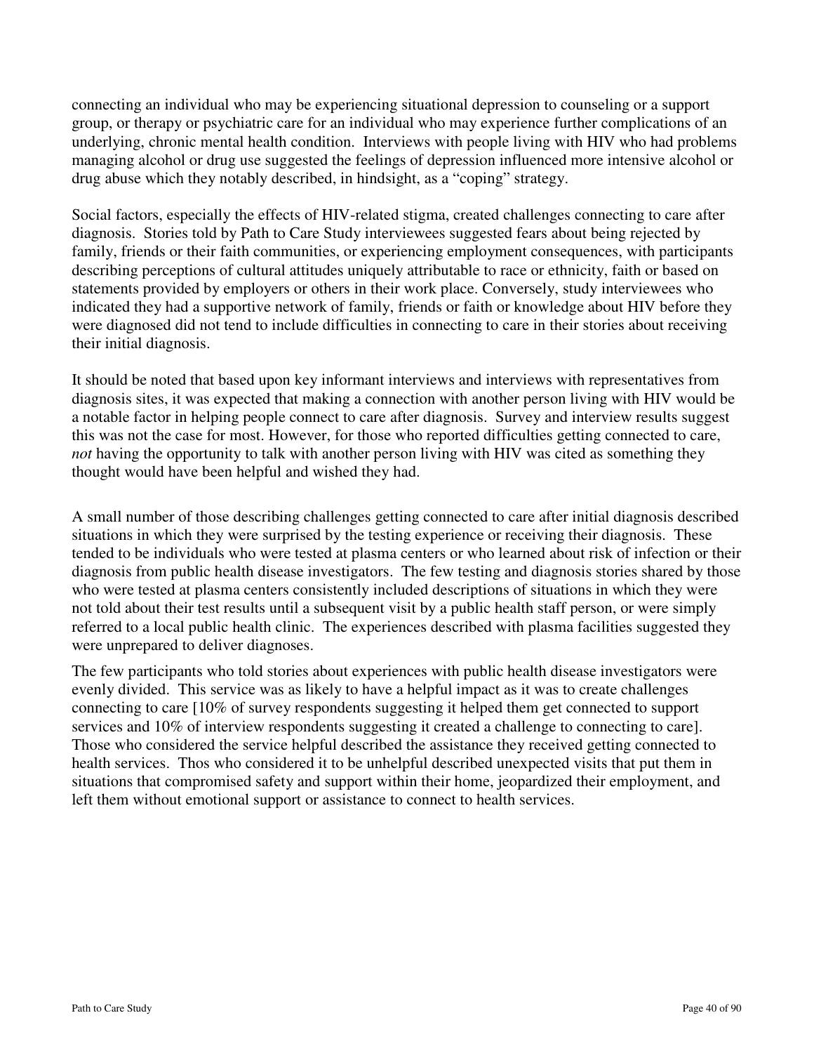connecting an individual who may be experiencing situational depression to counseling or a support group, or therapy or psychiatric care for an individual who may experience further complications of an underlying, chronic mental health condition. Interviews with people living with HIV who had problems managing alcohol or drug use suggested the feelings of depression influenced more intensive alcohol or drug abuse which they notably described, in hindsight, as a "coping" strategy.

Social factors, especially the effects of HIV-related stigma, created challenges connecting to care after diagnosis. Stories told by Path to Care Study interviewees suggested fears about being rejected by family, friends or their faith communities, or experiencing employment consequences, with participants describing perceptions of cultural attitudes uniquely attributable to race or ethnicity, faith or based on statements provided by employers or others in their work place. Conversely, study interviewees who indicated they had a supportive network of family, friends or faith or knowledge about HIV before they were diagnosed did not tend to include difficulties in connecting to care in their stories about receiving their initial diagnosis.

It should be noted that based upon key informant interviews and interviews with representatives from diagnosis sites, it was expected that making a connection with another person living with HIV would be a notable factor in helping people connect to care after diagnosis. Survey and interview results suggest this was not the case for most. However, for those who reported difficulties getting connected to care, *not* having the opportunity to talk with another person living with HIV was cited as something they thought would have been helpful and wished they had.

A small number of those describing challenges getting connected to care after initial diagnosis described situations in which they were surprised by the testing experience or receiving their diagnosis. These tended to be individuals who were tested at plasma centers or who learned about risk of infection or their diagnosis from public health disease investigators. The few testing and diagnosis stories shared by those who were tested at plasma centers consistently included descriptions of situations in which they were not told about their test results until a subsequent visit by a public health staff person, or were simply referred to a local public health clinic. The experiences described with plasma facilities suggested they were unprepared to deliver diagnoses.

The few participants who told stories about experiences with public health disease investigators were evenly divided. This service was as likely to have a helpful impact as it was to create challenges connecting to care [10% of survey respondents suggesting it helped them get connected to support services and 10% of interview respondents suggesting it created a challenge to connecting to care]. Those who considered the service helpful described the assistance they received getting connected to health services. Thos who considered it to be unhelpful described unexpected visits that put them in situations that compromised safety and support within their home, jeopardized their employment, and left them without emotional support or assistance to connect to health services.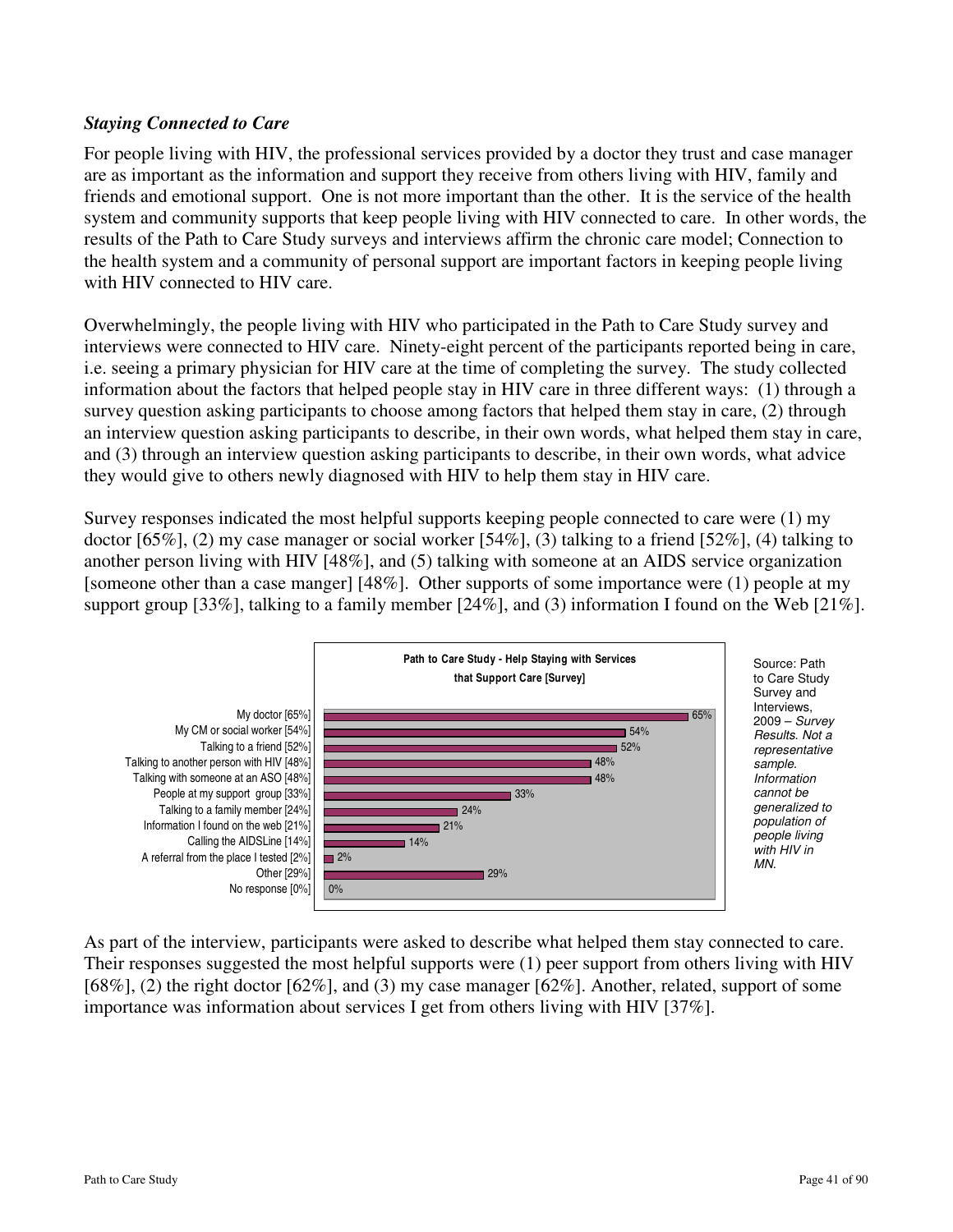*Staying Connected to Care*

For people living with HIV, the professional services provided by a doctor they trust and case manager are as important as the information and support they receive from others living with HIV, family and friends and emotional support. One is not more important than the other. It is the service of the health system and community supports that keep people living with HIV connected to care. In other words, the results of the Path to Care Study surveys and interviews affirm the chronic care model; Connection to the health system and a community of personal support are important factors in keeping people living with HIV connected to HIV care.

Overwhelmingly, the people living with HIV who participated in the Path to Care Study survey and interviews were connected to HIV care. Ninety-eight percent of the participants reported being in care, i.e. seeing a primary physician for HIV care at the time of completing the survey. The study collected information about the factors that helped people stay in HIV care in three different ways: (1) through a survey question asking participants to choose among factors that helped them stay in care, (2) through an interview question asking participants to describe, in their own words, what helped them stay in care, and (3) through an interview question asking participants to describe, in their own words, what advice they would give to others newly diagnosed with HIV to help them stay in HIV care.

Survey responses indicated the most helpful supports keeping people connected to care were (1) my doctor [65%], (2) my case manager or social worker [54%], (3) talking to a friend [52%], (4) talking to another person living with HIV [48%], and (5) talking with someone at an AIDS service organization [someone other than a case manger] [48%]. Other supports of some importance were (1) people at my support group [33%], talking to a family member [24%], and (3) information I found on the Web [21%].

**Path to Care Study - Help Staying with Services that Support Care [Survey]**

| Response | Percent |
|---|---|
| My doctor [65%] | 65% |
| My CM or social worker [54%] | 54% |
| Talking to a friend [52%] | 52% |
| Talking to another person with HIV [48%] | 48% |
| Talking with someone at an ASO [48%] | 48% |
| People at my support group [33%] | 33% |
| Talking to a family member [24%] | 24% |
| Information I found on the web [21%] | 21% |
| Calling the AIDSLine [14%] | 14% |
| A referral from the place I tested [2%] | 2% |
| Other [29%] | 29% |
| No response [0%] | 0% |

Source: Path to Care Study Survey and Interviews, 2009 – *Survey Results. Not a representative sample. Information cannot be generalized to population of people living with HIV in MN.*

As part of the interview, participants were asked to describe what helped them stay connected to care. Their responses suggested the most helpful supports were (1) peer support from others living with HIV [68%], (2) the right doctor [62%], and (3) my case manager [62%]. Another, related, support of some importance was information about services I get from others living with HIV [37%].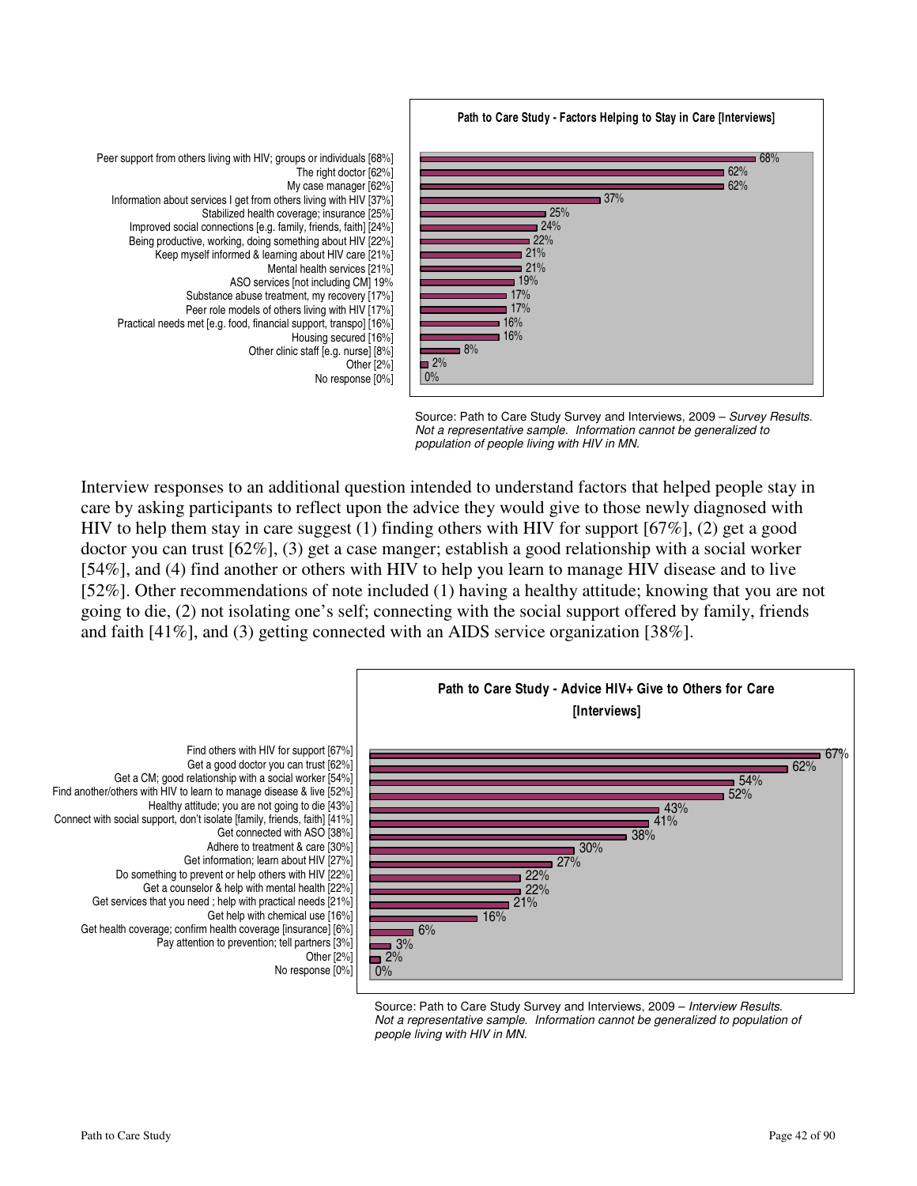**Path to Care Study - Factors Helping to Stay in Care [Interviews]**

| Factor | Percent |
|---|---|
| Peer support from others living with HIV; groups or individuals [68%] | 68% |
| The right doctor [62%] | 62% |
| My case manager [62%] | 62% |
| Information about services I get from others living with HIV [37%] | 37% |
| Stabilized health coverage; insurance [25%] | 25% |
| Improved social connections [e.g. family, friends, faith] [24%] | 24% |
| Being productive, working, doing something about HIV [22%] | 22% |
| Keep myself informed & learning about HIV care [21%] | 21% |
| Mental health services [21%] | 21% |
| ASO services [not including CM] 19% | 19% |
| Substance abuse treatment, my recovery [17%] | 17% |
| Peer role models of others living with HIV [17%] | 17% |
| Practical needs met [e.g. food, financial support, transpo] [16%] | 16% |
| Housing secured [16%] | 16% |
| Other clinic staff [e.g. nurse] [8%] | 8% |
| Other [2%] | 2% |
| No response [0%] | 0% |

Source: Path to Care Study Survey and Interviews, 2009 – *Survey Results. Not a representative sample. Information cannot be generalized to population of people living with HIV in MN.*

Interview responses to an additional question intended to understand factors that helped people stay in care by asking participants to reflect upon the advice they would give to those newly diagnosed with HIV to help them stay in care suggest (1) finding others with HIV for support [67%], (2) get a good doctor you can trust [62%], (3) get a case manger; establish a good relationship with a social worker [54%], and (4) find another or others with HIV to help you learn to manage HIV disease and to live [52%]. Other recommendations of note included (1) having a healthy attitude; knowing that you are not going to die, (2) not isolating one's self; connecting with the social support offered by family, friends and faith [41%], and (3) getting connected with an AIDS service organization [38%].

**Path to Care Study - Advice HIV+ Give to Others for Care [Interviews]**

| Advice | Percent |
|---|---|
| Find others with HIV for support [67%] | 67% |
| Get a good doctor you can trust [62%] | 62% |
| Get a CM; good relationship with a social worker [54%] | 54% |
| Find another/others with HIV to learn to manage disease & live [52%] | 52% |
| Healthy attitude; you are not going to die [43%] | 43% |
| Connect with social support, don't isolate [family, friends, faith] [41%] | 41% |
| Get connected with ASO [38%] | 38% |
| Adhere to treatment & care [30%] | 30% |
| Get information; learn about HIV [27%] | 27% |
| Do something to prevent or help others with HIV [22%] | 22% |
| Get a counselor & help with mental health [22%] | 22% |
| Get services that you need ; help with practical needs [21%] | 21% |
| Get help with chemical use [16%] | 16% |
| Get health coverage; confirm health coverage [insurance] [6%] | 6% |
| Pay attention to prevention; tell partners [3%] | 3% |
| Other [2%] | 2% |
| No response [0%] | 0% |

Source: Path to Care Study Survey and Interviews, 2009 – *Interview Results. Not a representative sample. Information cannot be generalized to population of people living with HIV in MN.*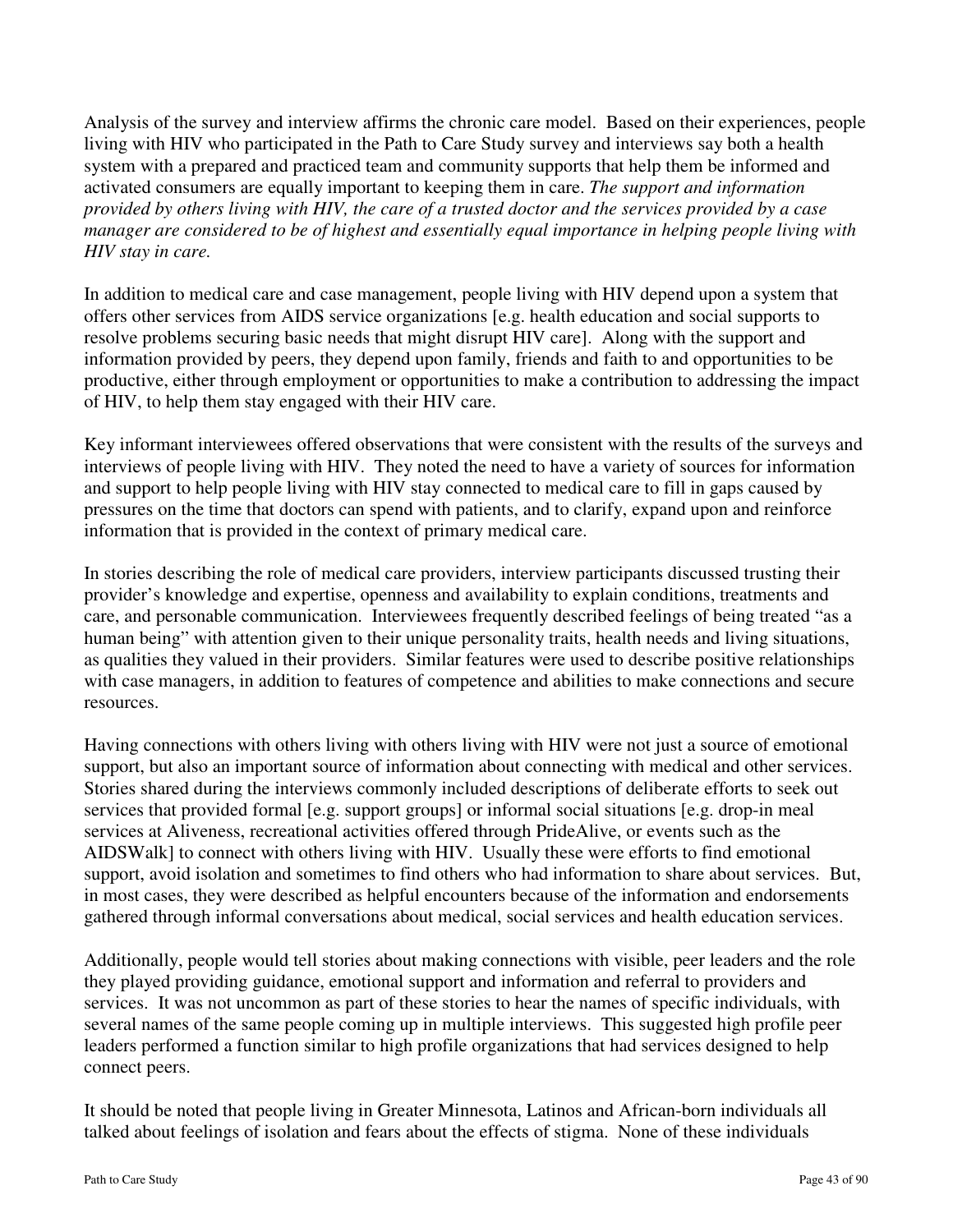Analysis of the survey and interview affirms the chronic care model. Based on their experiences, people living with HIV who participated in the Path to Care Study survey and interviews say both a health system with a prepared and practiced team and community supports that help them be informed and activated consumers are equally important to keeping them in care. *The support and information provided by others living with HIV, the care of a trusted doctor and the services provided by a case manager are considered to be of highest and essentially equal importance in helping people living with HIV stay in care.*

In addition to medical care and case management, people living with HIV depend upon a system that offers other services from AIDS service organizations [e.g. health education and social supports to resolve problems securing basic needs that might disrupt HIV care]. Along with the support and information provided by peers, they depend upon family, friends and faith to and opportunities to be productive, either through employment or opportunities to make a contribution to addressing the impact of HIV, to help them stay engaged with their HIV care.

Key informant interviewees offered observations that were consistent with the results of the surveys and interviews of people living with HIV. They noted the need to have a variety of sources for information and support to help people living with HIV stay connected to medical care to fill in gaps caused by pressures on the time that doctors can spend with patients, and to clarify, expand upon and reinforce information that is provided in the context of primary medical care.

In stories describing the role of medical care providers, interview participants discussed trusting their provider's knowledge and expertise, openness and availability to explain conditions, treatments and care, and personable communication. Interviewees frequently described feelings of being treated "as a human being" with attention given to their unique personality traits, health needs and living situations, as qualities they valued in their providers. Similar features were used to describe positive relationships with case managers, in addition to features of competence and abilities to make connections and secure resources.

Having connections with others living with others living with HIV were not just a source of emotional support, but also an important source of information about connecting with medical and other services. Stories shared during the interviews commonly included descriptions of deliberate efforts to seek out services that provided formal [e.g. support groups] or informal social situations [e.g. drop-in meal services at Aliveness, recreational activities offered through PrideAlive, or events such as the AIDSWalk] to connect with others living with HIV. Usually these were efforts to find emotional support, avoid isolation and sometimes to find others who had information to share about services. But, in most cases, they were described as helpful encounters because of the information and endorsements gathered through informal conversations about medical, social services and health education services.

Additionally, people would tell stories about making connections with visible, peer leaders and the role they played providing guidance, emotional support and information and referral to providers and services. It was not uncommon as part of these stories to hear the names of specific individuals, with several names of the same people coming up in multiple interviews. This suggested high profile peer leaders performed a function similar to high profile organizations that had services designed to help connect peers.

It should be noted that people living in Greater Minnesota, Latinos and African-born individuals all talked about feelings of isolation and fears about the effects of stigma. None of these individuals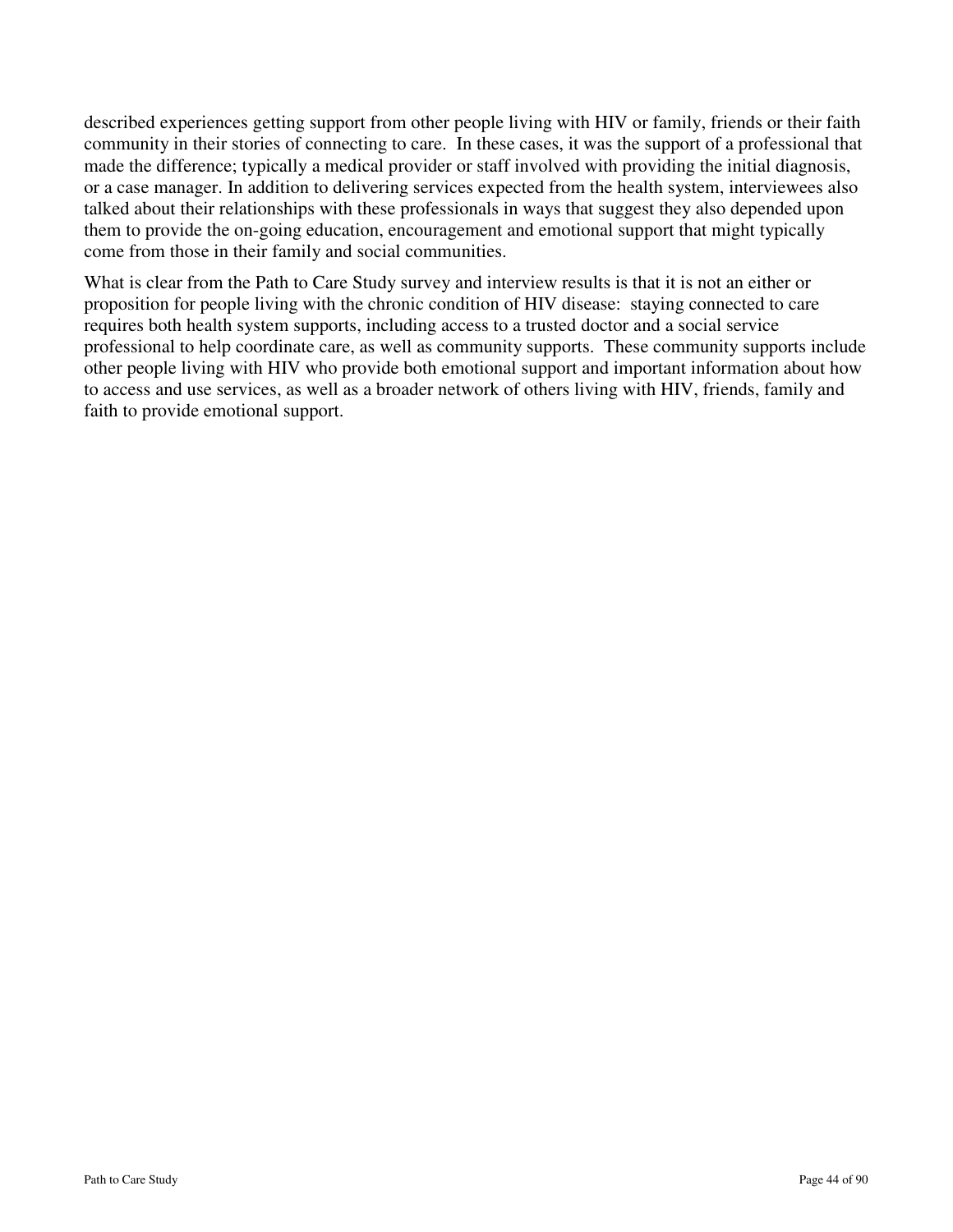described experiences getting support from other people living with HIV or family, friends or their faith community in their stories of connecting to care. In these cases, it was the support of a professional that made the difference; typically a medical provider or staff involved with providing the initial diagnosis, or a case manager. In addition to delivering services expected from the health system, interviewees also talked about their relationships with these professionals in ways that suggest they also depended upon them to provide the on-going education, encouragement and emotional support that might typically come from those in their family and social communities.

What is clear from the Path to Care Study survey and interview results is that it is not an either or proposition for people living with the chronic condition of HIV disease: staying connected to care requires both health system supports, including access to a trusted doctor and a social service professional to help coordinate care, as well as community supports. These community supports include other people living with HIV who provide both emotional support and important information about how to access and use services, as well as a broader network of others living with HIV, friends, family and faith to provide emotional support.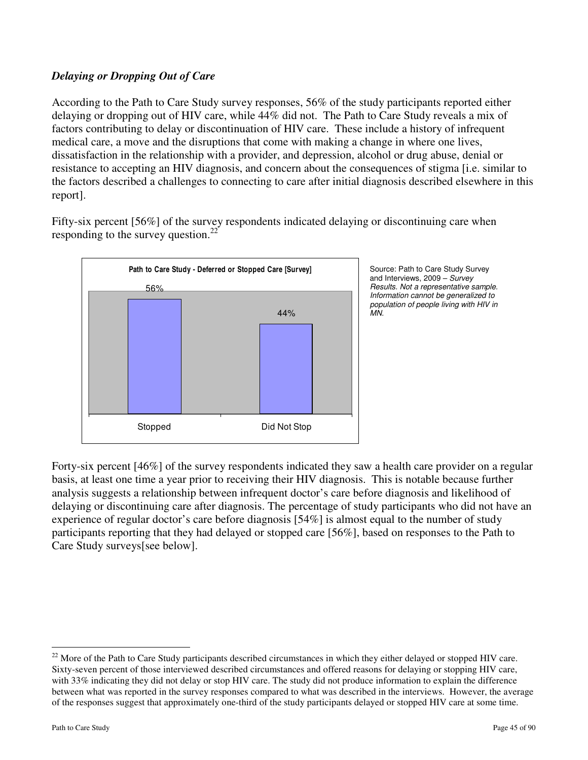### *Delaying or Dropping Out of Care*

According to the Path to Care Study survey responses, 56% of the study participants reported either delaying or dropping out of HIV care, while 44% did not. The Path to Care Study reveals a mix of factors contributing to delay or discontinuation of HIV care. These include a history of infrequent medical care, a move and the disruptions that come with making a change in where one lives, dissatisfaction in the relationship with a provider, and depression, alcohol or drug abuse, denial or resistance to accepting an HIV diagnosis, and concern about the consequences of stigma [i.e. similar to the factors described a challenges to connecting to care after initial diagnosis described elsewhere in this report].

Fifty-six percent [56%] of the survey respondents indicated delaying or discontinuing care when responding to the survey question.[22]

**Path to Care Study - Deferred or Stopped Care [Survey]**

| Stopped | Did Not Stop |
|---|---|
| 56% | 44% |

Source: Path to Care Study Survey and Interviews, 2009 – *Survey Results. Not a representative sample. Information cannot be generalized to population of people living with HIV in MN.*

Forty-six percent [46%] of the survey respondents indicated they saw a health care provider on a regular basis, at least one time a year prior to receiving their HIV diagnosis. This is notable because further analysis suggests a relationship between infrequent doctor's care before diagnosis and likelihood of delaying or discontinuing care after diagnosis. The percentage of study participants who did not have an experience of regular doctor's care before diagnosis [54%] is almost equal to the number of study participants reporting that they had delayed or stopped care [56%], based on responses to the Path to Care Study surveys[see below].

---

[22] More of the Path to Care Study participants described circumstances in which they either delayed or stopped HIV care. Sixty-seven percent of those interviewed described circumstances and offered reasons for delaying or stopping HIV care, with 33% indicating they did not delay or stop HIV care. The study did not produce information to explain the difference between what was reported in the survey responses compared to what was described in the interviews. However, the average of the responses suggest that approximately one-third of the study participants delayed or stopped HIV care at some time.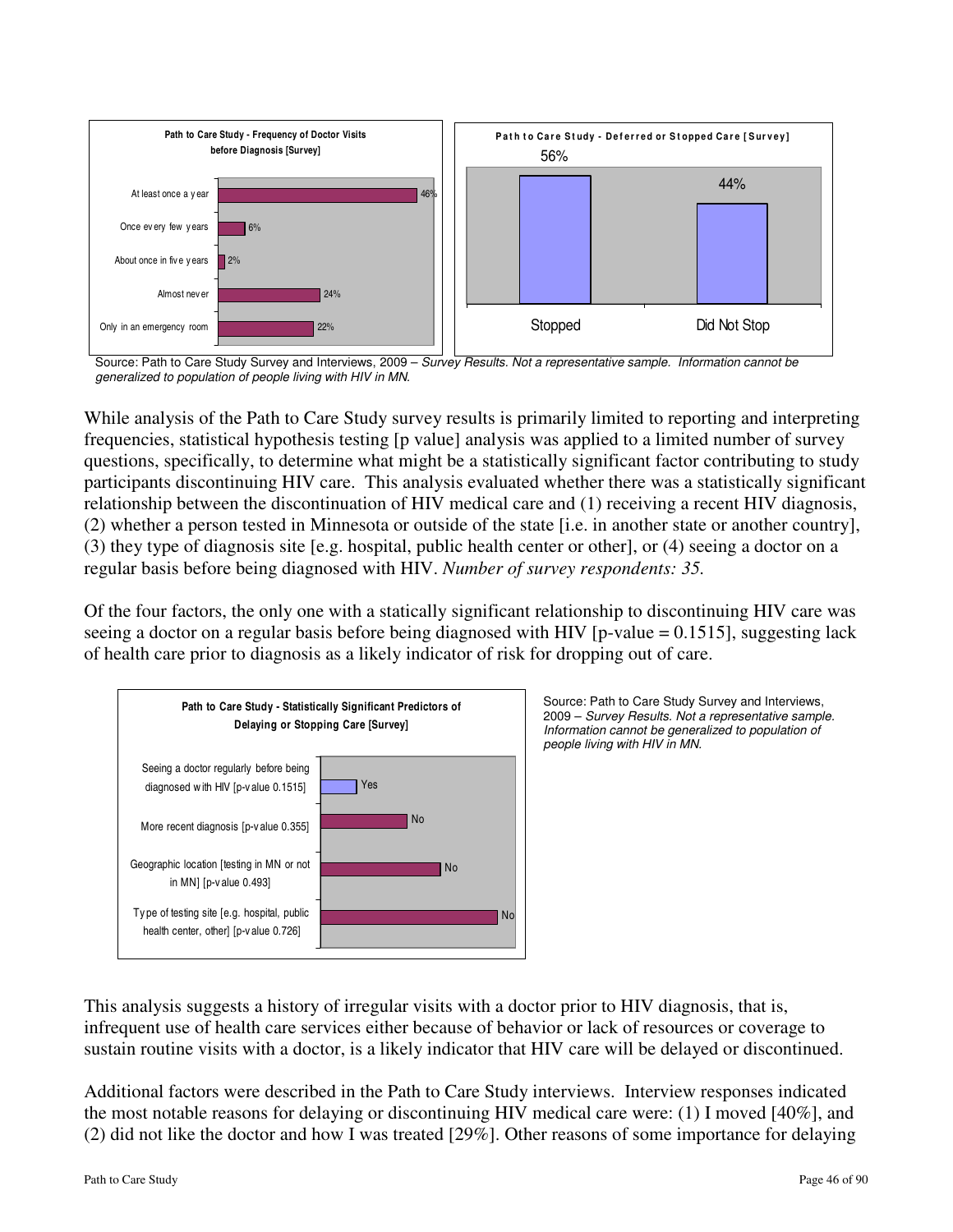**Path to Care Study - Frequency of Doctor Visits before Diagnosis [Survey]**

| Frequency | Percent |
|---|---|
| At least once a year | 46% |
| Once every few years | 6% |
| About once in five years | 2% |
| Almost never | 24% |
| Only in an emergency room | 22% |

**Path to Care Study - Deferred or Stopped Care [Survey]**

| | Percent |
|---|---|
| Stopped | 56% |
| Did Not Stop | 44% |

Source: Path to Care Study Survey and Interviews, 2009 – *Survey Results. Not a representative sample. Information cannot be generalized to population of people living with HIV in MN.*

While analysis of the Path to Care Study survey results is primarily limited to reporting and interpreting frequencies, statistical hypothesis testing [p value] analysis was applied to a limited number of survey questions, specifically, to determine what might be a statistically significant factor contributing to study participants discontinuing HIV care. This analysis evaluated whether there was a statistically significant relationship between the discontinuation of HIV medical care and (1) receiving a recent HIV diagnosis, (2) whether a person tested in Minnesota or outside of the state [i.e. in another state or another country], (3) they type of diagnosis site [e.g. hospital, public health center or other], or (4) seeing a doctor on a regular basis before being diagnosed with HIV. *Number of survey respondents: 35.*

Of the four factors, the only one with a statically significant relationship to discontinuing HIV care was seeing a doctor on a regular basis before being diagnosed with HIV [p-value = 0.1515], suggesting lack of health care prior to diagnosis as a likely indicator of risk for dropping out of care.

**Path to Care Study - Statistically Significant Predictors of Delaying or Stopping Care [Survey]**

| Factor | Significant |
|---|---|
| Seeing a doctor regularly before being diagnosed with HIV [p-value 0.1515] | Yes |
| More recent diagnosis [p-value 0.355] | No |
| Geographic location [testing in MN or not in MN] [p-value 0.493] | No |
| Type of testing site [e.g. hospital, public health center, other] [p-value 0.726] | No |

Source: Path to Care Study Survey and Interviews, 2009 – *Survey Results. Not a representative sample. Information cannot be generalized to population of people living with HIV in MN.*

This analysis suggests a history of irregular visits with a doctor prior to HIV diagnosis, that is, infrequent use of health care services either because of behavior or lack of resources or coverage to sustain routine visits with a doctor, is a likely indicator that HIV care will be delayed or discontinued.

Additional factors were described in the Path to Care Study interviews. Interview responses indicated the most notable reasons for delaying or discontinuing HIV medical care were: (1) I moved [40%], and (2) did not like the doctor and how I was treated [29%]. Other reasons of some importance for delaying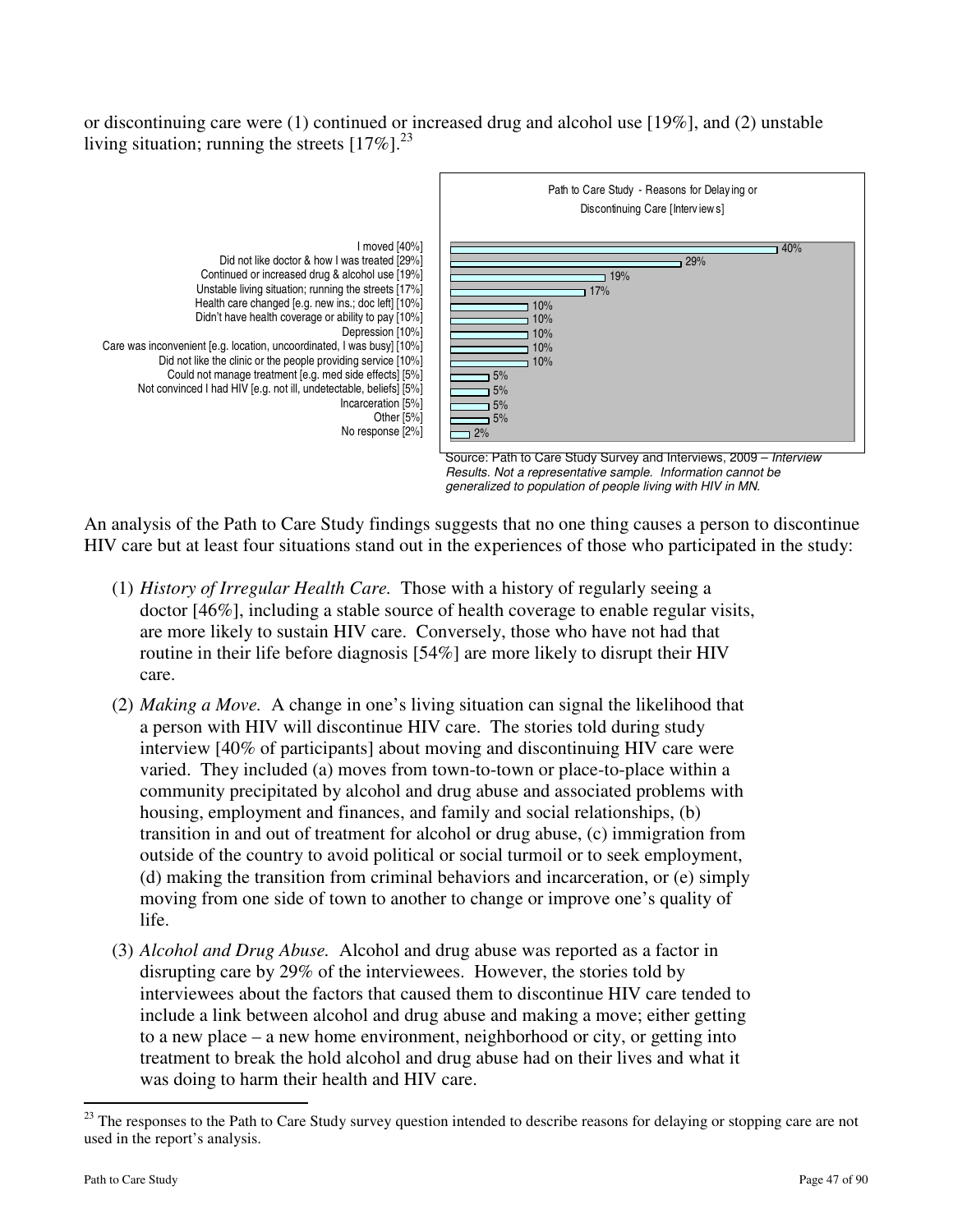or discontinuing care were (1) continued or increased drug and alcohol use [19%], and (2) unstable living situation; running the streets [17%].[23]

**Path to Care Study - Reasons for Delaying or Discontinuing Care [Interviews]**

| Reason | Percent |
| --- | --- |
| I moved [40%] | 40% |
| Did not like doctor & how I was treated [29%] | 29% |
| Continued or increased drug & alcohol use [19%] | 19% |
| Unstable living situation; running the streets [17%] | 17% |
| Health care changed [e.g. new ins.; doc left] [10%] | 10% |
| Didn't have health coverage or ability to pay [10%] | 10% |
| Depression [10%] | 10% |
| Care was inconvenient [e.g. location, uncoordinated, I was busy] [10%] | 10% |
| Did not like the clinic or the people providing service [10%] | 10% |
| Could not manage treatment [e.g. med side effects] [5%] | 5% |
| Not convinced I had HIV [e.g. not ill, undetectable, beliefs] [5%] | 5% |
| Incarceration [5%] | 5% |
| Other [5%] | 5% |
| No response [2%] | 2% |

Source: Path to Care Study Survey and Interviews, 2009 – *Interview Results. Not a representative sample. Information cannot be generalized to population of people living with HIV in MN.*

An analysis of the Path to Care Study findings suggests that no one thing causes a person to discontinue HIV care but at least four situations stand out in the experiences of those who participated in the study:

(1) *History of Irregular Health Care.* Those with a history of regularly seeing a doctor [46%], including a stable source of health coverage to enable regular visits, are more likely to sustain HIV care. Conversely, those who have not had that routine in their life before diagnosis [54%] are more likely to disrupt their HIV care.

(2) *Making a Move.* A change in one's living situation can signal the likelihood that a person with HIV will discontinue HIV care. The stories told during study interview [40% of participants] about moving and discontinuing HIV care were varied. They included (a) moves from town-to-town or place-to-place within a community precipitated by alcohol and drug abuse and associated problems with housing, employment and finances, and family and social relationships, (b) transition in and out of treatment for alcohol or drug abuse, (c) immigration from outside of the country to avoid political or social turmoil or to seek employment, (d) making the transition from criminal behaviors and incarceration, or (e) simply moving from one side of town to another to change or improve one's quality of life.

(3) *Alcohol and Drug Abuse.* Alcohol and drug abuse was reported as a factor in disrupting care by 29% of the interviewees. However, the stories told by interviewees about the factors that caused them to discontinue HIV care tended to include a link between alcohol and drug abuse and making a move; either getting to a new place – a new home environment, neighborhood or city, or getting into treatment to break the hold alcohol and drug abuse had on their lives and what it was doing to harm their health and HIV care.

[23] The responses to the Path to Care Study survey question intended to describe reasons for delaying or stopping care are not used in the report's analysis.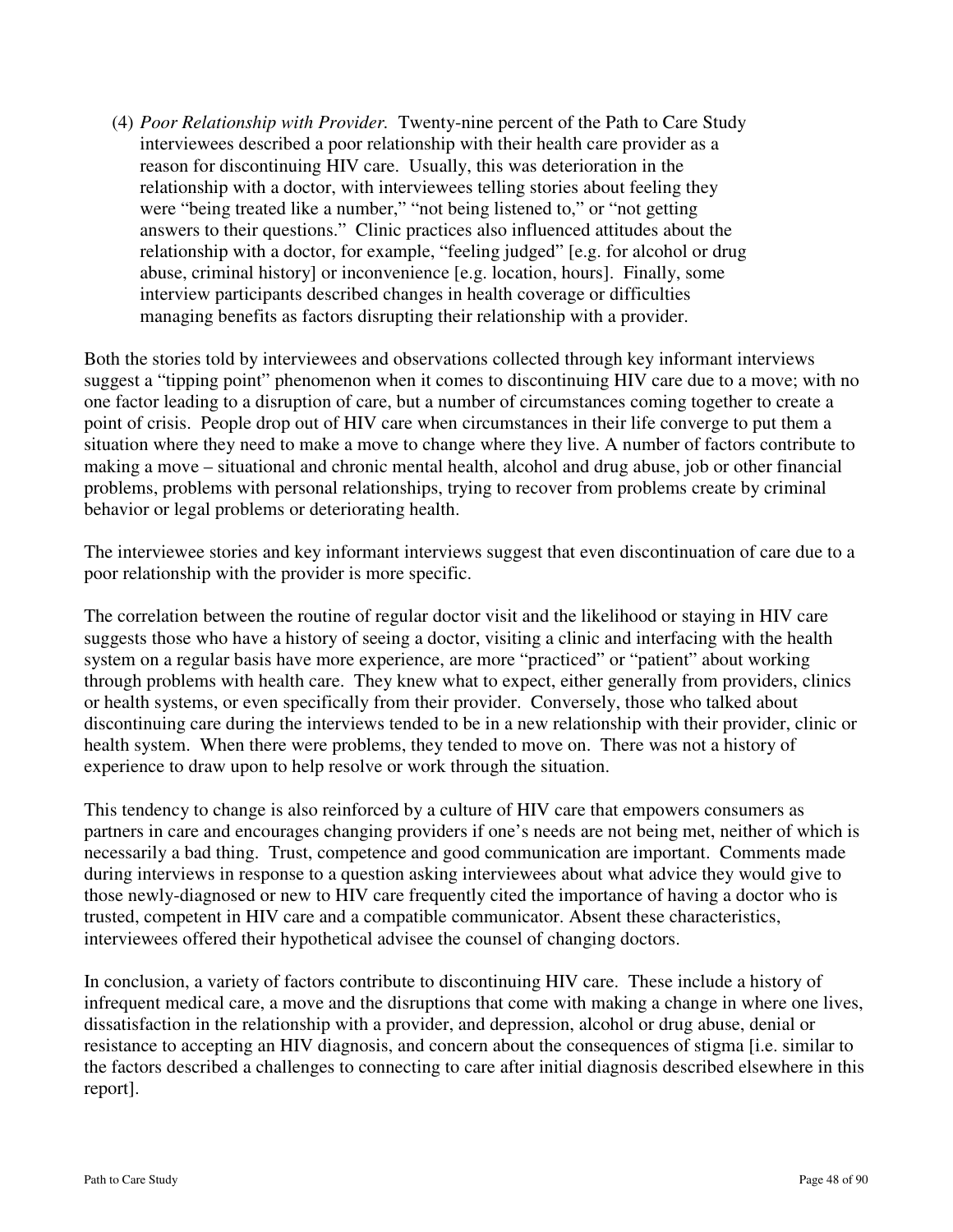(4) *Poor Relationship with Provider.* Twenty-nine percent of the Path to Care Study interviewees described a poor relationship with their health care provider as a reason for discontinuing HIV care. Usually, this was deterioration in the relationship with a doctor, with interviewees telling stories about feeling they were "being treated like a number," "not being listened to," or "not getting answers to their questions." Clinic practices also influenced attitudes about the relationship with a doctor, for example, "feeling judged" [e.g. for alcohol or drug abuse, criminal history] or inconvenience [e.g. location, hours]. Finally, some interview participants described changes in health coverage or difficulties managing benefits as factors disrupting their relationship with a provider.

Both the stories told by interviewees and observations collected through key informant interviews suggest a "tipping point" phenomenon when it comes to discontinuing HIV care due to a move; with no one factor leading to a disruption of care, but a number of circumstances coming together to create a point of crisis. People drop out of HIV care when circumstances in their life converge to put them a situation where they need to make a move to change where they live. A number of factors contribute to making a move – situational and chronic mental health, alcohol and drug abuse, job or other financial problems, problems with personal relationships, trying to recover from problems create by criminal behavior or legal problems or deteriorating health.

The interviewee stories and key informant interviews suggest that even discontinuation of care due to a poor relationship with the provider is more specific.

The correlation between the routine of regular doctor visit and the likelihood or staying in HIV care suggests those who have a history of seeing a doctor, visiting a clinic and interfacing with the health system on a regular basis have more experience, are more "practiced" or "patient" about working through problems with health care. They knew what to expect, either generally from providers, clinics or health systems, or even specifically from their provider. Conversely, those who talked about discontinuing care during the interviews tended to be in a new relationship with their provider, clinic or health system. When there were problems, they tended to move on. There was not a history of experience to draw upon to help resolve or work through the situation.

This tendency to change is also reinforced by a culture of HIV care that empowers consumers as partners in care and encourages changing providers if one's needs are not being met, neither of which is necessarily a bad thing. Trust, competence and good communication are important. Comments made during interviews in response to a question asking interviewees about what advice they would give to those newly-diagnosed or new to HIV care frequently cited the importance of having a doctor who is trusted, competent in HIV care and a compatible communicator. Absent these characteristics, interviewees offered their hypothetical advisee the counsel of changing doctors.

In conclusion, a variety of factors contribute to discontinuing HIV care. These include a history of infrequent medical care, a move and the disruptions that come with making a change in where one lives, dissatisfaction in the relationship with a provider, and depression, alcohol or drug abuse, denial or resistance to accepting an HIV diagnosis, and concern about the consequences of stigma [i.e. similar to the factors described a challenges to connecting to care after initial diagnosis described elsewhere in this report].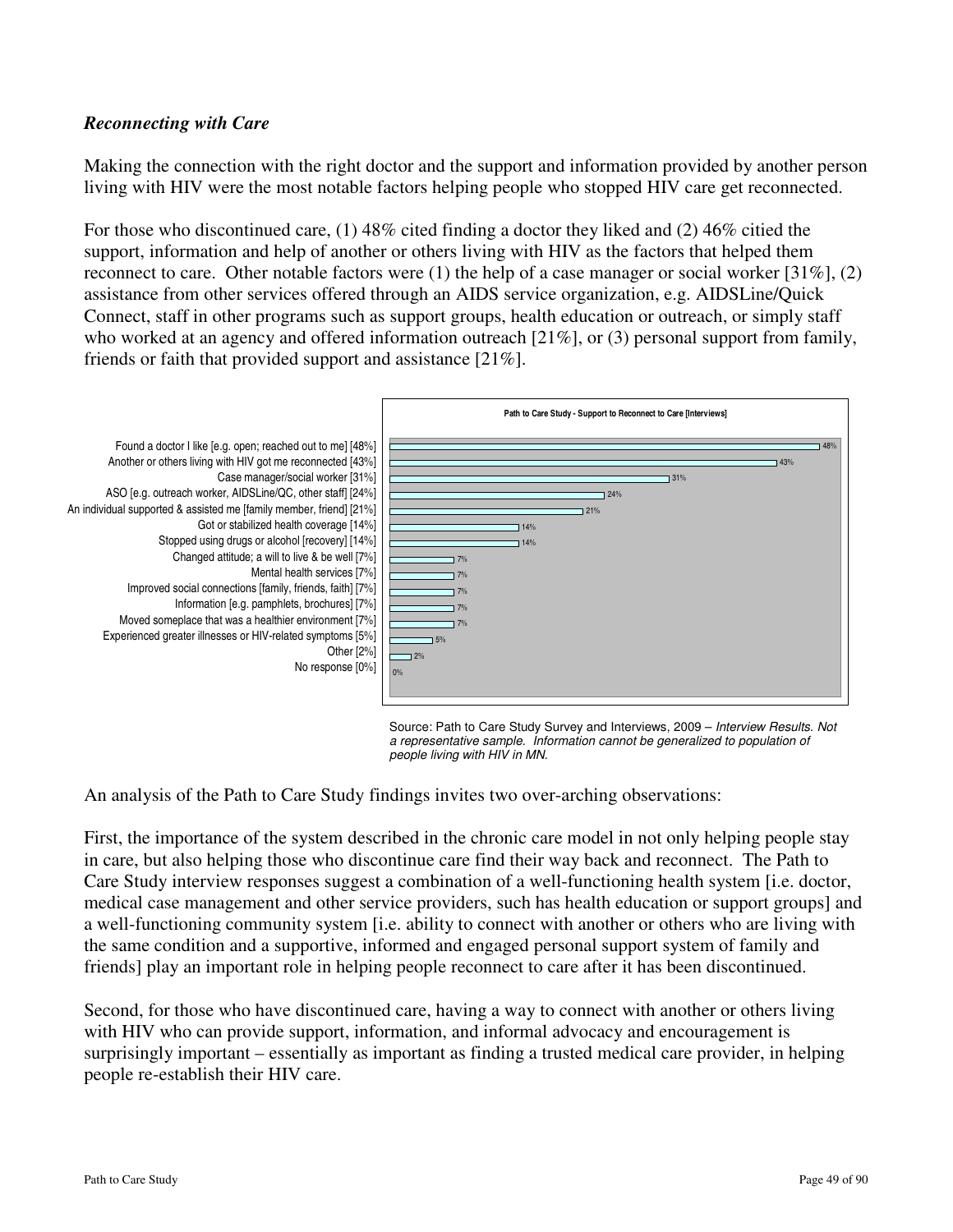*Reconnecting with Care*

Making the connection with the right doctor and the support and information provided by another person living with HIV were the most notable factors helping people who stopped HIV care get reconnected.

For those who discontinued care, (1) 48% cited finding a doctor they liked and (2) 46% citied the support, information and help of another or others living with HIV as the factors that helped them reconnect to care. Other notable factors were (1) the help of a case manager or social worker [31%], (2) assistance from other services offered through an AIDS service organization, e.g. AIDSLine/Quick Connect, staff in other programs such as support groups, health education or outreach, or simply staff who worked at an agency and offered information outreach [21%], or (3) personal support from family, friends or faith that provided support and assistance [21%].

**Path to Care Study - Support to Reconnect to Care [Interviews]**

| Factor | Percent |
|---|---|
| Found a doctor I like [e.g. open; reached out to me] [48%] | 48% |
| Another or others living with HIV got me reconnected [43%] | 43% |
| Case manager/social worker [31%] | 31% |
| ASO [e.g. outreach worker, AIDSLine/QC, other staff] [24%] | 24% |
| An individual supported & assisted me [family member, friend] [21%] | 21% |
| Got or stabilized health coverage [14%] | 14% |
| Stopped using drugs or alcohol [recovery] [14%] | 14% |
| Changed attitude; a will to live & be well [7%] | 7% |
| Mental health services [7%] | 7% |
| Improved social connections [family, friends, faith] [7%] | 7% |
| Information [e.g. pamphlets, brochures] [7%] | 7% |
| Moved someplace that was a healthier environment [7%] | 7% |
| Experienced greater illnesses or HIV-related symptoms [5%] | 5% |
| Other [2%] | 2% |
| No response [0%] | 0% |

Source: Path to Care Study Survey and Interviews, 2009 – *Interview Results. Not a representative sample. Information cannot be generalized to population of people living with HIV in MN.*

An analysis of the Path to Care Study findings invites two over-arching observations:

First, the importance of the system described in the chronic care model in not only helping people stay in care, but also helping those who discontinue care find their way back and reconnect. The Path to Care Study interview responses suggest a combination of a well-functioning health system [i.e. doctor, medical case management and other service providers, such has health education or support groups] and a well-functioning community system [i.e. ability to connect with another or others who are living with the same condition and a supportive, informed and engaged personal support system of family and friends] play an important role in helping people reconnect to care after it has been discontinued.

Second, for those who have discontinued care, having a way to connect with another or others living with HIV who can provide support, information, and informal advocacy and encouragement is surprisingly important – essentially as important as finding a trusted medical care provider, in helping people re-establish their HIV care.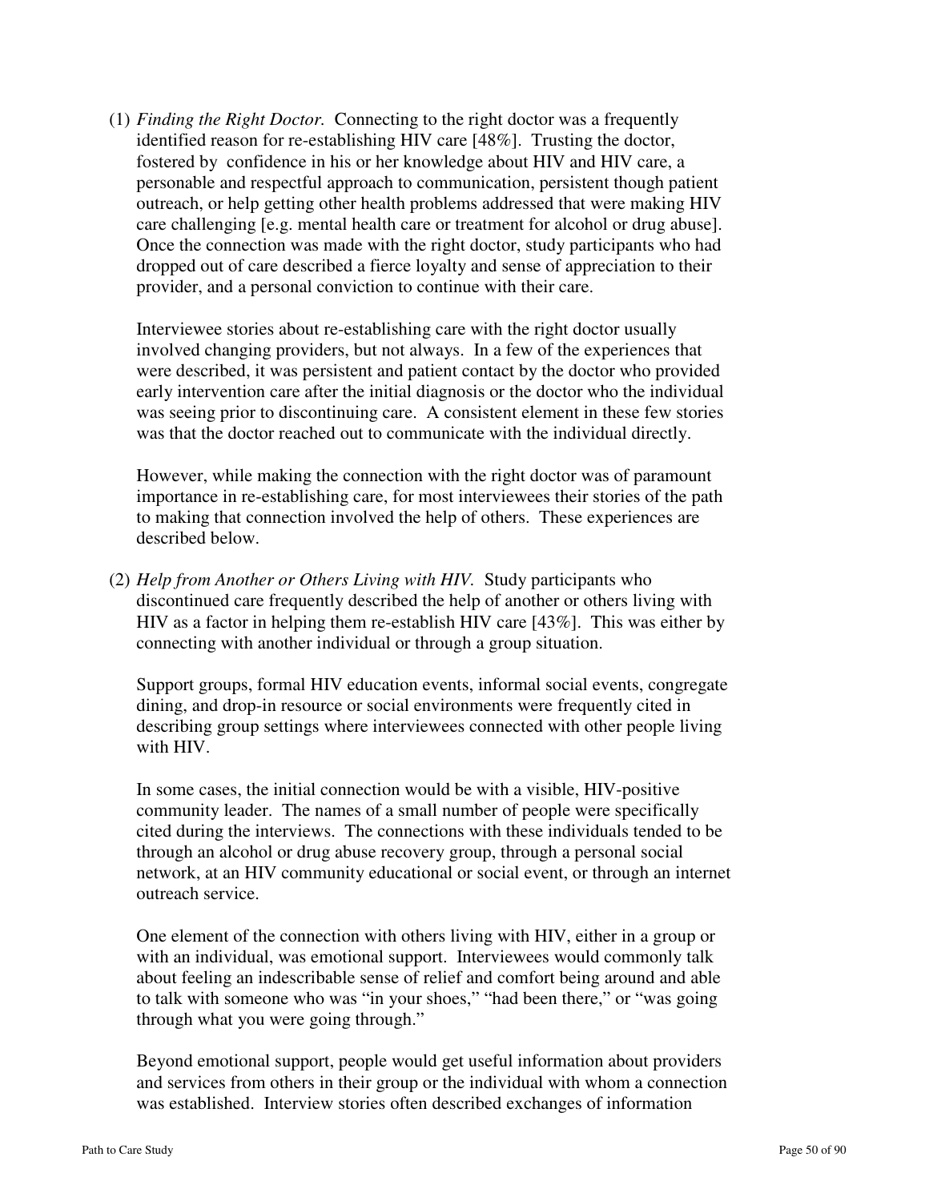(1) *Finding the Right Doctor.* Connecting to the right doctor was a frequently identified reason for re-establishing HIV care [48%]. Trusting the doctor, fostered by confidence in his or her knowledge about HIV and HIV care, a personable and respectful approach to communication, persistent though patient outreach, or help getting other health problems addressed that were making HIV care challenging [e.g. mental health care or treatment for alcohol or drug abuse]. Once the connection was made with the right doctor, study participants who had dropped out of care described a fierce loyalty and sense of appreciation to their provider, and a personal conviction to continue with their care.

   Interviewee stories about re-establishing care with the right doctor usually involved changing providers, but not always. In a few of the experiences that were described, it was persistent and patient contact by the doctor who provided early intervention care after the initial diagnosis or the doctor who the individual was seeing prior to discontinuing care. A consistent element in these few stories was that the doctor reached out to communicate with the individual directly.

   However, while making the connection with the right doctor was of paramount importance in re-establishing care, for most interviewees their stories of the path to making that connection involved the help of others. These experiences are described below.

(2) *Help from Another or Others Living with HIV.* Study participants who discontinued care frequently described the help of another or others living with HIV as a factor in helping them re-establish HIV care [43%]. This was either by connecting with another individual or through a group situation.

   Support groups, formal HIV education events, informal social events, congregate dining, and drop-in resource or social environments were frequently cited in describing group settings where interviewees connected with other people living with HIV.

   In some cases, the initial connection would be with a visible, HIV-positive community leader. The names of a small number of people were specifically cited during the interviews. The connections with these individuals tended to be through an alcohol or drug abuse recovery group, through a personal social network, at an HIV community educational or social event, or through an internet outreach service.

   One element of the connection with others living with HIV, either in a group or with an individual, was emotional support. Interviewees would commonly talk about feeling an indescribable sense of relief and comfort being around and able to talk with someone who was "in your shoes," "had been there," or "was going through what you were going through."

   Beyond emotional support, people would get useful information about providers and services from others in their group or the individual with whom a connection was established. Interview stories often described exchanges of information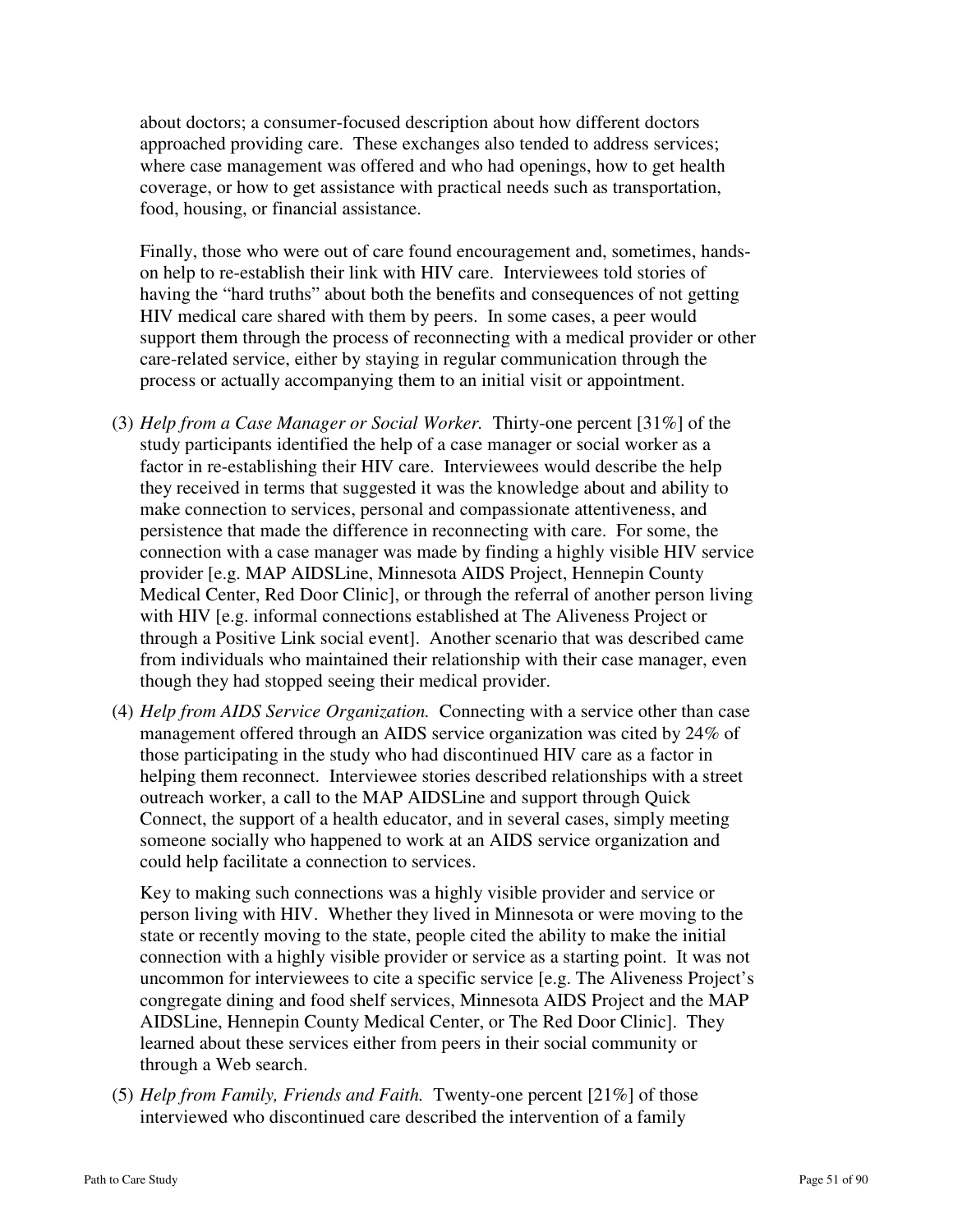about doctors; a consumer-focused description about how different doctors approached providing care. These exchanges also tended to address services; where case management was offered and who had openings, how to get health coverage, or how to get assistance with practical needs such as transportation, food, housing, or financial assistance.

Finally, those who were out of care found encouragement and, sometimes, hands-on help to re-establish their link with HIV care. Interviewees told stories of having the "hard truths" about both the benefits and consequences of not getting HIV medical care shared with them by peers. In some cases, a peer would support them through the process of reconnecting with a medical provider or other care-related service, either by staying in regular communication through the process or actually accompanying them to an initial visit or appointment.

(3) *Help from a Case Manager or Social Worker.* Thirty-one percent [31%] of the study participants identified the help of a case manager or social worker as a factor in re-establishing their HIV care. Interviewees would describe the help they received in terms that suggested it was the knowledge about and ability to make connection to services, personal and compassionate attentiveness, and persistence that made the difference in reconnecting with care. For some, the connection with a case manager was made by finding a highly visible HIV service provider [e.g. MAP AIDSLine, Minnesota AIDS Project, Hennepin County Medical Center, Red Door Clinic], or through the referral of another person living with HIV [e.g. informal connections established at The Aliveness Project or through a Positive Link social event]. Another scenario that was described came from individuals who maintained their relationship with their case manager, even though they had stopped seeing their medical provider.

(4) *Help from AIDS Service Organization.* Connecting with a service other than case management offered through an AIDS service organization was cited by 24% of those participating in the study who had discontinued HIV care as a factor in helping them reconnect. Interviewee stories described relationships with a street outreach worker, a call to the MAP AIDSLine and support through Quick Connect, the support of a health educator, and in several cases, simply meeting someone socially who happened to work at an AIDS service organization and could help facilitate a connection to services.

Key to making such connections was a highly visible provider and service or person living with HIV. Whether they lived in Minnesota or were moving to the state or recently moving to the state, people cited the ability to make the initial connection with a highly visible provider or service as a starting point. It was not uncommon for interviewees to cite a specific service [e.g. The Aliveness Project's congregate dining and food shelf services, Minnesota AIDS Project and the MAP AIDSLine, Hennepin County Medical Center, or The Red Door Clinic]. They learned about these services either from peers in their social community or through a Web search.

(5) *Help from Family, Friends and Faith.* Twenty-one percent [21%] of those interviewed who discontinued care described the intervention of a family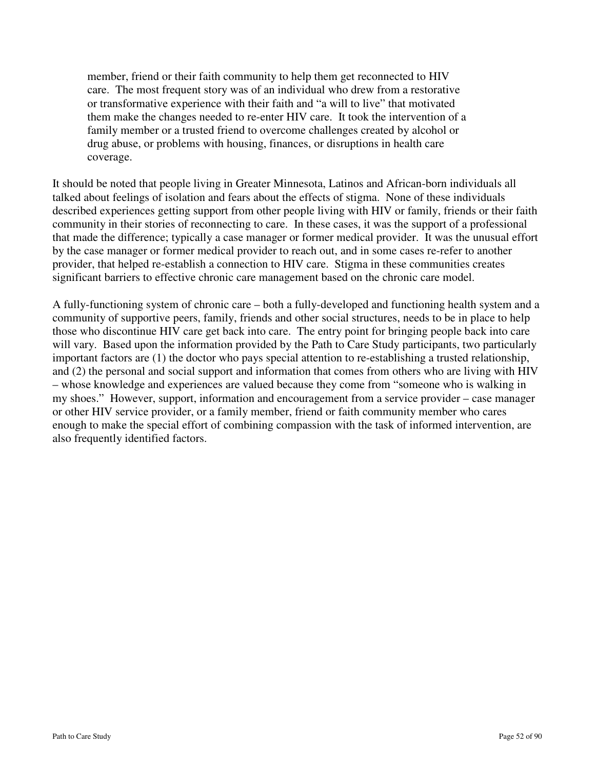> member, friend or their faith community to help them get reconnected to HIV care. The most frequent story was of an individual who drew from a restorative or transformative experience with their faith and "a will to live" that motivated them make the changes needed to re-enter HIV care. It took the intervention of a family member or a trusted friend to overcome challenges created by alcohol or drug abuse, or problems with housing, finances, or disruptions in health care coverage.

It should be noted that people living in Greater Minnesota, Latinos and African-born individuals all talked about feelings of isolation and fears about the effects of stigma. None of these individuals described experiences getting support from other people living with HIV or family, friends or their faith community in their stories of reconnecting to care. In these cases, it was the support of a professional that made the difference; typically a case manager or former medical provider. It was the unusual effort by the case manager or former medical provider to reach out, and in some cases re-refer to another provider, that helped re-establish a connection to HIV care. Stigma in these communities creates significant barriers to effective chronic care management based on the chronic care model.

A fully-functioning system of chronic care – both a fully-developed and functioning health system and a community of supportive peers, family, friends and other social structures, needs to be in place to help those who discontinue HIV care get back into care. The entry point for bringing people back into care will vary. Based upon the information provided by the Path to Care Study participants, two particularly important factors are (1) the doctor who pays special attention to re-establishing a trusted relationship, and (2) the personal and social support and information that comes from others who are living with HIV – whose knowledge and experiences are valued because they come from "someone who is walking in my shoes." However, support, information and encouragement from a service provider – case manager or other HIV service provider, or a family member, friend or faith community member who cares enough to make the special effort of combining compassion with the task of informed intervention, are also frequently identified factors.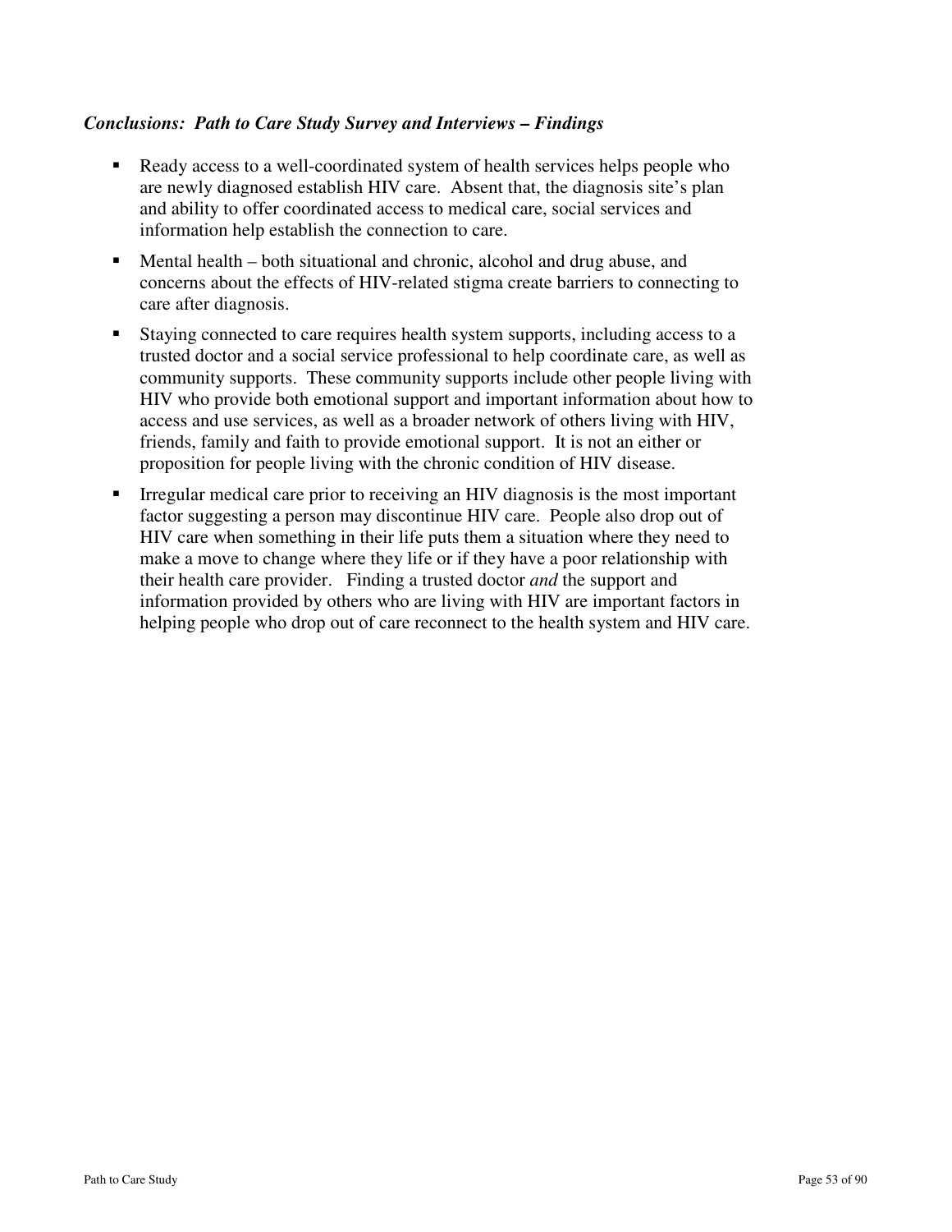***Conclusions: Path to Care Study Survey and Interviews – Findings***

- Ready access to a well-coordinated system of health services helps people who are newly diagnosed establish HIV care. Absent that, the diagnosis site's plan and ability to offer coordinated access to medical care, social services and information help establish the connection to care.
- Mental health – both situational and chronic, alcohol and drug abuse, and concerns about the effects of HIV-related stigma create barriers to connecting to care after diagnosis.
- Staying connected to care requires health system supports, including access to a trusted doctor and a social service professional to help coordinate care, as well as community supports. These community supports include other people living with HIV who provide both emotional support and important information about how to access and use services, as well as a broader network of others living with HIV, friends, family and faith to provide emotional support. It is not an either or proposition for people living with the chronic condition of HIV disease.
- Irregular medical care prior to receiving an HIV diagnosis is the most important factor suggesting a person may discontinue HIV care. People also drop out of HIV care when something in their life puts them a situation where they need to make a move to change where they life or if they have a poor relationship with their health care provider. Finding a trusted doctor *and* the support and information provided by others who are living with HIV are important factors in helping people who drop out of care reconnect to the health system and HIV care.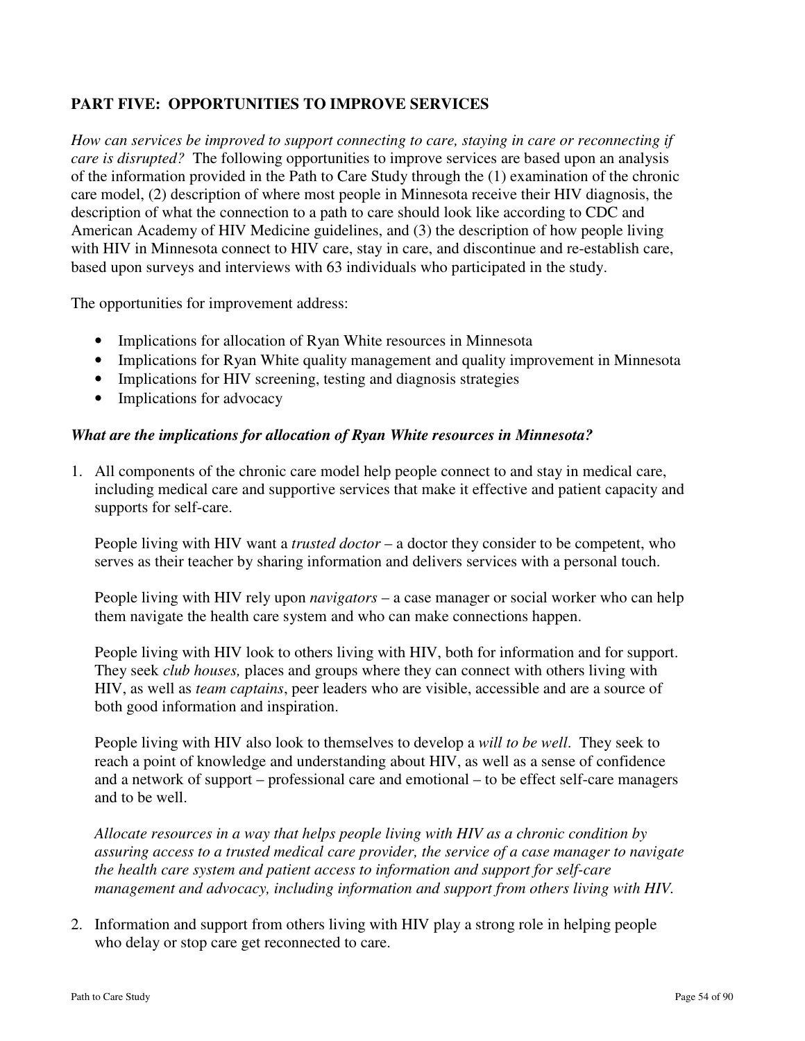## PART FIVE: OPPORTUNITIES TO IMPROVE SERVICES

*How can services be improved to support connecting to care, staying in care or reconnecting if care is disrupted?* The following opportunities to improve services are based upon an analysis of the information provided in the Path to Care Study through the (1) examination of the chronic care model, (2) description of where most people in Minnesota receive their HIV diagnosis, the description of what the connection to a path to care should look like according to CDC and American Academy of HIV Medicine guidelines, and (3) the description of how people living with HIV in Minnesota connect to HIV care, stay in care, and discontinue and re-establish care, based upon surveys and interviews with 63 individuals who participated in the study.

The opportunities for improvement address:

- Implications for allocation of Ryan White resources in Minnesota
- Implications for Ryan White quality management and quality improvement in Minnesota
- Implications for HIV screening, testing and diagnosis strategies
- Implications for advocacy

### *What are the implications for allocation of Ryan White resources in Minnesota?*

1. All components of the chronic care model help people connect to and stay in medical care, including medical care and supportive services that make it effective and patient capacity and supports for self-care.

   People living with HIV want a *trusted doctor* – a doctor they consider to be competent, who serves as their teacher by sharing information and delivers services with a personal touch.

   People living with HIV rely upon *navigators* – a case manager or social worker who can help them navigate the health care system and who can make connections happen.

   People living with HIV look to others living with HIV, both for information and for support. They seek *club houses,* places and groups where they can connect with others living with HIV, as well as *team captains*, peer leaders who are visible, accessible and are a source of both good information and inspiration.

   People living with HIV also look to themselves to develop a *will to be well*. They seek to reach a point of knowledge and understanding about HIV, as well as a sense of confidence and a network of support – professional care and emotional – to be effect self-care managers and to be well.

   *Allocate resources in a way that helps people living with HIV as a chronic condition by assuring access to a trusted medical care provider, the service of a case manager to navigate the health care system and patient access to information and support for self-care management and advocacy, including information and support from others living with HIV.*

2. Information and support from others living with HIV play a strong role in helping people who delay or stop care get reconnected to care.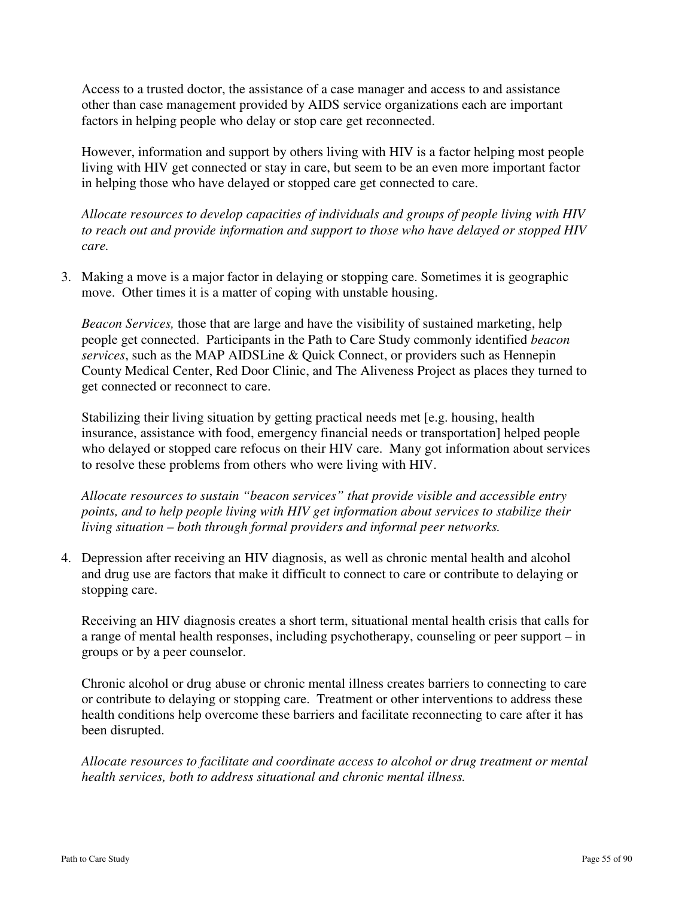Access to a trusted doctor, the assistance of a case manager and access to and assistance other than case management provided by AIDS service organizations each are important factors in helping people who delay or stop care get reconnected.

However, information and support by others living with HIV is a factor helping most people living with HIV get connected or stay in care, but seem to be an even more important factor in helping those who have delayed or stopped care get connected to care.

*Allocate resources to develop capacities of individuals and groups of people living with HIV to reach out and provide information and support to those who have delayed or stopped HIV care.*

3. Making a move is a major factor in delaying or stopping care. Sometimes it is geographic move. Other times it is a matter of coping with unstable housing.

   *Beacon Services,* those that are large and have the visibility of sustained marketing, help people get connected. Participants in the Path to Care Study commonly identified *beacon services*, such as the MAP AIDSLine & Quick Connect, or providers such as Hennepin County Medical Center, Red Door Clinic, and The Aliveness Project as places they turned to get connected or reconnect to care.

   Stabilizing their living situation by getting practical needs met [e.g. housing, health insurance, assistance with food, emergency financial needs or transportation] helped people who delayed or stopped care refocus on their HIV care. Many got information about services to resolve these problems from others who were living with HIV.

   *Allocate resources to sustain "beacon services" that provide visible and accessible entry points, and to help people living with HIV get information about services to stabilize their living situation – both through formal providers and informal peer networks.*

4. Depression after receiving an HIV diagnosis, as well as chronic mental health and alcohol and drug use are factors that make it difficult to connect to care or contribute to delaying or stopping care.

   Receiving an HIV diagnosis creates a short term, situational mental health crisis that calls for a range of mental health responses, including psychotherapy, counseling or peer support – in groups or by a peer counselor.

   Chronic alcohol or drug abuse or chronic mental illness creates barriers to connecting to care or contribute to delaying or stopping care. Treatment or other interventions to address these health conditions help overcome these barriers and facilitate reconnecting to care after it has been disrupted.

   *Allocate resources to facilitate and coordinate access to alcohol or drug treatment or mental health services, both to address situational and chronic mental illness.*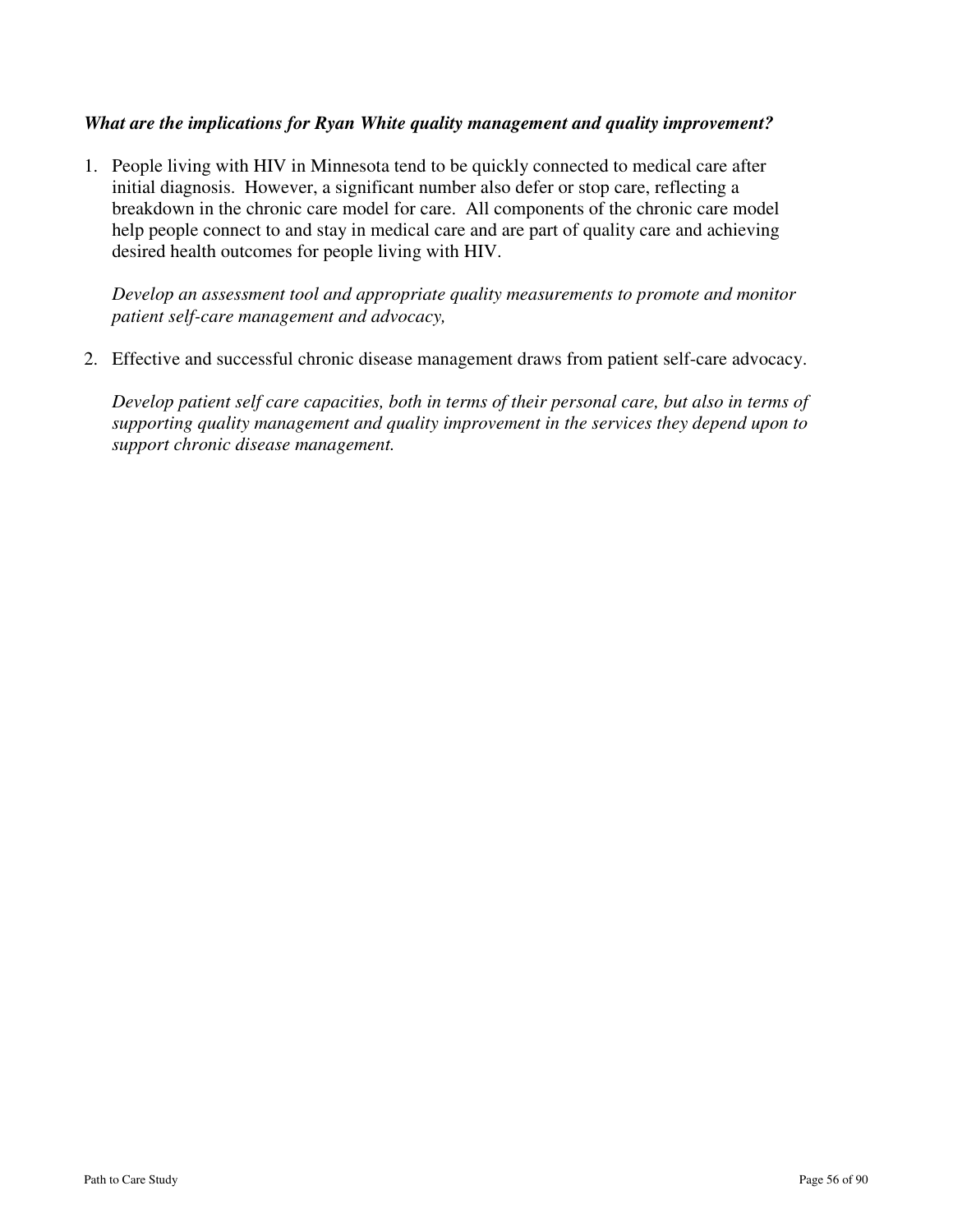***What are the implications for Ryan White quality management and quality improvement?***

1. People living with HIV in Minnesota tend to be quickly connected to medical care after initial diagnosis. However, a significant number also defer or stop care, reflecting a breakdown in the chronic care model for care. All components of the chronic care model help people connect to and stay in medical care and are part of quality care and achieving desired health outcomes for people living with HIV.

   *Develop an assessment tool and appropriate quality measurements to promote and monitor patient self-care management and advocacy,*

2. Effective and successful chronic disease management draws from patient self-care advocacy.

   *Develop patient self care capacities, both in terms of their personal care, but also in terms of supporting quality management and quality improvement in the services they depend upon to support chronic disease management.*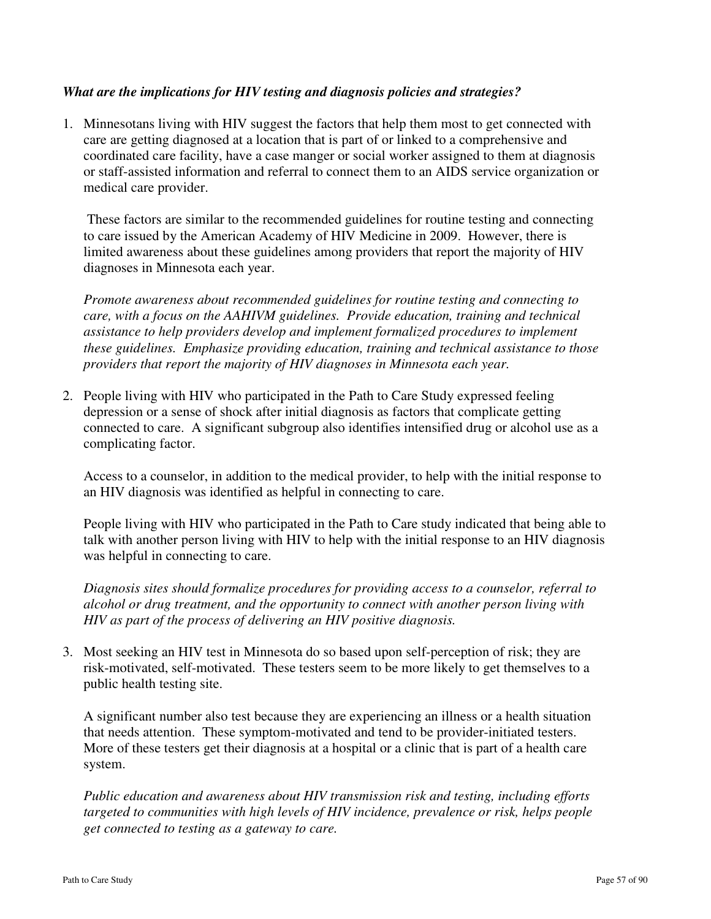***What are the implications for HIV testing and diagnosis policies and strategies?***

1. Minnesotans living with HIV suggest the factors that help them most to get connected with care are getting diagnosed at a location that is part of or linked to a comprehensive and coordinated care facility, have a case manger or social worker assigned to them at diagnosis or staff-assisted information and referral to connect them to an AIDS service organization or medical care provider.

   These factors are similar to the recommended guidelines for routine testing and connecting to care issued by the American Academy of HIV Medicine in 2009. However, there is limited awareness about these guidelines among providers that report the majority of HIV diagnoses in Minnesota each year.

   *Promote awareness about recommended guidelines for routine testing and connecting to care, with a focus on the AAHIVM guidelines. Provide education, training and technical assistance to help providers develop and implement formalized procedures to implement these guidelines. Emphasize providing education, training and technical assistance to those providers that report the majority of HIV diagnoses in Minnesota each year.*

2. People living with HIV who participated in the Path to Care Study expressed feeling depression or a sense of shock after initial diagnosis as factors that complicate getting connected to care. A significant subgroup also identifies intensified drug or alcohol use as a complicating factor.

   Access to a counselor, in addition to the medical provider, to help with the initial response to an HIV diagnosis was identified as helpful in connecting to care.

   People living with HIV who participated in the Path to Care study indicated that being able to talk with another person living with HIV to help with the initial response to an HIV diagnosis was helpful in connecting to care.

   *Diagnosis sites should formalize procedures for providing access to a counselor, referral to alcohol or drug treatment, and the opportunity to connect with another person living with HIV as part of the process of delivering an HIV positive diagnosis.*

3. Most seeking an HIV test in Minnesota do so based upon self-perception of risk; they are risk-motivated, self-motivated. These testers seem to be more likely to get themselves to a public health testing site.

   A significant number also test because they are experiencing an illness or a health situation that needs attention. These symptom-motivated and tend to be provider-initiated testers. More of these testers get their diagnosis at a hospital or a clinic that is part of a health care system.

   *Public education and awareness about HIV transmission risk and testing, including efforts targeted to communities with high levels of HIV incidence, prevalence or risk, helps people get connected to testing as a gateway to care.*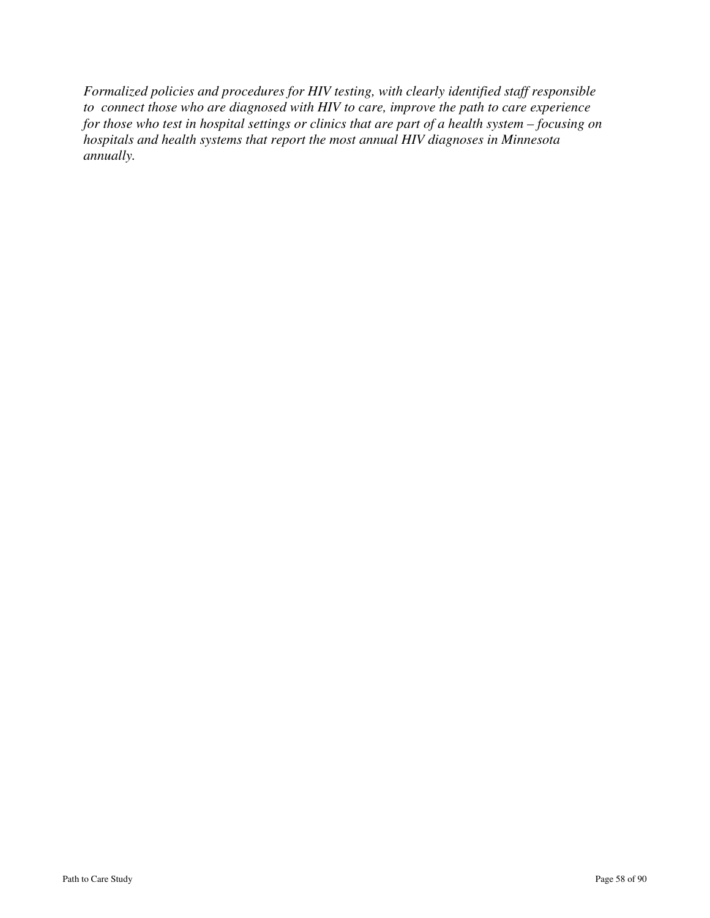*Formalized policies and procedures for HIV testing, with clearly identified staff responsible to connect those who are diagnosed with HIV to care, improve the path to care experience for those who test in hospital settings or clinics that are part of a health system – focusing on hospitals and health systems that report the most annual HIV diagnoses in Minnesota annually.*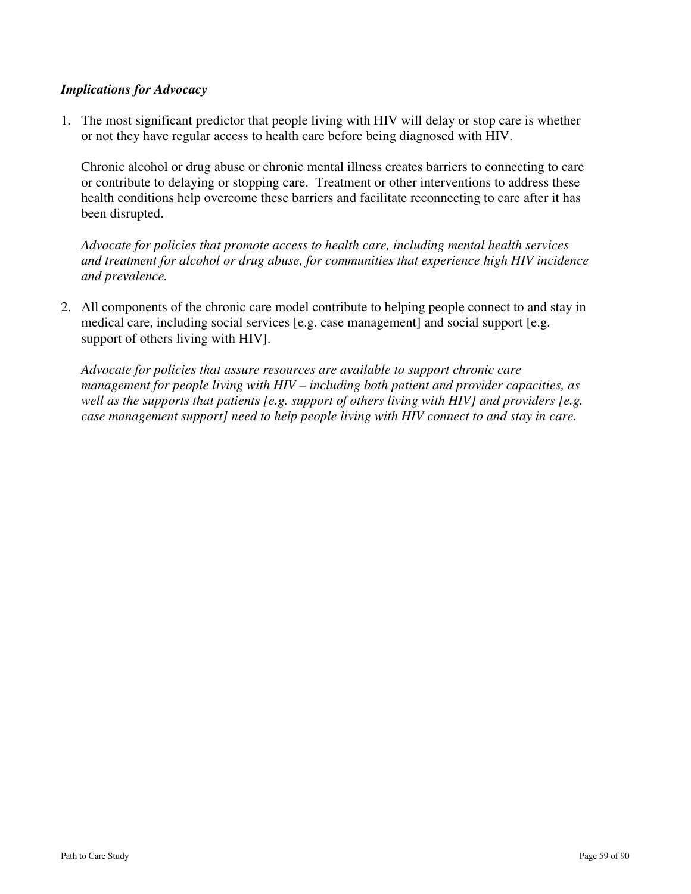***Implications for Advocacy***

1. The most significant predictor that people living with HIV will delay or stop care is whether or not they have regular access to health care before being diagnosed with HIV.

   Chronic alcohol or drug abuse or chronic mental illness creates barriers to connecting to care or contribute to delaying or stopping care. Treatment or other interventions to address these health conditions help overcome these barriers and facilitate reconnecting to care after it has been disrupted.

   *Advocate for policies that promote access to health care, including mental health services and treatment for alcohol or drug abuse, for communities that experience high HIV incidence and prevalence.*

2. All components of the chronic care model contribute to helping people connect to and stay in medical care, including social services [e.g. case management] and social support [e.g. support of others living with HIV].

   *Advocate for policies that assure resources are available to support chronic care management for people living with HIV – including both patient and provider capacities, as well as the supports that patients [e.g. support of others living with HIV] and providers [e.g. case management support] need to help people living with HIV connect to and stay in care.*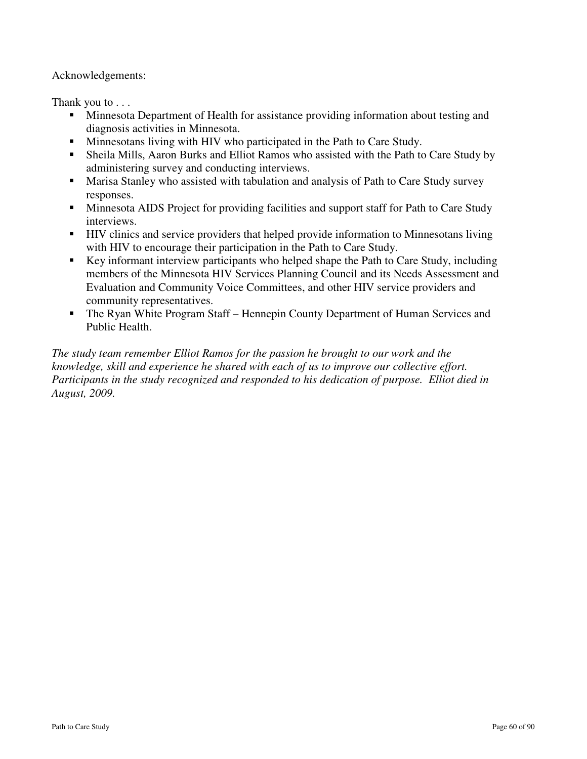Acknowledgements:

Thank you to . . .

- Minnesota Department of Health for assistance providing information about testing and diagnosis activities in Minnesota.
- Minnesotans living with HIV who participated in the Path to Care Study.
- Sheila Mills, Aaron Burks and Elliot Ramos who assisted with the Path to Care Study by administering survey and conducting interviews.
- Marisa Stanley who assisted with tabulation and analysis of Path to Care Study survey responses.
- Minnesota AIDS Project for providing facilities and support staff for Path to Care Study interviews.
- HIV clinics and service providers that helped provide information to Minnesotans living with HIV to encourage their participation in the Path to Care Study.
- Key informant interview participants who helped shape the Path to Care Study, including members of the Minnesota HIV Services Planning Council and its Needs Assessment and Evaluation and Community Voice Committees, and other HIV service providers and community representatives.
- The Ryan White Program Staff – Hennepin County Department of Human Services and Public Health.

*The study team remember Elliot Ramos for the passion he brought to our work and the knowledge, skill and experience he shared with each of us to improve our collective effort. Participants in the study recognized and responded to his dedication of purpose. Elliot died in August, 2009.*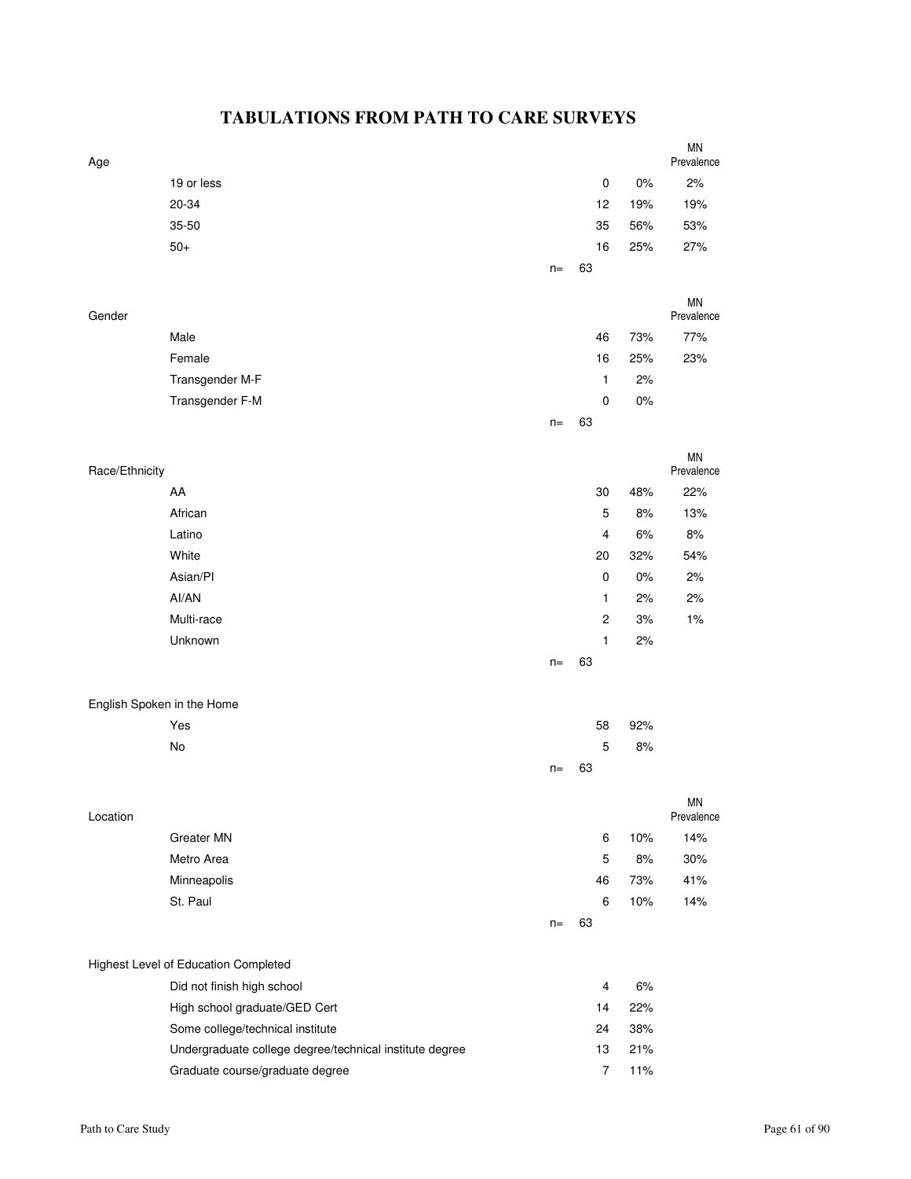# TABULATIONS FROM PATH TO CARE SURVEYS

| Age | | | | MN Prevalence |
|---|---|---|---|---|
| | 19 or less | 0 | 0% | 2% |
| | 20-34 | 12 | 19% | 19% |
| | 35-50 | 35 | 56% | 53% |
| | 50+ | 16 | 25% | 27% |
| | n= | 63 | | |

| Gender | | | | MN Prevalence |
|---|---|---|---|---|
| | Male | 46 | 73% | 77% |
| | Female | 16 | 25% | 23% |
| | Transgender M-F | 1 | 2% | |
| | Transgender F-M | 0 | 0% | |
| | n= | 63 | | |

| Race/Ethnicity | | | | MN Prevalence |
|---|---|---|---|---|
| | AA | 30 | 48% | 22% |
| | African | 5 | 8% | 13% |
| | Latino | 4 | 6% | 8% |
| | White | 20 | 32% | 54% |
| | Asian/PI | 0 | 0% | 2% |
| | AI/AN | 1 | 2% | 2% |
| | Multi-race | 2 | 3% | 1% |
| | Unknown | 1 | 2% | |
| | n= | 63 | | |

| English Spoken in the Home | | | |
|---|---|---|---|
| | Yes | 58 | 92% |
| | No | 5 | 8% |
| | n= | 63 | |

| Location | | | | MN Prevalence |
|---|---|---|---|---|
| | Greater MN | 6 | 10% | 14% |
| | Metro Area | 5 | 8% | 30% |
| | Minneapolis | 46 | 73% | 41% |
| | St. Paul | 6 | 10% | 14% |
| | n= | 63 | | |

| Highest Level of Education Completed | | | |
|---|---|---|---|
| | Did not finish high school | 4 | 6% |
| | High school graduate/GED Cert | 14 | 22% |
| | Some college/technical institute | 24 | 38% |
| | Undergraduate college degree/technical institute degree | 13 | 21% |
| | Graduate course/graduate degree | 7 | 11% |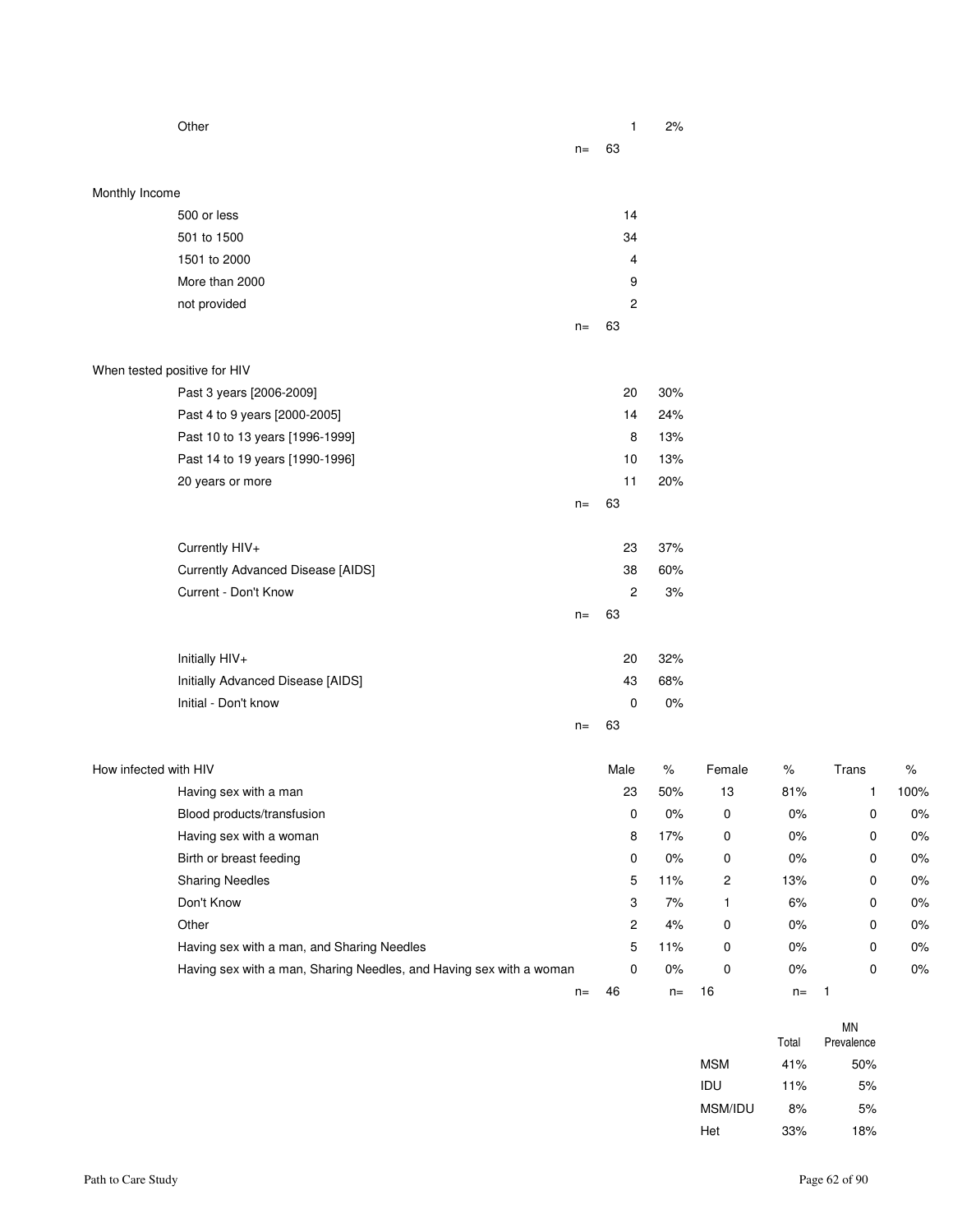| | | |
|---|---|---|
| Other | 1 | 2% |
| n= | 63 | |

**Monthly Income**

| | |
|---|---|
| 500 or less | 14 |
| 501 to 1500 | 34 |
| 1501 to 2000 | 4 |
| More than 2000 | 9 |
| not provided | 2 |
| n= | 63 |

**When tested positive for HIV**

| | | |
|---|---|---|
| Past 3 years [2006-2009] | 20 | 30% |
| Past 4 to 9 years [2000-2005] | 14 | 24% |
| Past 10 to 13 years [1996-1999] | 8 | 13% |
| Past 14 to 19 years [1990-1996] | 10 | 13% |
| 20 years or more | 11 | 20% |
| n= | 63 | |

| | | |
|---|---|---|
| Currently HIV+ | 23 | 37% |
| Currently Advanced Disease [AIDS] | 38 | 60% |
| Current - Don't Know | 2 | 3% |
| n= | 63 | |

| | | |
|---|---|---|
| Initially HIV+ | 20 | 32% |
| Initially Advanced Disease [AIDS] | 43 | 68% |
| Initial - Don't know | 0 | 0% |
| n= | 63 | |

**How infected with HIV**

| | Male | % | Female | % | Trans | % |
|---|---|---|---|---|---|---|
| Having sex with a man | 23 | 50% | 13 | 81% | 1 | 100% |
| Blood products/transfusion | 0 | 0% | 0 | 0% | 0 | 0% |
| Having sex with a woman | 8 | 17% | 0 | 0% | 0 | 0% |
| Birth or breast feeding | 0 | 0% | 0 | 0% | 0 | 0% |
| Sharing Needles | 5 | 11% | 2 | 13% | 0 | 0% |
| Don't Know | 3 | 7% | 1 | 6% | 0 | 0% |
| Other | 2 | 4% | 0 | 0% | 0 | 0% |
| Having sex with a man, and Sharing Needles | 5 | 11% | 0 | 0% | 0 | 0% |
| Having sex with a man, Sharing Needles, and Having sex with a woman | 0 | 0% | 0 | 0% | 0 | 0% |
| n= | 46 | n= | 16 | n= | 1 | |

| | Total | MN Prevalence |
|---|---|---|
| MSM | 41% | 50% |
| IDU | 11% | 5% |
| MSM/IDU | 8% | 5% |
| Het | 33% | 18% |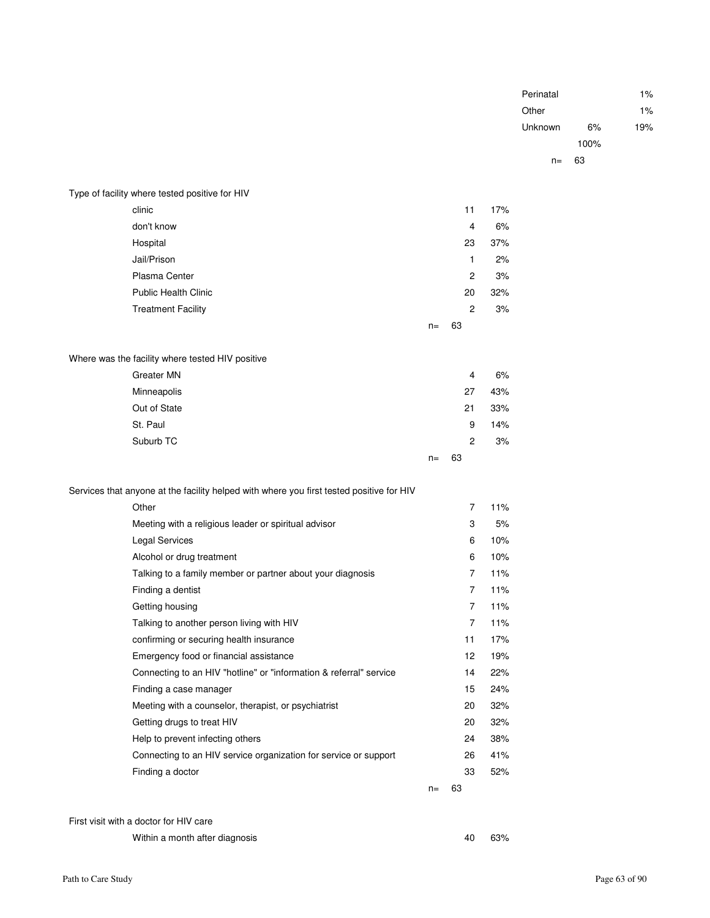| | | |
|---|---|---|
| Perinatal | | 1% |
| Other | | 1% |
| Unknown | 6% | 19% |
| | 100% | |
| n= | 63 | |

**Type of facility where tested positive for HIV**

| | | |
|---|---|---|
| clinic | 11 | 17% |
| don't know | 4 | 6% |
| Hospital | 23 | 37% |
| Jail/Prison | 1 | 2% |
| Plasma Center | 2 | 3% |
| Public Health Clinic | 20 | 32% |
| Treatment Facility | 2 | 3% |
| n= | 63 | |

**Where was the facility where tested HIV positive**

| | | |
|---|---|---|
| Greater MN | 4 | 6% |
| Minneapolis | 27 | 43% |
| Out of State | 21 | 33% |
| St. Paul | 9 | 14% |
| Suburb TC | 2 | 3% |
| n= | 63 | |

**Services that anyone at the facility helped with where you first tested positive for HIV**

| | | |
|---|---|---|
| Other | 7 | 11% |
| Meeting with a religious leader or spiritual advisor | 3 | 5% |
| Legal Services | 6 | 10% |
| Alcohol or drug treatment | 6 | 10% |
| Talking to a family member or partner about your diagnosis | 7 | 11% |
| Finding a dentist | 7 | 11% |
| Getting housing | 7 | 11% |
| Talking to another person living with HIV | 7 | 11% |
| confirming or securing health insurance | 11 | 17% |
| Emergency food or financial assistance | 12 | 19% |
| Connecting to an HIV "hotline" or "information & referral" service | 14 | 22% |
| Finding a case manager | 15 | 24% |
| Meeting with a counselor, therapist, or psychiatrist | 20 | 32% |
| Getting drugs to treat HIV | 20 | 32% |
| Help to prevent infecting others | 24 | 38% |
| Connecting to an HIV service organization for service or support | 26 | 41% |
| Finding a doctor | 33 | 52% |
| n= | 63 | |

**First visit with a doctor for HIV care**

| | | |
|---|---|---|
| Within a month after diagnosis | 40 | 63% |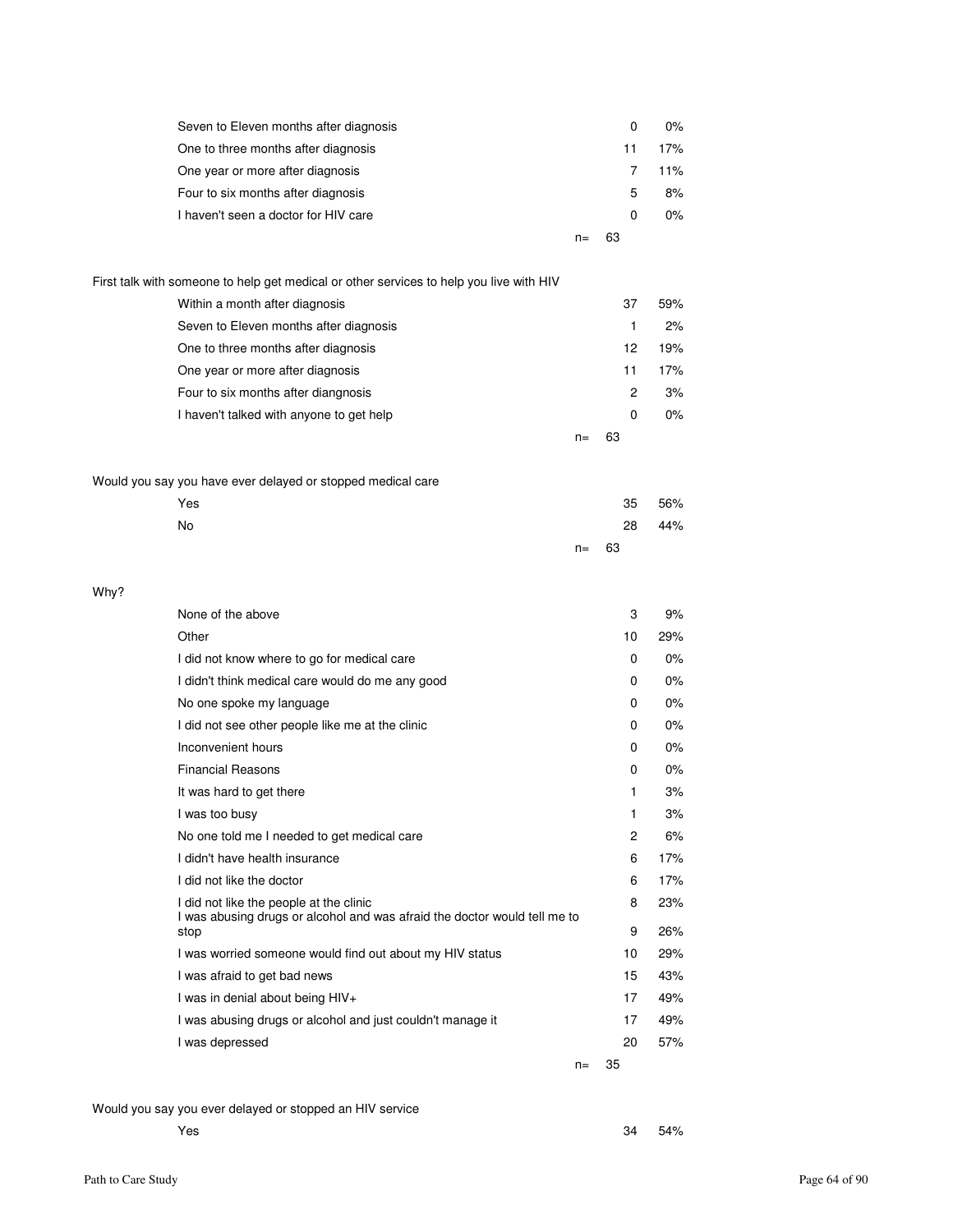| | | |
|---|---|---|
| Seven to Eleven months after diagnosis | 0 | 0% |
| One to three months after diagnosis | 11 | 17% |
| One year or more after diagnosis | 7 | 11% |
| Four to six months after diagnosis | 5 | 8% |
| I haven't seen a doctor for HIV care | 0 | 0% |
| n= | 63 | |

First talk with someone to help get medical or other services to help you live with HIV

| | | |
|---|---|---|
| Within a month after diagnosis | 37 | 59% |
| Seven to Eleven months after diagnosis | 1 | 2% |
| One to three months after diagnosis | 12 | 19% |
| One year or more after diagnosis | 11 | 17% |
| Four to six months after diangnosis | 2 | 3% |
| I haven't talked with anyone to get help | 0 | 0% |
| n= | 63 | |

Would you say you have ever delayed or stopped medical care

| | | |
|---|---|---|
| Yes | 35 | 56% |
| No | 28 | 44% |
| n= | 63 | |

Why?

| | | |
|---|---|---|
| None of the above | 3 | 9% |
| Other | 10 | 29% |
| I did not know where to go for medical care | 0 | 0% |
| I didn't think medical care would do me any good | 0 | 0% |
| No one spoke my language | 0 | 0% |
| I did not see other people like me at the clinic | 0 | 0% |
| Inconvenient hours | 0 | 0% |
| Financial Reasons | 0 | 0% |
| It was hard to get there | 1 | 3% |
| I was too busy | 1 | 3% |
| No one told me I needed to get medical care | 2 | 6% |
| I didn't have health insurance | 6 | 17% |
| I did not like the doctor | 6 | 17% |
| I did not like the people at the clinic | 8 | 23% |
| I was abusing drugs or alcohol and was afraid the doctor would tell me to stop | 9 | 26% |
| I was worried someone would find out about my HIV status | 10 | 29% |
| I was afraid to get bad news | 15 | 43% |
| I was in denial about being HIV+ | 17 | 49% |
| I was abusing drugs or alcohol and just couldn't manage it | 17 | 49% |
| I was depressed | 20 | 57% |
| n= | 35 | |

Would you say you ever delayed or stopped an HIV service

| | | |
|---|---|---|
| Yes | 34 | 54% |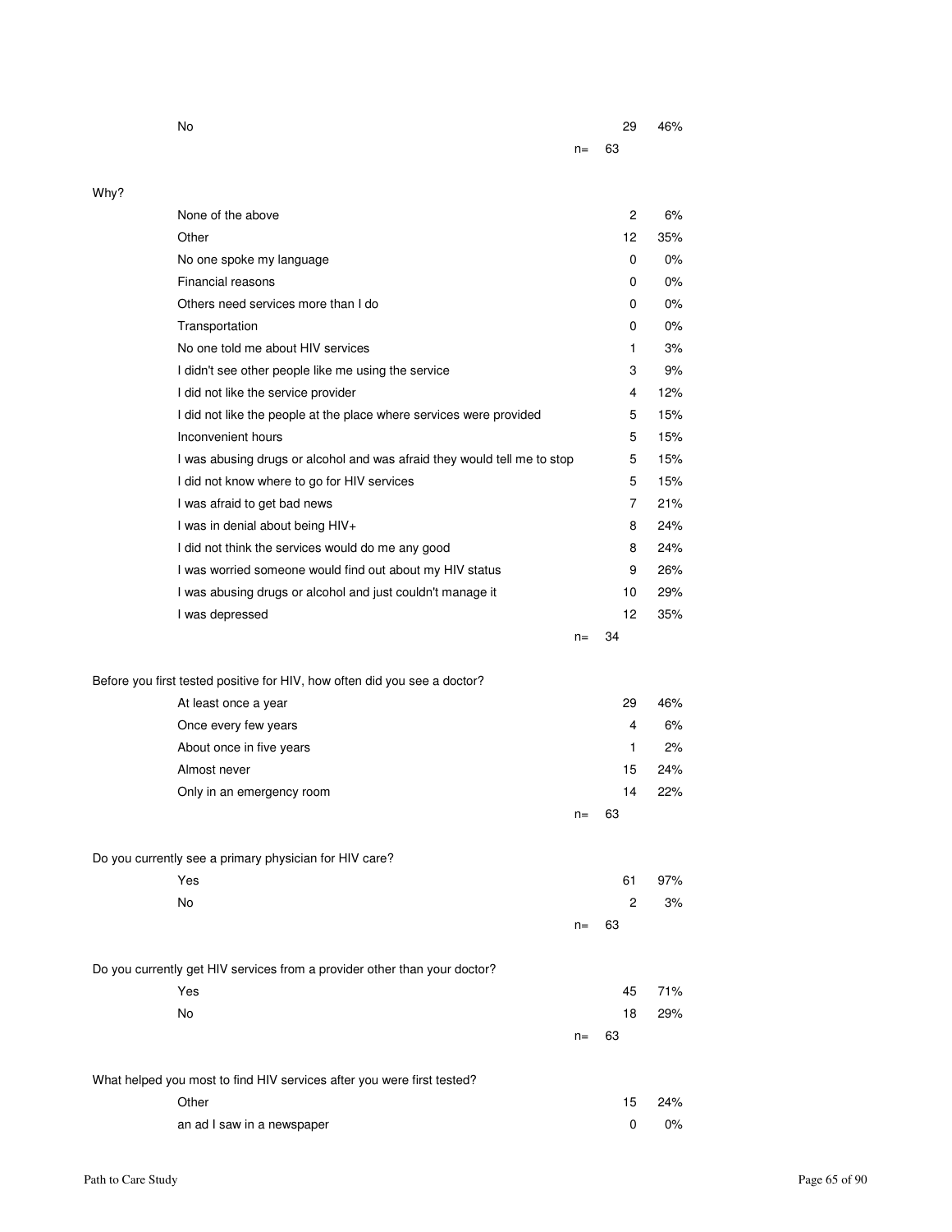| | | |
|---|---|---|
| No | 29 | 46% |
| n= | 63 | |

Why?

| | | |
|---|---|---|
| None of the above | 2 | 6% |
| Other | 12 | 35% |
| No one spoke my language | 0 | 0% |
| Financial reasons | 0 | 0% |
| Others need services more than I do | 0 | 0% |
| Transportation | 0 | 0% |
| No one told me about HIV services | 1 | 3% |
| I didn't see other people like me using the service | 3 | 9% |
| I did not like the service provider | 4 | 12% |
| I did not like the people at the place where services were provided | 5 | 15% |
| Inconvenient hours | 5 | 15% |
| I was abusing drugs or alcohol and was afraid they would tell me to stop | 5 | 15% |
| I did not know where to go for HIV services | 5 | 15% |
| I was afraid to get bad news | 7 | 21% |
| I was in denial about being HIV+ | 8 | 24% |
| I did not think the services would do me any good | 8 | 24% |
| I was worried someone would find out about my HIV status | 9 | 26% |
| I was abusing drugs or alcohol and just couldn't manage it | 10 | 29% |
| I was depressed | 12 | 35% |
| n= | 34 | |

Before you first tested positive for HIV, how often did you see a doctor?

| | | |
|---|---|---|
| At least once a year | 29 | 46% |
| Once every few years | 4 | 6% |
| About once in five years | 1 | 2% |
| Almost never | 15 | 24% |
| Only in an emergency room | 14 | 22% |
| n= | 63 | |

Do you currently see a primary physician for HIV care?

| | | |
|---|---|---|
| Yes | 61 | 97% |
| No | 2 | 3% |
| n= | 63 | |

Do you currently get HIV services from a provider other than your doctor?

| | | |
|---|---|---|
| Yes | 45 | 71% |
| No | 18 | 29% |
| n= | 63 | |

What helped you most to find HIV services after you were first tested?

| | | |
|---|---|---|
| Other | 15 | 24% |
| an ad I saw in a newspaper | 0 | 0% |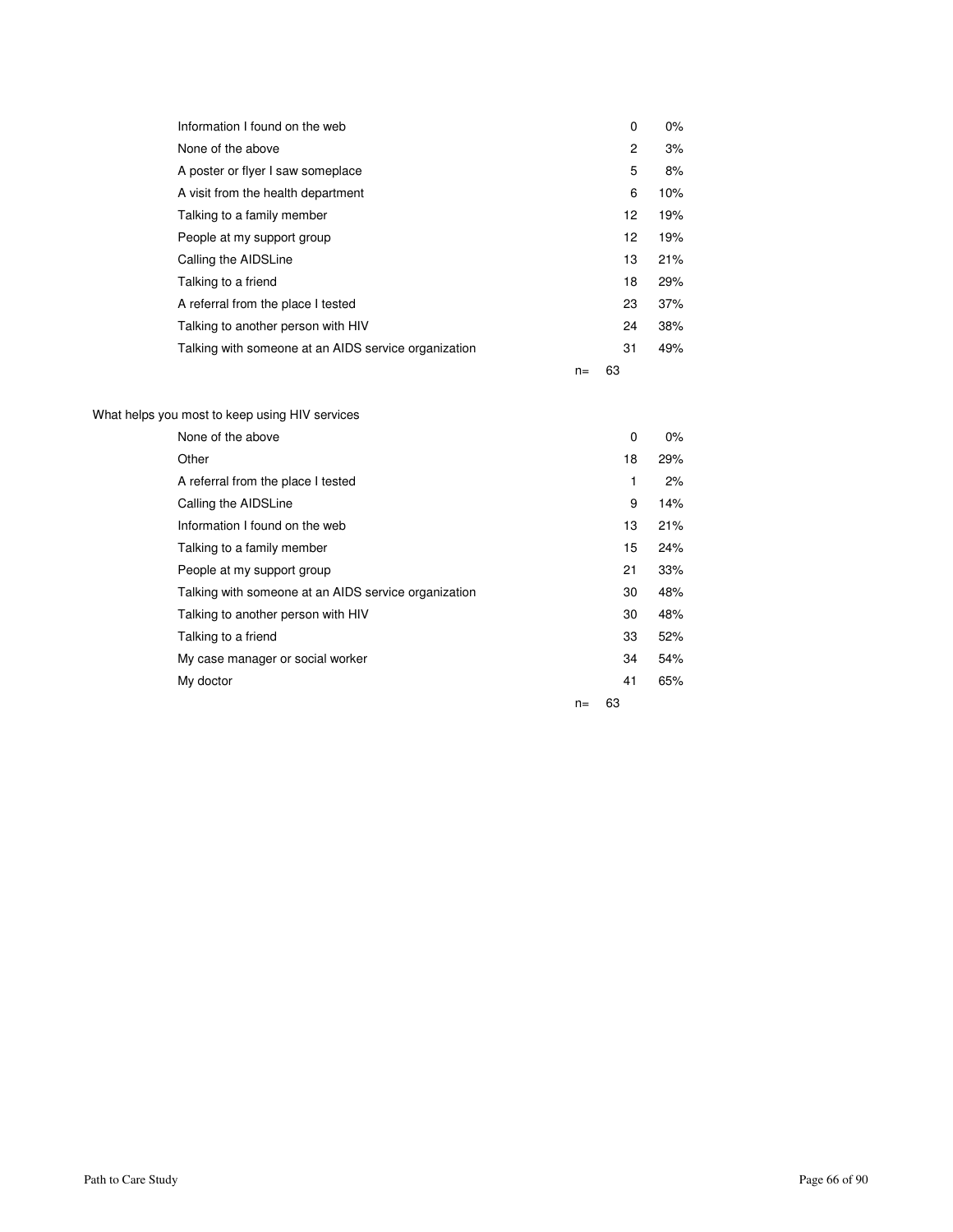| | | |
|---|---|---|
| Information I found on the web | 0 | 0% |
| None of the above | 2 | 3% |
| A poster or flyer I saw someplace | 5 | 8% |
| A visit from the health department | 6 | 10% |
| Talking to a family member | 12 | 19% |
| People at my support group | 12 | 19% |
| Calling the AIDSLine | 13 | 21% |
| Talking to a friend | 18 | 29% |
| A referral from the place I tested | 23 | 37% |
| Talking to another person with HIV | 24 | 38% |
| Talking with someone at an AIDS service organization | 31 | 49% |
| n= | 63 | |

What helps you most to keep using HIV services

| | | |
|---|---|---|
| None of the above | 0 | 0% |
| Other | 18 | 29% |
| A referral from the place I tested | 1 | 2% |
| Calling the AIDSLine | 9 | 14% |
| Information I found on the web | 13 | 21% |
| Talking to a family member | 15 | 24% |
| People at my support group | 21 | 33% |
| Talking with someone at an AIDS service organization | 30 | 48% |
| Talking to another person with HIV | 30 | 48% |
| Talking to a friend | 33 | 52% |
| My case manager or social worker | 34 | 54% |
| My doctor | 41 | 65% |
| n= | 63 | |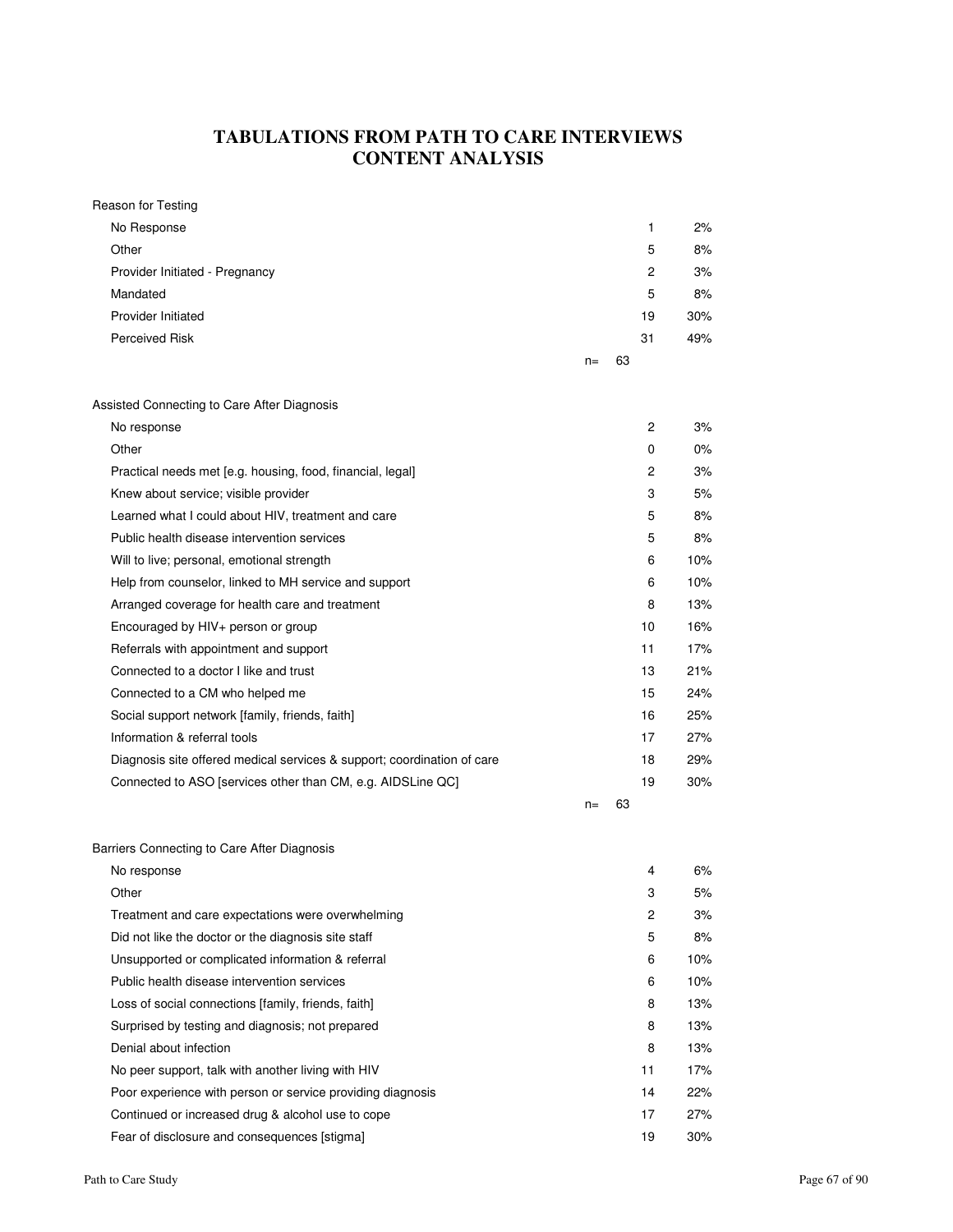# TABULATIONS FROM PATH TO CARE INTERVIEWS
# CONTENT ANALYSIS

| Reason for Testing | | |
|---|---|---|
| No Response | 1 | 2% |
| Other | 5 | 8% |
| Provider Initiated - Pregnancy | 2 | 3% |
| Mandated | 5 | 8% |
| Provider Initiated | 19 | 30% |
| Perceived Risk | 31 | 49% |
| n= | 63 | |

| Assisted Connecting to Care After Diagnosis | | |
|---|---|---|
| No response | 2 | 3% |
| Other | 0 | 0% |
| Practical needs met [e.g. housing, food, financial, legal] | 2 | 3% |
| Knew about service; visible provider | 3 | 5% |
| Learned what I could about HIV, treatment and care | 5 | 8% |
| Public health disease intervention services | 5 | 8% |
| Will to live; personal, emotional strength | 6 | 10% |
| Help from counselor, linked to MH service and support | 6 | 10% |
| Arranged coverage for health care and treatment | 8 | 13% |
| Encouraged by HIV+ person or group | 10 | 16% |
| Referrals with appointment and support | 11 | 17% |
| Connected to a doctor I like and trust | 13 | 21% |
| Connected to a CM who helped me | 15 | 24% |
| Social support network [family, friends, faith] | 16 | 25% |
| Information & referral tools | 17 | 27% |
| Diagnosis site offered medical services & support; coordination of care | 18 | 29% |
| Connected to ASO [services other than CM, e.g. AIDSLine QC] | 19 | 30% |
| n= | 63 | |

| Barriers Connecting to Care After Diagnosis | | |
|---|---|---|
| No response | 4 | 6% |
| Other | 3 | 5% |
| Treatment and care expectations were overwhelming | 2 | 3% |
| Did not like the doctor or the diagnosis site staff | 5 | 8% |
| Unsupported or complicated information & referral | 6 | 10% |
| Public health disease intervention services | 6 | 10% |
| Loss of social connections [family, friends, faith] | 8 | 13% |
| Surprised by testing and diagnosis; not prepared | 8 | 13% |
| Denial about infection | 8 | 13% |
| No peer support, talk with another living with HIV | 11 | 17% |
| Poor experience with person or service providing diagnosis | 14 | 22% |
| Continued or increased drug & alcohol use to cope | 17 | 27% |
| Fear of disclosure and consequences [stigma] | 19 | 30% |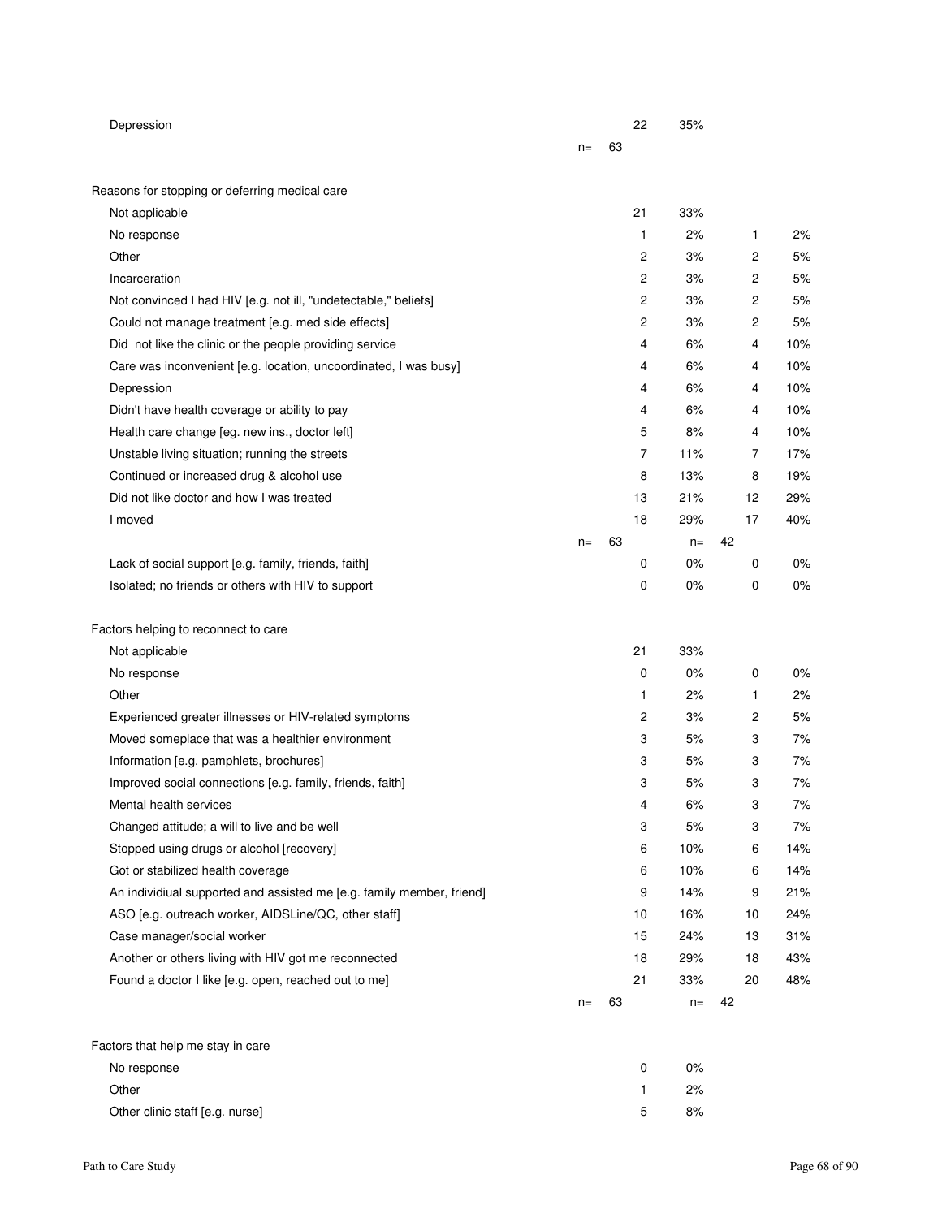| | | | | | |
|---|---|---|---|---|---|
| Depression | | 22 | 35% | | |
| | n= | 63 | | | |
| | | | | | |
| **Reasons for stopping or deferring medical care** | | | | | |
| Not applicable | | 21 | 33% | | |
| No response | | 1 | 2% | 1 | 2% |
| Other | | 2 | 3% | 2 | 5% |
| Incarceration | | 2 | 3% | 2 | 5% |
| Not convinced I had HIV [e.g. not ill, "undetectable," beliefs] | | 2 | 3% | 2 | 5% |
| Could not manage treatment [e.g. med side effects] | | 2 | 3% | 2 | 5% |
| Did not like the clinic or the people providing service | | 4 | 6% | 4 | 10% |
| Care was inconvenient [e.g. location, uncoordinated, I was busy] | | 4 | 6% | 4 | 10% |
| Depression | | 4 | 6% | 4 | 10% |
| Didn't have health coverage or ability to pay | | 4 | 6% | 4 | 10% |
| Health care change [eg. new ins., doctor left] | | 5 | 8% | 4 | 10% |
| Unstable living situation; running the streets | | 7 | 11% | 7 | 17% |
| Continued or increased drug & alcohol use | | 8 | 13% | 8 | 19% |
| Did not like doctor and how I was treated | | 13 | 21% | 12 | 29% |
| I moved | | 18 | 29% | 17 | 40% |
| | n= | 63 | n= | 42 | |
| Lack of social support [e.g. family, friends, faith] | | 0 | 0% | 0 | 0% |
| Isolated; no friends or others with HIV to support | | 0 | 0% | 0 | 0% |
| | | | | | |
| **Factors helping to reconnect to care** | | | | | |
| Not applicable | | 21 | 33% | | |
| No response | | 0 | 0% | 0 | 0% |
| Other | | 1 | 2% | 1 | 2% |
| Experienced greater illnesses or HIV-related symptoms | | 2 | 3% | 2 | 5% |
| Moved someplace that was a healthier environment | | 3 | 5% | 3 | 7% |
| Information [e.g. pamphlets, brochures] | | 3 | 5% | 3 | 7% |
| Improved social connections [e.g. family, friends, faith] | | 3 | 5% | 3 | 7% |
| Mental health services | | 4 | 6% | 3 | 7% |
| Changed attitude; a will to live and be well | | 3 | 5% | 3 | 7% |
| Stopped using drugs or alcohol [recovery] | | 6 | 10% | 6 | 14% |
| Got or stabilized health coverage | | 6 | 10% | 6 | 14% |
| An individiual supported and assisted me [e.g. family member, friend] | | 9 | 14% | 9 | 21% |
| ASO [e.g. outreach worker, AIDSLine/QC, other staff] | | 10 | 16% | 10 | 24% |
| Case manager/social worker | | 15 | 24% | 13 | 31% |
| Another or others living with HIV got me reconnected | | 18 | 29% | 18 | 43% |
| Found a doctor I like [e.g. open, reached out to me] | | 21 | 33% | 20 | 48% |
| | n= | 63 | n= | 42 | |
| | | | | | |
| **Factors that help me stay in care** | | | | | |
| No response | | 0 | 0% | | |
| Other | | 1 | 2% | | |
| Other clinic staff [e.g. nurse] | | 5 | 8% | | |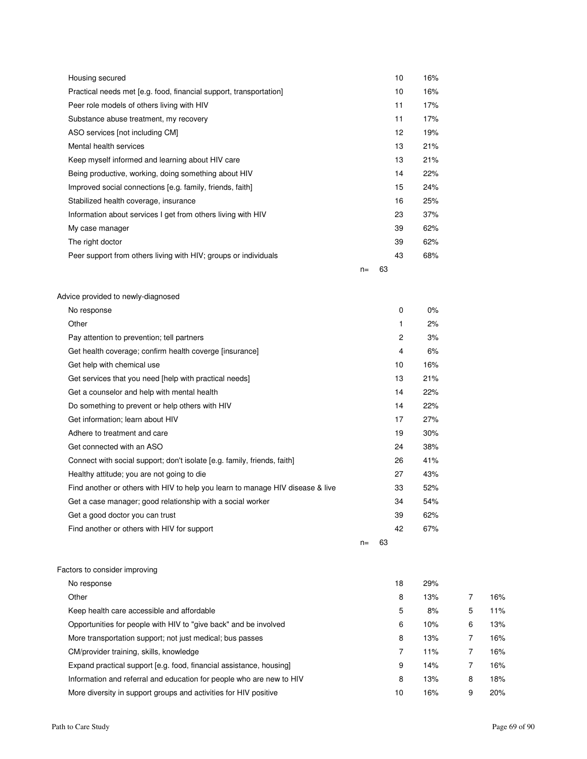| | | | | |
|---|---|---|---|---|
| Housing secured | | 10 | 16% | | |
| Practical needs met [e.g. food, financial support, transportation] | | 10 | 16% | | |
| Peer role models of others living with HIV | | 11 | 17% | | |
| Substance abuse treatment, my recovery | | 11 | 17% | | |
| ASO services [not including CM] | | 12 | 19% | | |
| Mental health services | | 13 | 21% | | |
| Keep myself informed and learning about HIV care | | 13 | 21% | | |
| Being productive, working, doing something about HIV | | 14 | 22% | | |
| Improved social connections [e.g. family, friends, faith] | | 15 | 24% | | |
| Stabilized health coverage, insurance | | 16 | 25% | | |
| Information about services I get from others living with HIV | | 23 | 37% | | |
| My case manager | | 39 | 62% | | |
| The right doctor | | 39 | 62% | | |
| Peer support from others living with HIV; groups or individuals | | 43 | 68% | | |
| | n= 63 | | | | |

Advice provided to newly-diagnosed

| | | | |
|---|---|---|---|
| No response | | 0 | 0% |
| Other | | 1 | 2% |
| Pay attention to prevention; tell partners | | 2 | 3% |
| Get health coverage; confirm health coverge [insurance] | | 4 | 6% |
| Get help with chemical use | | 10 | 16% |
| Get services that you need [help with practical needs] | | 13 | 21% |
| Get a counselor and help with mental health | | 14 | 22% |
| Do something to prevent or help others with HIV | | 14 | 22% |
| Get information; learn about HIV | | 17 | 27% |
| Adhere to treatment and care | | 19 | 30% |
| Get connected with an ASO | | 24 | 38% |
| Connect with social support; don't isolate [e.g. family, friends, faith] | | 26 | 41% |
| Healthy attitude; you are not going to die | | 27 | 43% |
| Find another or others with HIV to help you learn to manage HIV disease & live | | 33 | 52% |
| Get a case manager; good relationship with a social worker | | 34 | 54% |
| Get a good doctor you can trust | | 39 | 62% |
| Find another or others with HIV for support | | 42 | 67% |
| | n= 63 | | |

Factors to consider improving

| | | | | |
|---|---|---|---|---|
| No response | 18 | 29% | | |
| Other | 8 | 13% | 7 | 16% |
| Keep health care accessible and affordable | 5 | 8% | 5 | 11% |
| Opportunities for people with HIV to "give back" and be involved | 6 | 10% | 6 | 13% |
| More transportation support; not just medical; bus passes | 8 | 13% | 7 | 16% |
| CM/provider training, skills, knowledge | 7 | 11% | 7 | 16% |
| Expand practical support [e.g. food, financial assistance, housing] | 9 | 14% | 7 | 16% |
| Information and referral and education for people who are new to HIV | 8 | 13% | 8 | 18% |
| More diversity in support groups and activities for HIV positive | 10 | 16% | 9 | 20% |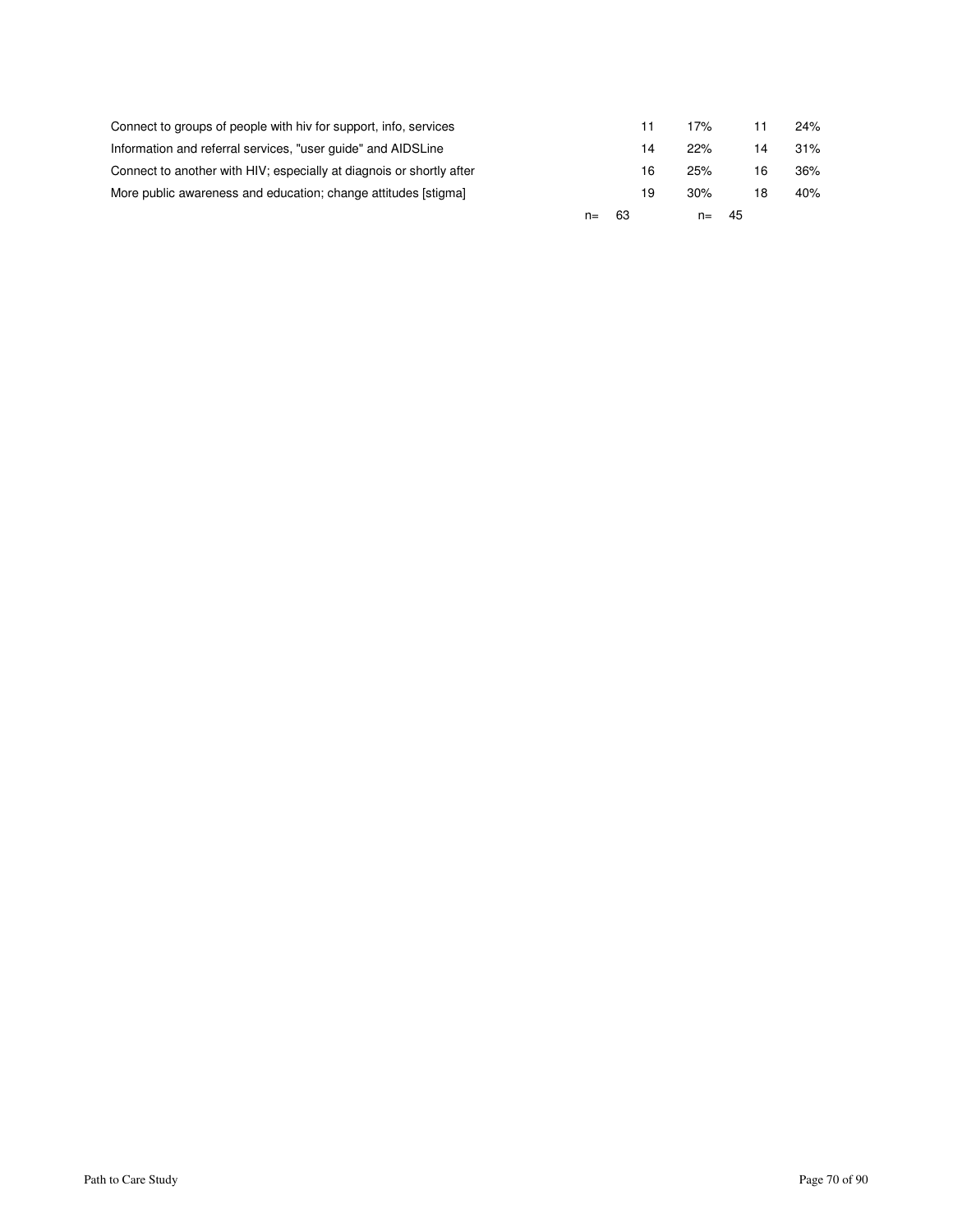| | | | | |
|---|---|---|---|---|
| Connect to groups of people with hiv for support, info, services | 11 | 17% | 11 | 24% |
| Information and referral services, "user guide" and AIDSLine | 14 | 22% | 14 | 31% |
| Connect to another with HIV; especially at diagnois or shortly after | 16 | 25% | 16 | 36% |
| More public awareness and education; change attitudes [stigma] | 19 | 30% | 18 | 40% |
| | n= 63 | | n= 45 | |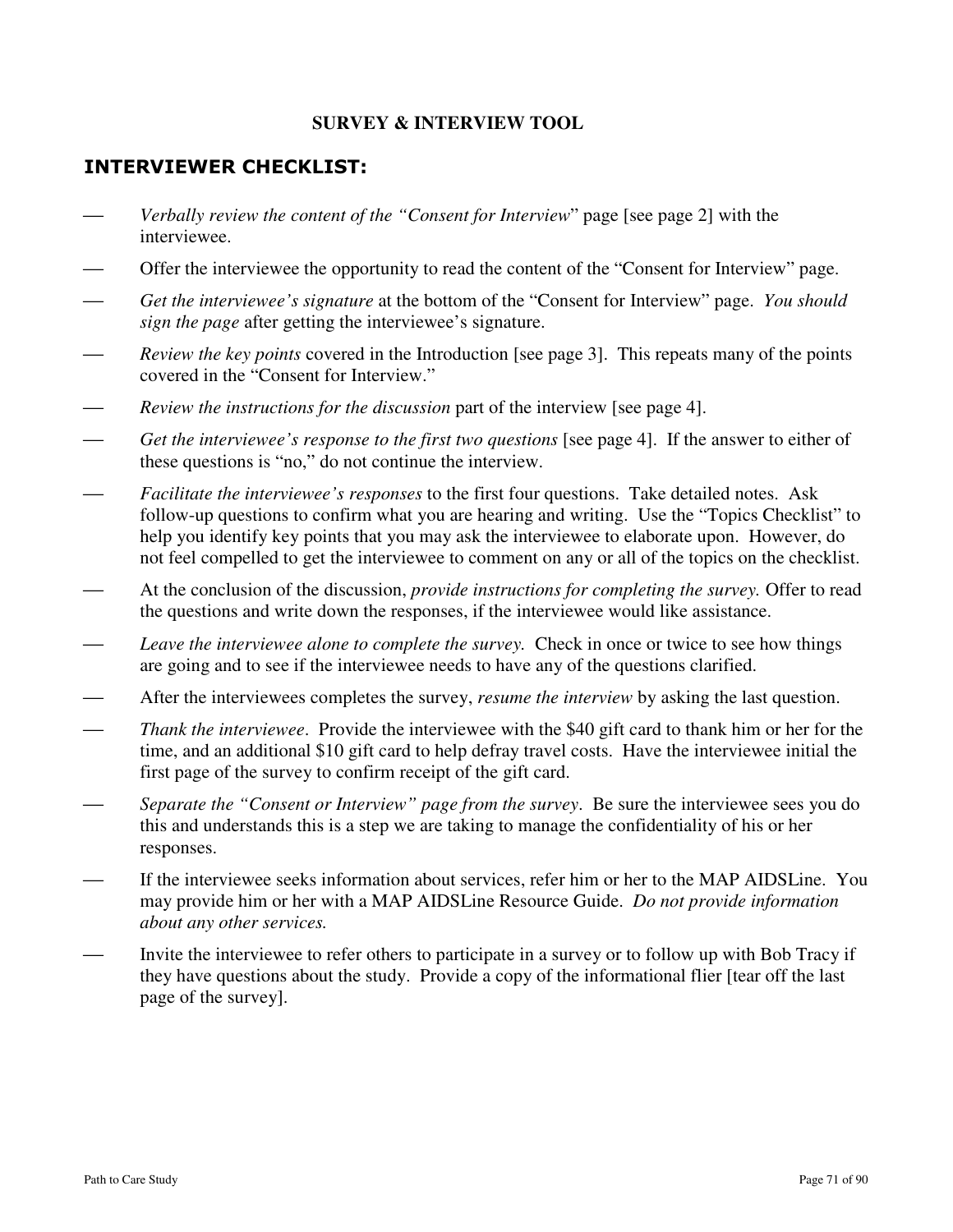**SURVEY & INTERVIEW TOOL**

## INTERVIEWER CHECKLIST:

- *Verbally review the content of the "Consent for Interview*" page [see page 2] with the interviewee.
- Offer the interviewee the opportunity to read the content of the "Consent for Interview" page.
- *Get the interviewee's signature* at the bottom of the "Consent for Interview" page. *You should sign the page* after getting the interviewee's signature.
- *Review the key points* covered in the Introduction [see page 3]. This repeats many of the points covered in the "Consent for Interview."
- *Review the instructions for the discussion* part of the interview [see page 4].
- *Get the interviewee's response to the first two questions* [see page 4]. If the answer to either of these questions is "no," do not continue the interview.
- *Facilitate the interviewee's responses* to the first four questions. Take detailed notes. Ask follow-up questions to confirm what you are hearing and writing. Use the "Topics Checklist" to help you identify key points that you may ask the interviewee to elaborate upon. However, do not feel compelled to get the interviewee to comment on any or all of the topics on the checklist.
- At the conclusion of the discussion, *provide instructions for completing the survey.* Offer to read the questions and write down the responses, if the interviewee would like assistance.
- *Leave the interviewee alone to complete the survey.* Check in once or twice to see how things are going and to see if the interviewee needs to have any of the questions clarified.
- After the interviewees completes the survey, *resume the interview* by asking the last question.
- *Thank the interviewee*. Provide the interviewee with the $40 gift card to thank him or her for the time, and an additional $10 gift card to help defray travel costs. Have the interviewee initial the first page of the survey to confirm receipt of the gift card.
- *Separate the "Consent or Interview" page from the survey*. Be sure the interviewee sees you do this and understands this is a step we are taking to manage the confidentiality of his or her responses.
- If the interviewee seeks information about services, refer him or her to the MAP AIDSLine. You may provide him or her with a MAP AIDSLine Resource Guide. *Do not provide information about any other services.*
- Invite the interviewee to refer others to participate in a survey or to follow up with Bob Tracy if they have questions about the study. Provide a copy of the informational flier [tear off the last page of the survey].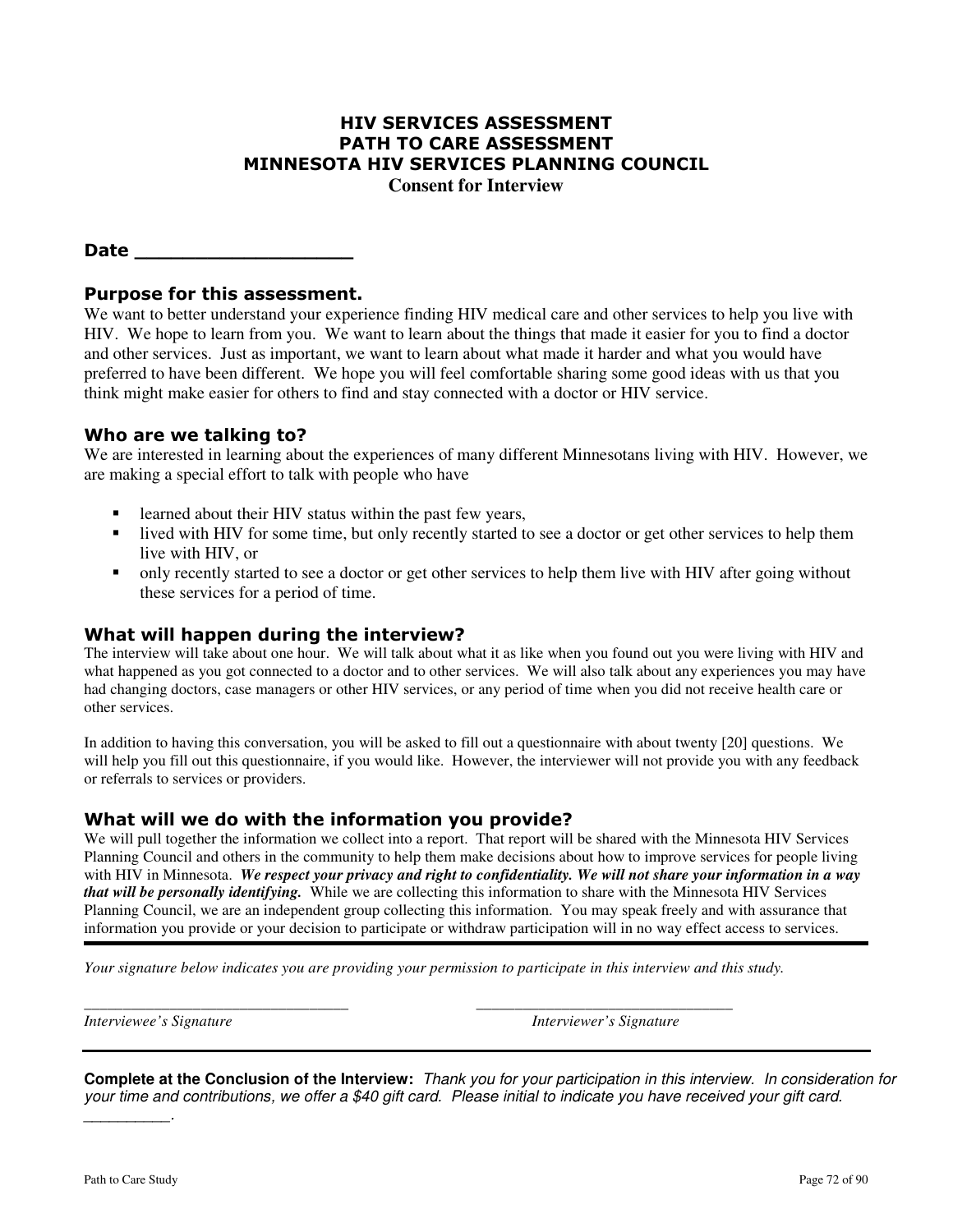# HIV SERVICES ASSESSMENT
# PATH TO CARE ASSESSMENT
# MINNESOTA HIV SERVICES PLANNING COUNCIL

**Consent for Interview**

**Date ___________________**

## Purpose for this assessment.

We want to better understand your experience finding HIV medical care and other services to help you live with HIV. We hope to learn from you. We want to learn about the things that made it easier for you to find a doctor and other services. Just as important, we want to learn about what made it harder and what you would have preferred to have been different. We hope you will feel comfortable sharing some good ideas with us that you think might make easier for others to find and stay connected with a doctor or HIV service.

## Who are we talking to?

We are interested in learning about the experiences of many different Minnesotans living with HIV. However, we are making a special effort to talk with people who have

- learned about their HIV status within the past few years,
- lived with HIV for some time, but only recently started to see a doctor or get other services to help them live with HIV, or
- only recently started to see a doctor or get other services to help them live with HIV after going without these services for a period of time.

## What will happen during the interview?

The interview will take about one hour. We will talk about what it as like when you found out you were living with HIV and what happened as you got connected to a doctor and to other services. We will also talk about any experiences you may have had changing doctors, case managers or other HIV services, or any period of time when you did not receive health care or other services.

In addition to having this conversation, you will be asked to fill out a questionnaire with about twenty [20] questions. We will help you fill out this questionnaire, if you would like. However, the interviewer will not provide you with any feedback or referrals to services or providers.

## What will we do with the information you provide?

We will pull together the information we collect into a report. That report will be shared with the Minnesota HIV Services Planning Council and others in the community to help them make decisions about how to improve services for people living with HIV in Minnesota. ***We respect your privacy and right to confidentiality. We will not share your information in a way that will be personally identifying.*** While we are collecting this information to share with the Minnesota HIV Services Planning Council, we are an independent group collecting this information. You may speak freely and with assurance that information you provide or your decision to participate or withdraw participation will in no way effect access to services.

---

*Your signature below indicates you are providing your permission to participate in this interview and this study.*

_________________________________ _________________________________

*Interviewee's Signature* *Interviewer's Signature*

---

**Complete at the Conclusion of the Interview:** *Thank you for your participation in this interview. In consideration for your time and contributions, we offer a $40 gift card. Please initial to indicate you have received your gift card.* __________.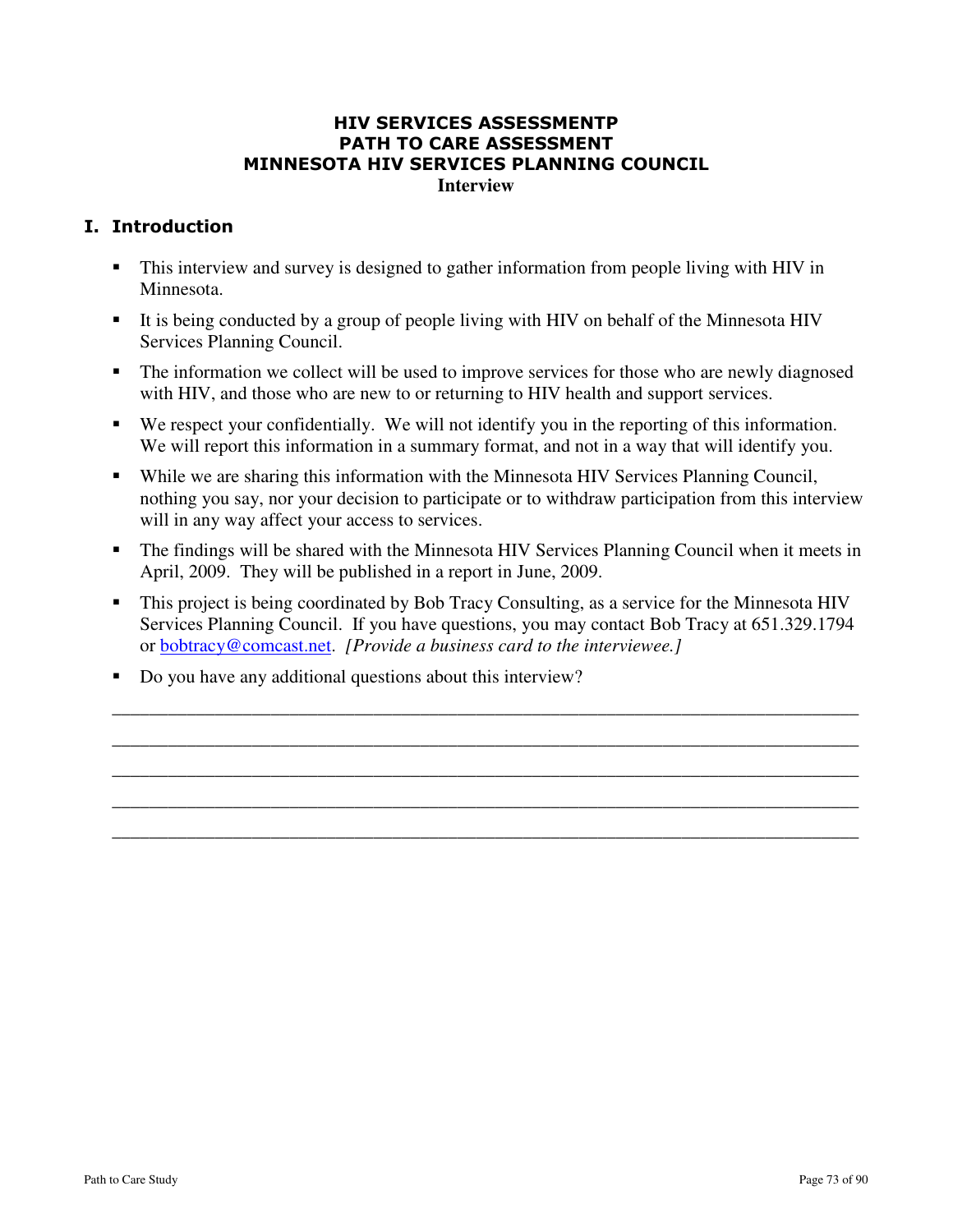# HIV SERVICES ASSESSMENTP
# PATH TO CARE ASSESSMENT
# MINNESOTA HIV SERVICES PLANNING COUNCIL
**Interview**

## I. Introduction

- This interview and survey is designed to gather information from people living with HIV in Minnesota.
- It is being conducted by a group of people living with HIV on behalf of the Minnesota HIV Services Planning Council.
- The information we collect will be used to improve services for those who are newly diagnosed with HIV, and those who are new to or returning to HIV health and support services.
- We respect your confidentially. We will not identify you in the reporting of this information. We will report this information in a summary format, and not in a way that will identify you.
- While we are sharing this information with the Minnesota HIV Services Planning Council, nothing you say, nor your decision to participate or to withdraw participation from this interview will in any way affect your access to services.
- The findings will be shared with the Minnesota HIV Services Planning Council when it meets in April, 2009. They will be published in a report in June, 2009.
- This project is being coordinated by Bob Tracy Consulting, as a service for the Minnesota HIV Services Planning Council. If you have questions, you may contact Bob Tracy at 651.329.1794 or bobtracy@comcast.net. *[Provide a business card to the interviewee.]*
- Do you have any additional questions about this interview?

_______________________________________________________________________________

_______________________________________________________________________________

_______________________________________________________________________________

_______________________________________________________________________________

_______________________________________________________________________________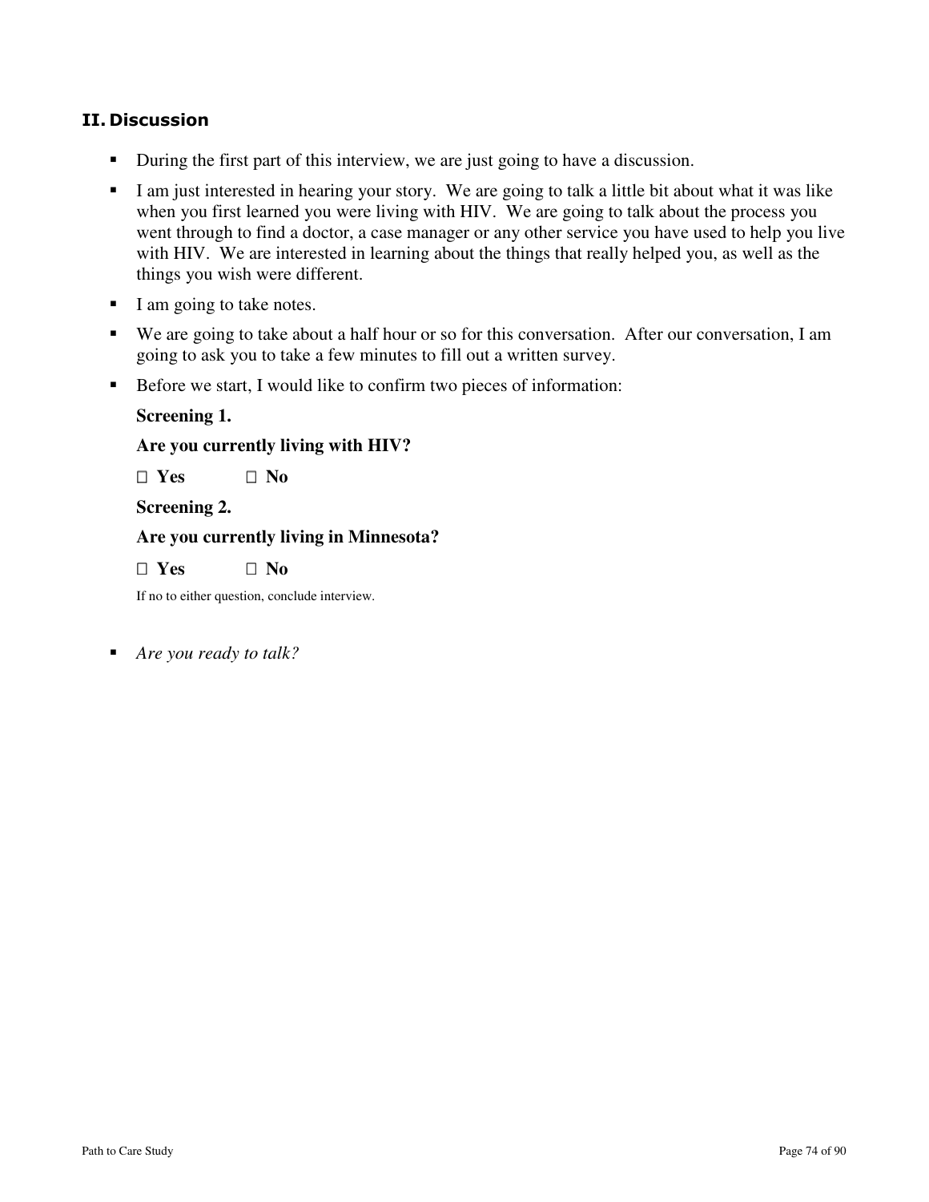## II. Discussion

- During the first part of this interview, we are just going to have a discussion.
- I am just interested in hearing your story. We are going to talk a little bit about what it was like when you first learned you were living with HIV. We are going to talk about the process you went through to find a doctor, a case manager or any other service you have used to help you live with HIV. We are interested in learning about the things that really helped you, as well as the things you wish were different.
- I am going to take notes.
- We are going to take about a half hour or so for this conversation. After our conversation, I am going to ask you to take a few minutes to fill out a written survey.
- Before we start, I would like to confirm two pieces of information:

  **Screening 1.**

  **Are you currently living with HIV?**

  **□ Yes □ No**

  **Screening 2.**

  **Are you currently living in Minnesota?**

  **□ Yes □ No**

  If no to either question, conclude interview.

- *Are you ready to talk?*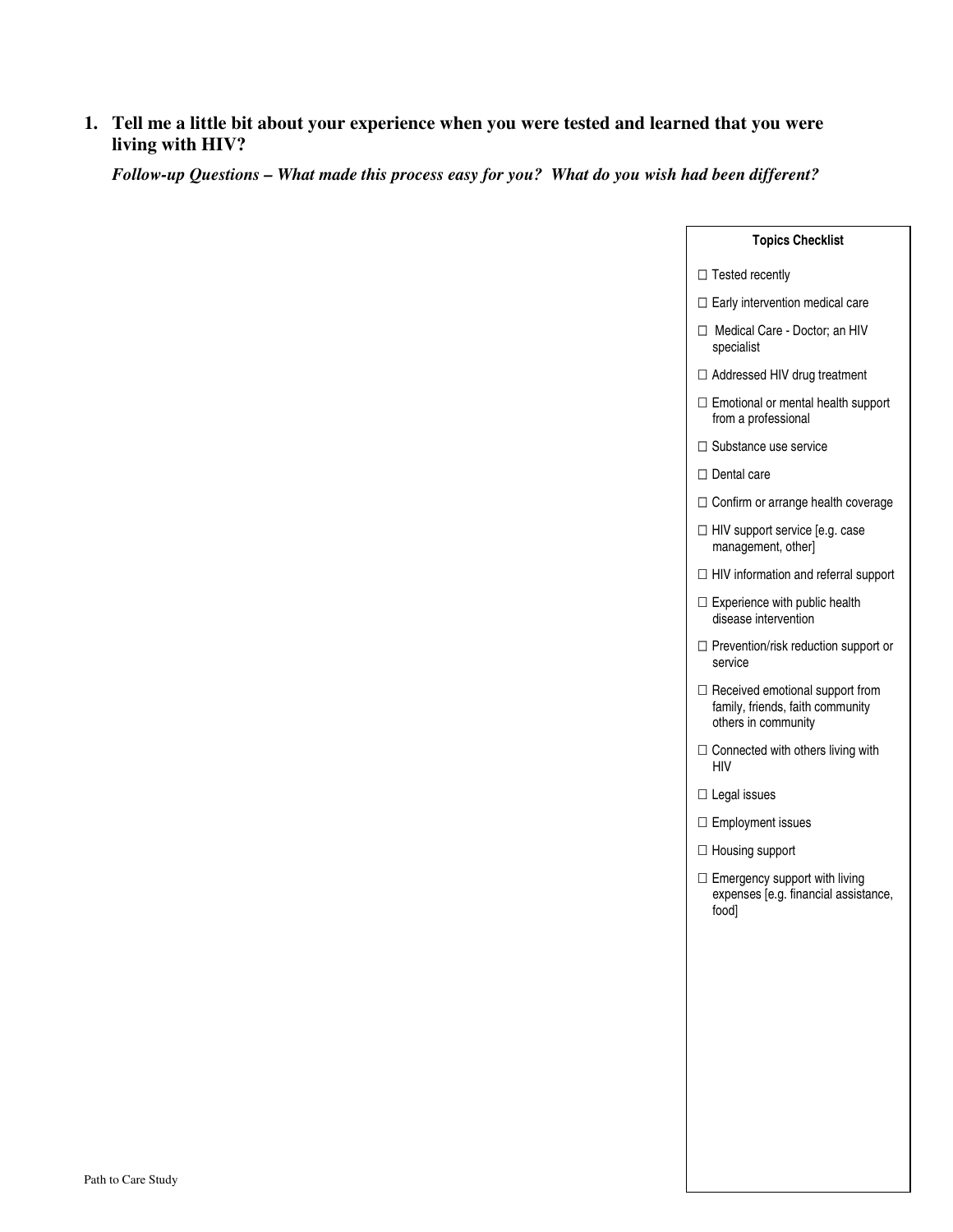1. **Tell me a little bit about your experience when you were tested and learned that you were living with HIV?**

   ***Follow-up Questions – What made this process easy for you? What do you wish had been different?***

**Topics Checklist**

- ☐ Tested recently
- ☐ Early intervention medical care
- ☐ Medical Care - Doctor; an HIV specialist
- ☐ Addressed HIV drug treatment
- ☐ Emotional or mental health support from a professional
- ☐ Substance use service
- ☐ Dental care
- ☐ Confirm or arrange health coverage
- ☐ HIV support service [e.g. case management, other]
- ☐ HIV information and referral support
- ☐ Experience with public health disease intervention
- ☐ Prevention/risk reduction support or service
- ☐ Received emotional support from family, friends, faith community others in community
- ☐ Connected with others living with HIV
- ☐ Legal issues
- ☐ Employment issues
- ☐ Housing support
- ☐ Emergency support with living expenses [e.g. financial assistance, food]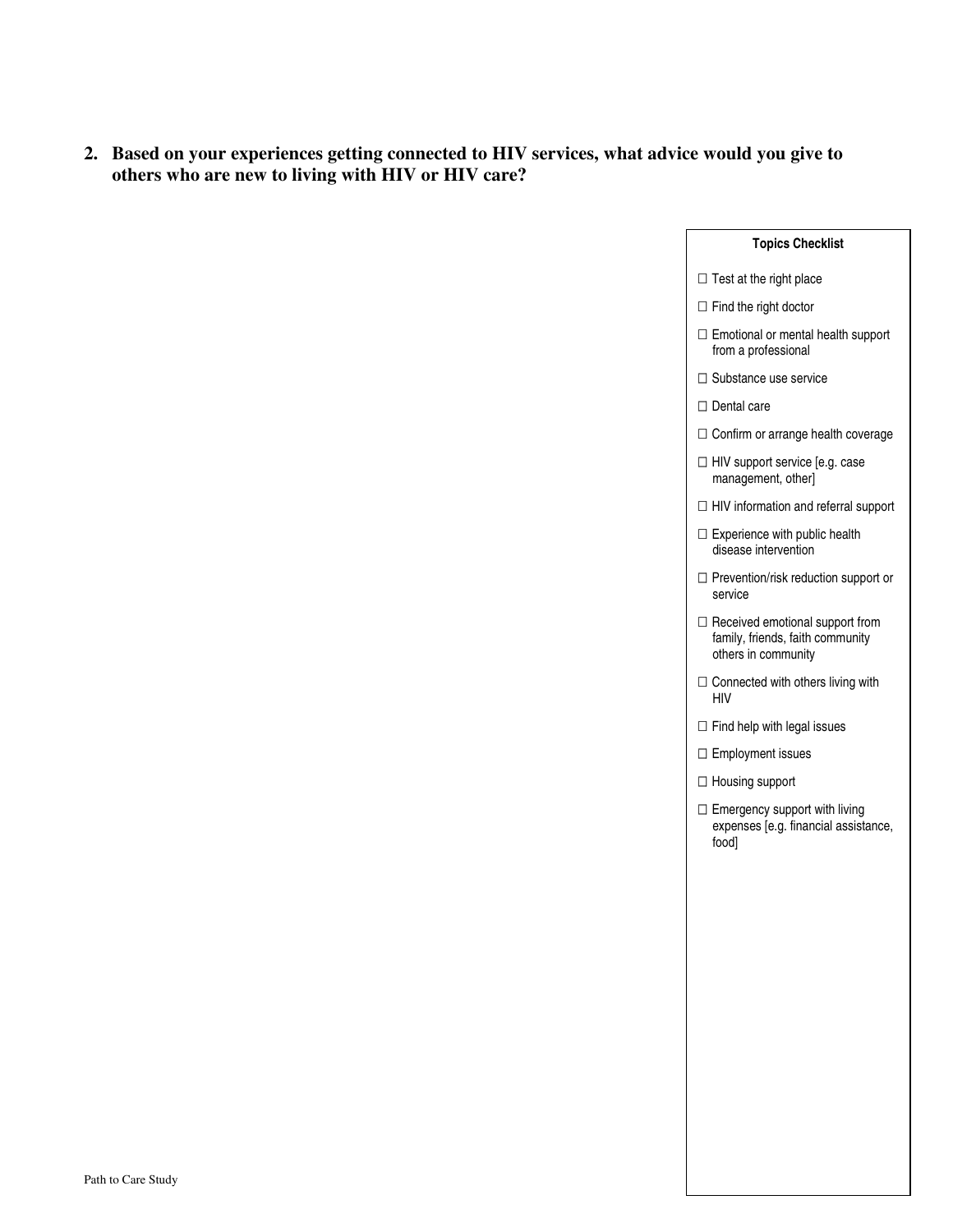**2. Based on your experiences getting connected to HIV services, what advice would you give to others who are new to living with HIV or HIV care?**

**Topics Checklist**

- ☐ Test at the right place
- ☐ Find the right doctor
- ☐ Emotional or mental health support from a professional
- ☐ Substance use service
- ☐ Dental care
- ☐ Confirm or arrange health coverage
- ☐ HIV support service [e.g. case management, other]
- ☐ HIV information and referral support
- ☐ Experience with public health disease intervention
- ☐ Prevention/risk reduction support or service
- ☐ Received emotional support from family, friends, faith community others in community
- ☐ Connected with others living with HIV
- ☐ Find help with legal issues
- ☐ Employment issues
- ☐ Housing support
- ☐ Emergency support with living expenses [e.g. financial assistance, food]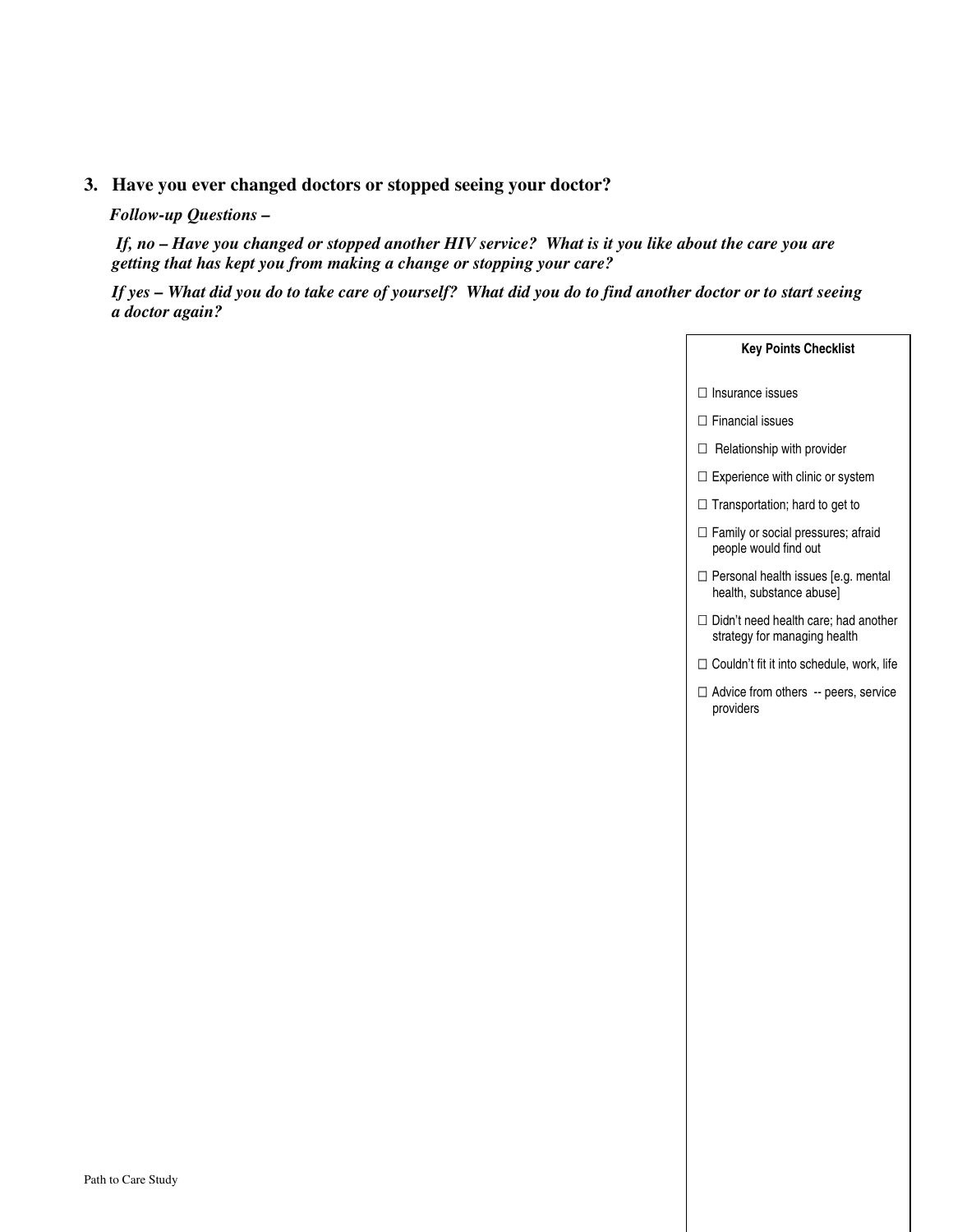**3. Have you ever changed doctors or stopped seeing your doctor?**

***Follow-up Questions –***

***If, no – Have you changed or stopped another HIV service? What is it you like about the care you are getting that has kept you from making a change or stopping your care?***

***If yes – What did you do to take care of yourself? What did you do to find another doctor or to start seeing a doctor again?***

**Key Points Checklist**

- ☐ Insurance issues
- ☐ Financial issues
- ☐ Relationship with provider
- ☐ Experience with clinic or system
- ☐ Transportation; hard to get to
- ☐ Family or social pressures; afraid people would find out
- ☐ Personal health issues [e.g. mental health, substance abuse]
- ☐ Didn't need health care; had another strategy for managing health
- ☐ Couldn't fit it into schedule, work, life
- ☐ Advice from others -- peers, service providers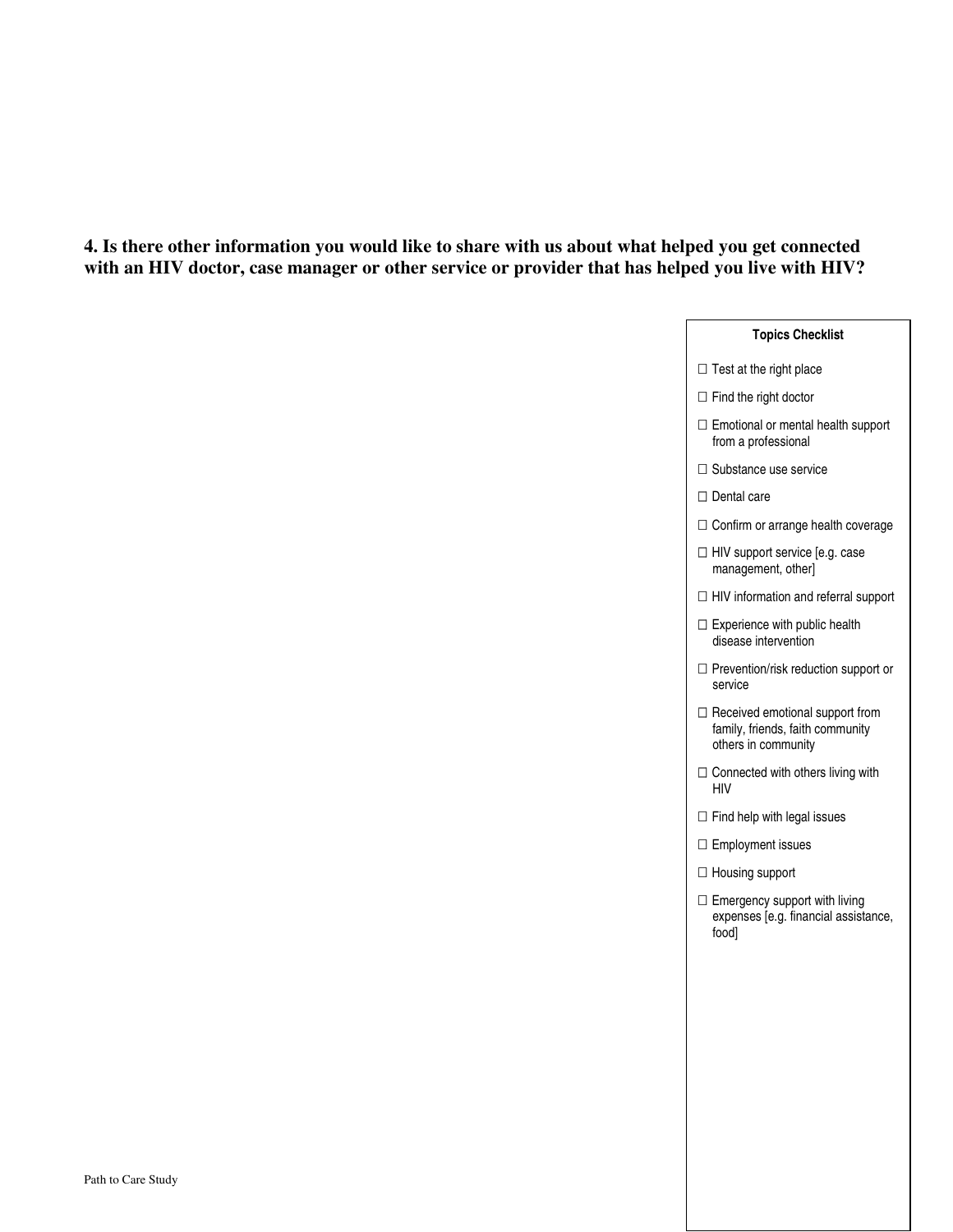**4. Is there other information you would like to share with us about what helped you get connected with an HIV doctor, case manager or other service or provider that has helped you live with HIV?**

**Topics Checklist**

- ☐ Test at the right place
- ☐ Find the right doctor
- ☐ Emotional or mental health support from a professional
- ☐ Substance use service
- ☐ Dental care
- ☐ Confirm or arrange health coverage
- ☐ HIV support service [e.g. case management, other]
- ☐ HIV information and referral support
- ☐ Experience with public health disease intervention
- ☐ Prevention/risk reduction support or service
- ☐ Received emotional support from family, friends, faith community others in community
- ☐ Connected with others living with HIV
- ☐ Find help with legal issues
- ☐ Employment issues
- ☐ Housing support
- ☐ Emergency support with living expenses [e.g. financial assistance, food]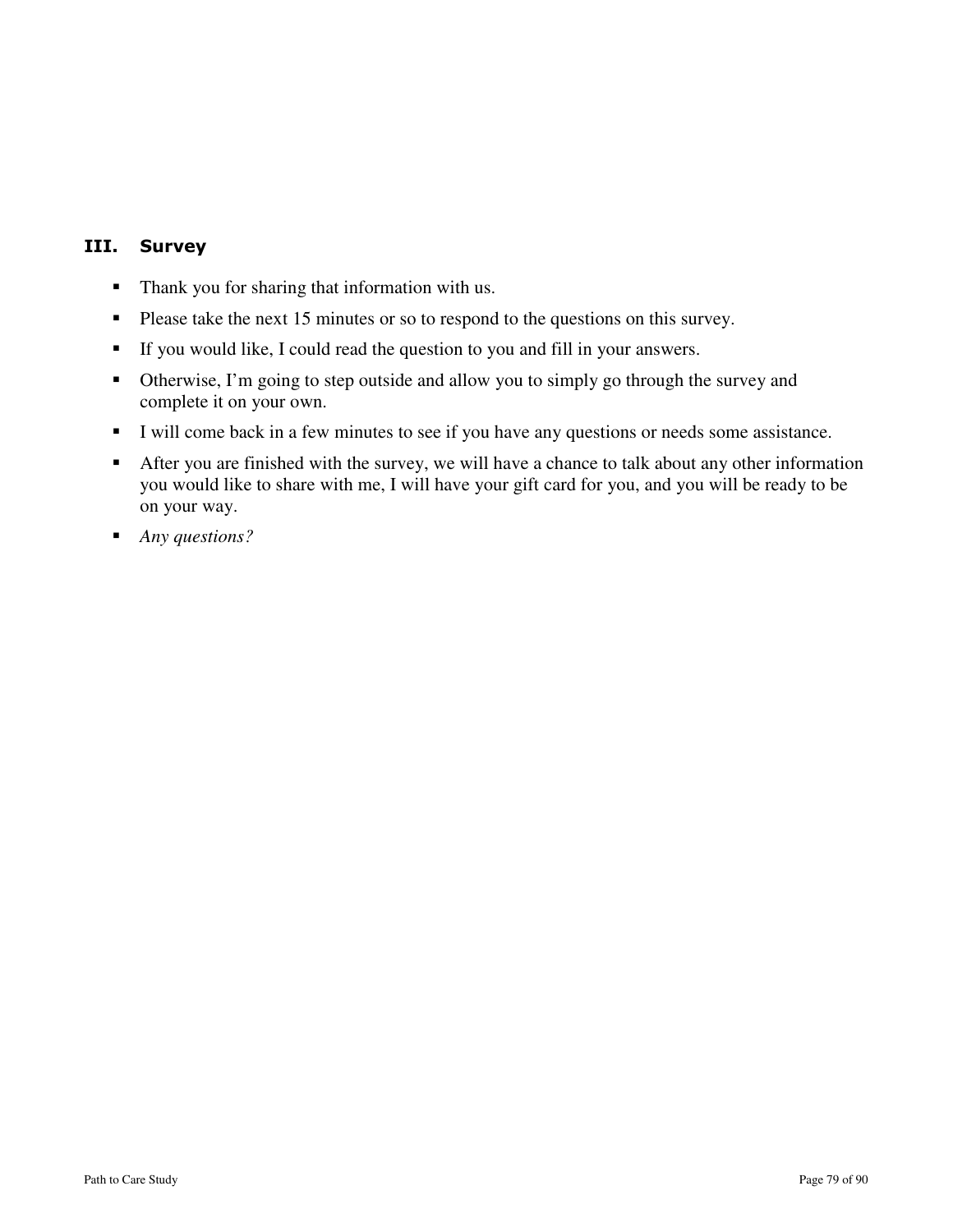## III. Survey

- Thank you for sharing that information with us.
- Please take the next 15 minutes or so to respond to the questions on this survey.
- If you would like, I could read the question to you and fill in your answers.
- Otherwise, I'm going to step outside and allow you to simply go through the survey and complete it on your own.
- I will come back in a few minutes to see if you have any questions or needs some assistance.
- After you are finished with the survey, we will have a chance to talk about any other information you would like to share with me, I will have your gift card for you, and you will be ready to be on your way.
- *Any questions?*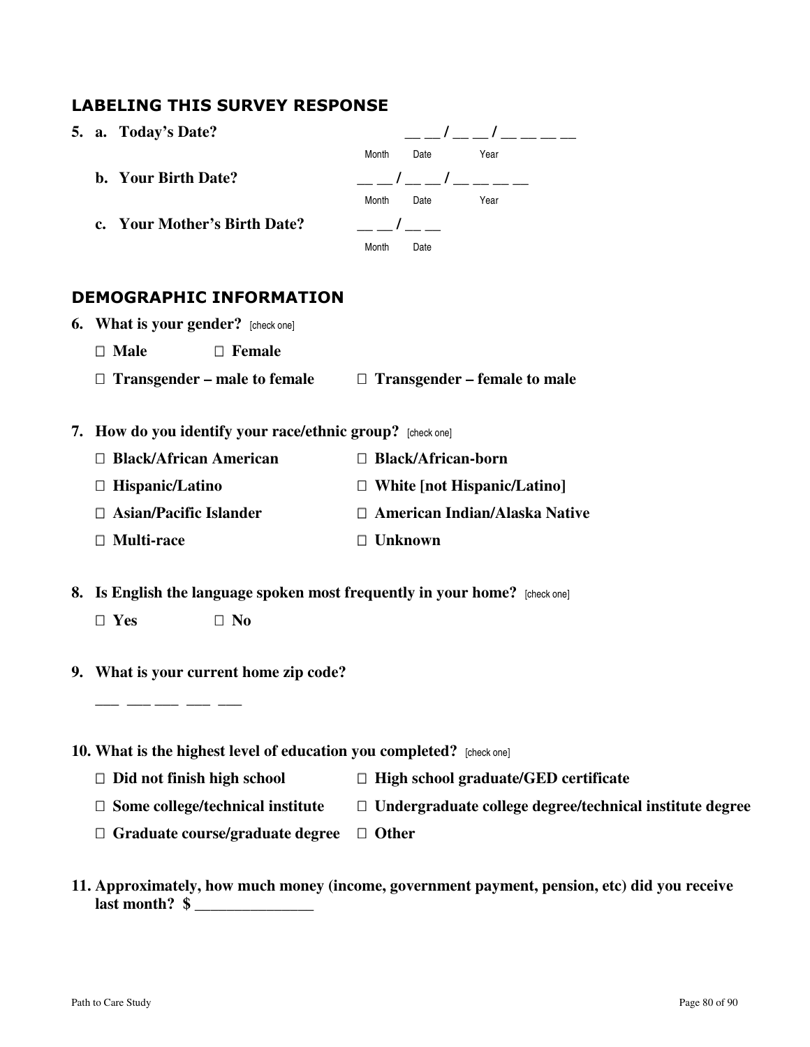## LABELING THIS SURVEY RESPONSE

**5. a. Today's Date?** __ __ / __ __ / __ __ __ __
Month Date Year

**b. Your Birth Date?** __ __ / __ __ / __ __ __ __
Month Date Year

**c. Your Mother's Birth Date?** __ __ / __ __
Month Date

## DEMOGRAPHIC INFORMATION

**6. What is your gender?** [check one]

- ☐ **Male**
- ☐ **Female**
- ☐ **Transgender – male to female**
- ☐ **Transgender – female to male**

**7. How do you identify your race/ethnic group?** [check one]

- ☐ **Black/African American**
- ☐ **Black/African-born**
- ☐ **Hispanic/Latino**
- ☐ **White [not Hispanic/Latino]**
- ☐ **Asian/Pacific Islander**
- ☐ **American Indian/Alaska Native**
- ☐ **Multi-race**
- ☐ **Unknown**

**8. Is English the language spoken most frequently in your home?** [check one]

- ☐ **Yes**
- ☐ **No**

**9. What is your current home zip code?**

___ ___ ___ ___ ___

**10. What is the highest level of education you completed?** [check one]

- ☐ **Did not finish high school**
- ☐ **High school graduate/GED certificate**
- ☐ **Some college/technical institute**
- ☐ **Undergraduate college degree/technical institute degree**
- ☐ **Graduate course/graduate degree**
- ☐ **Other**

**11. Approximately, how much money (income, government payment, pension, etc) did you receive last month? $ _______________**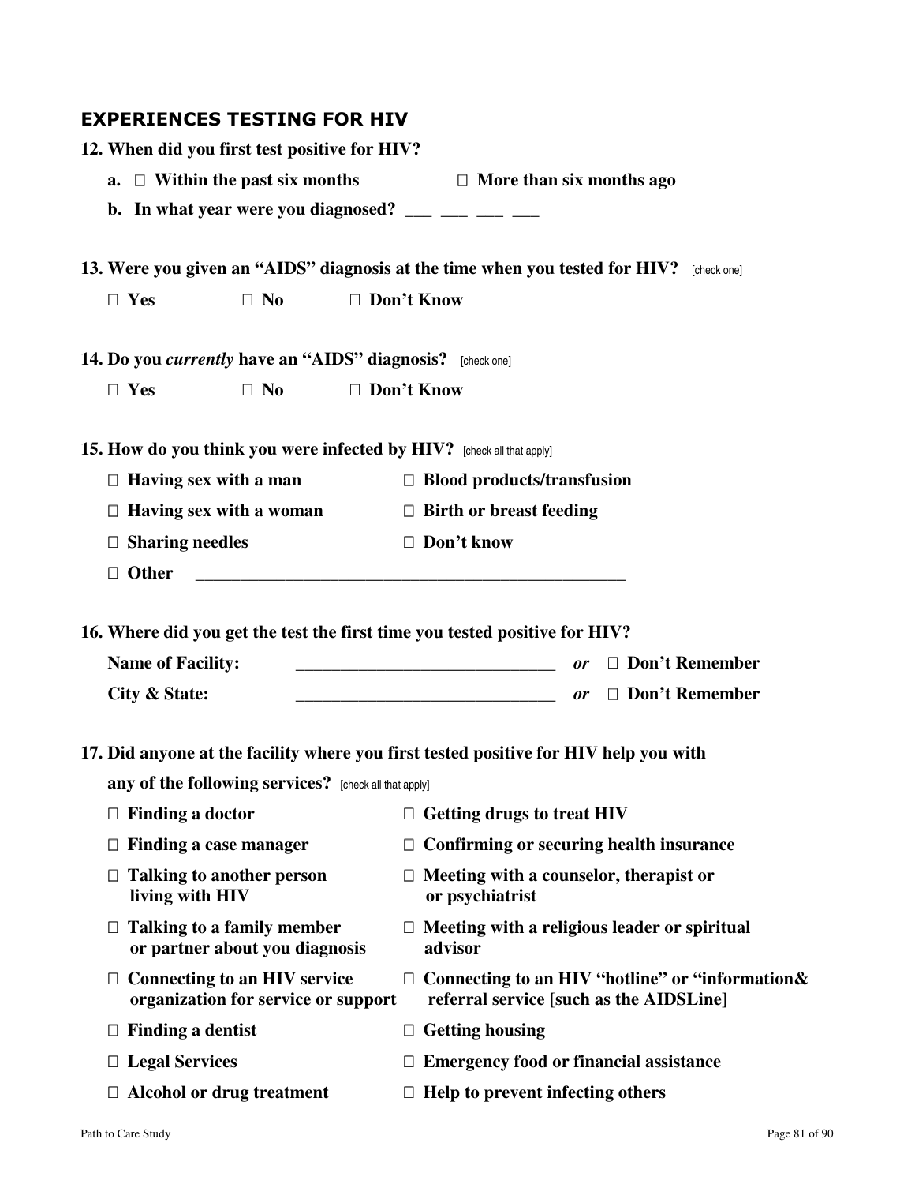## EXPERIENCES TESTING FOR HIV

**12. When did you first test positive for HIV?**

**a.** ☐ **Within the past six months** ☐ **More than six months ago**

**b. In what year were you diagnosed?** ___ ___ ___ ___

**13. Were you given an "AIDS" diagnosis at the time when you tested for HIV?** [check one]

☐ **Yes** ☐ **No** ☐ **Don't Know**

**14. Do you *currently* have an "AIDS" diagnosis?** [check one]

☐ **Yes** ☐ **No** ☐ **Don't Know**

**15. How do you think you were infected by HIV?** [check all that apply]

☐ **Having sex with a man**
☐ **Having sex with a woman**
☐ **Sharing needles**
☐ **Blood products/transfusion**
☐ **Birth or breast feeding**
☐ **Don't know**
☐ **Other** _______________________________________________

**16. Where did you get the test the first time you tested positive for HIV?**

**Name of Facility:** ____________________________ *or* ☐ **Don't Remember**

**City & State:** ____________________________ *or* ☐ **Don't Remember**

**17. Did anyone at the facility where you first tested positive for HIV help you with any of the following services?** [check all that apply]

☐ **Finding a doctor**
☐ **Finding a case manager**
☐ **Talking to another person living with HIV**
☐ **Talking to a family member or partner about you diagnosis**
☐ **Connecting to an HIV service organization for service or support**
☐ **Finding a dentist**
☐ **Legal Services**
☐ **Alcohol or drug treatment**
☐ **Getting drugs to treat HIV**
☐ **Confirming or securing health insurance**
☐ **Meeting with a counselor, therapist or psychiatrist**
☐ **Meeting with a religious leader or spiritual advisor**
☐ **Connecting to an HIV "hotline" or "information& referral service [such as the AIDSLine]**
☐ **Getting housing**
☐ **Emergency food or financial assistance**
☐ **Help to prevent infecting others**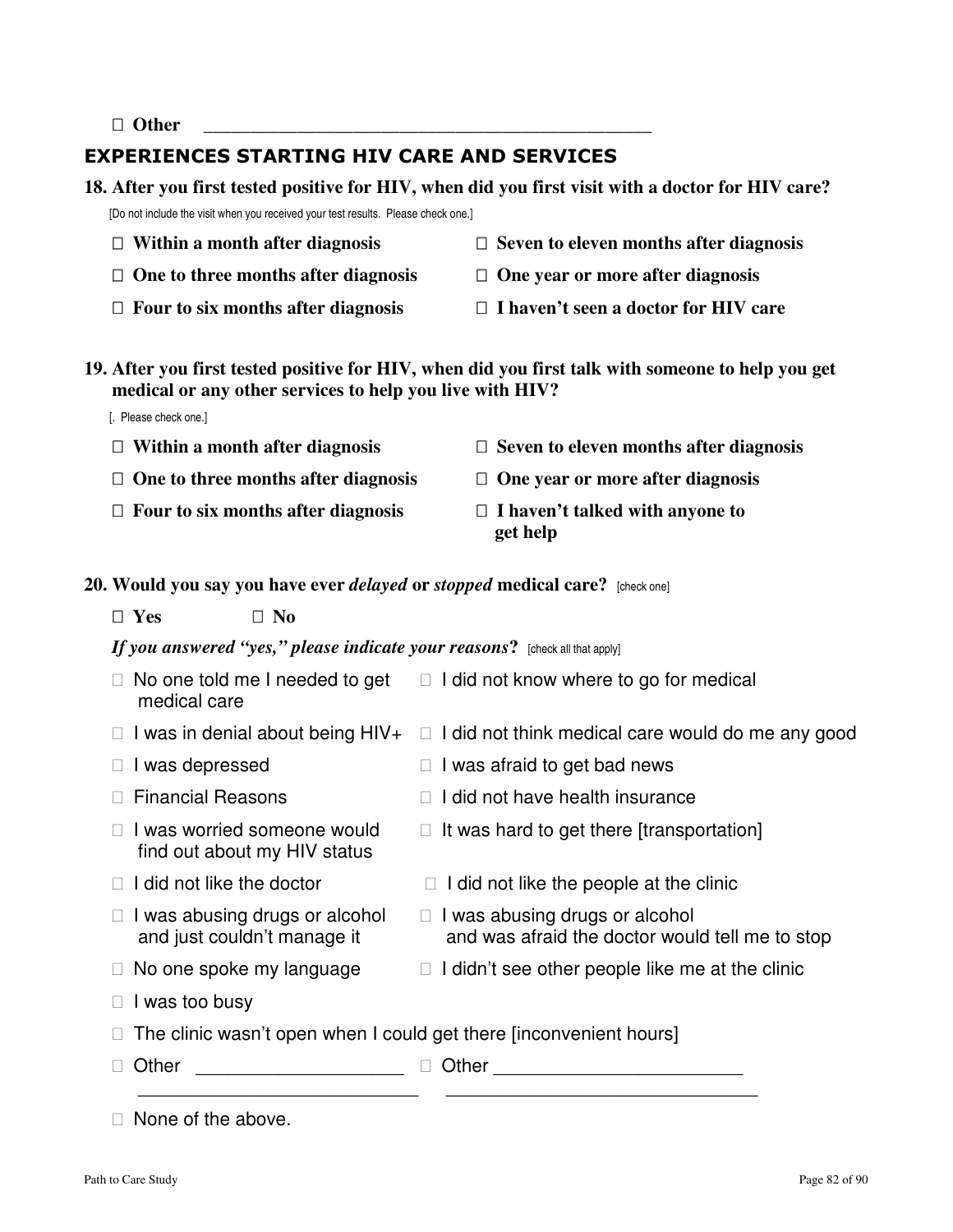□ **Other** _______________________________________________

## EXPERIENCES STARTING HIV CARE AND SERVICES

**18. After you first tested positive for HIV, when did you first visit with a doctor for HIV care?**

[Do not include the visit when you received your test results. Please check one.]

- □ **Within a month after diagnosis**
- □ **One to three months after diagnosis**
- □ **Four to six months after diagnosis**
- □ **Seven to eleven months after diagnosis**
- □ **One year or more after diagnosis**
- □ **I haven't seen a doctor for HIV care**

**19. After you first tested positive for HIV, when did you first talk with someone to help you get medical or any other services to help you live with HIV?**

[. Please check one.]

- □ **Within a month after diagnosis**
- □ **One to three months after diagnosis**
- □ **Four to six months after diagnosis**
- □ **Seven to eleven months after diagnosis**
- □ **One year or more after diagnosis**
- □ **I haven't talked with anyone to get help**

**20. Would you say you have ever *delayed* or *stopped* medical care?** [check one]

□ **Yes** □ **No**

***If you answered "yes," please indicate your reasons*?** [check all that apply]

- □ No one told me I needed to get medical care
- □ I did not know where to go for medical
- □ I was in denial about being HIV+
- □ I did not think medical care would do me any good
- □ I was depressed
- □ I was afraid to get bad news
- □ Financial Reasons
- □ I did not have health insurance
- □ I was worried someone would find out about my HIV status
- □ It was hard to get there [transportation]
- □ I did not like the doctor
- □ I did not like the people at the clinic
- □ I was abusing drugs or alcohol and just couldn't manage it
- □ I was abusing drugs or alcohol and was afraid the doctor would tell me to stop
- □ No one spoke my language
- □ I didn't see other people like me at the clinic
- □ I was too busy
- □ The clinic wasn't open when I could get there [inconvenient hours]
- □ Other ____________________ ____________________________
- □ Other ________________________ _______________________________
- □ None of the above.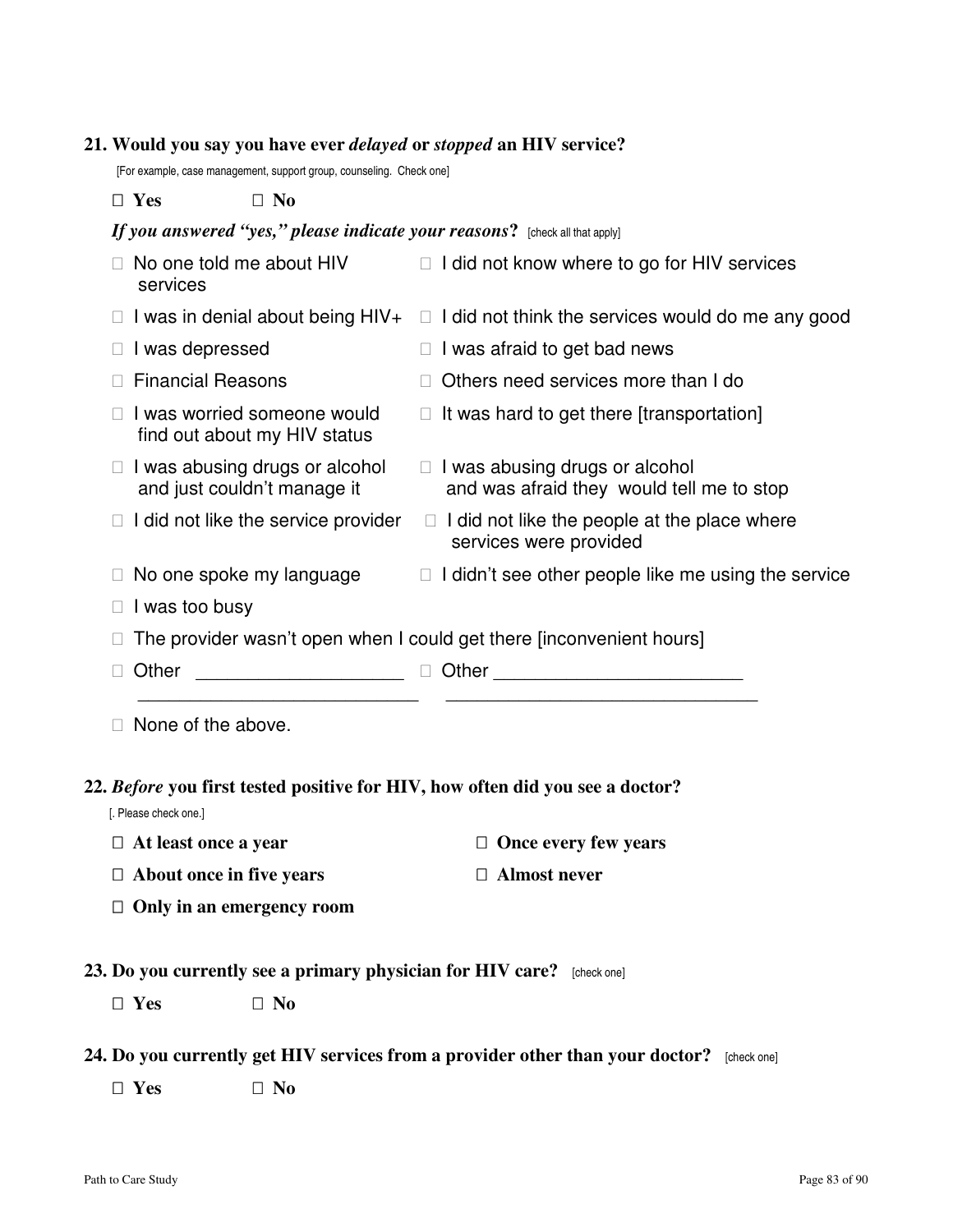**21. Would you say you have ever *delayed* or *stopped* an HIV service?**

[For example, case management, support group, counseling. Check one]

□ **Yes** □ **No**

***If you answered "yes," please indicate your reasons*?** [check all that apply]

- □ No one told me about HIV services
- □ I did not know where to go for HIV services
- □ I was in denial about being HIV+
- □ I did not think the services would do me any good
- □ I was depressed
- □ I was afraid to get bad news
- □ Financial Reasons
- □ Others need services more than I do
- □ I was worried someone would find out about my HIV status
- □ It was hard to get there [transportation]
- □ I was abusing drugs or alcohol and just couldn't manage it
- □ I was abusing drugs or alcohol and was afraid they would tell me to stop
- □ I did not like the service provider
- □ I did not like the people at the place where services were provided
- □ No one spoke my language
- □ I didn't see other people like me using the service
- □ I was too busy
- □ The provider wasn't open when I could get there [inconvenient hours]
- □ Other ____________________
- □ Other ________________________
- □ None of the above.

**22. *Before* you first tested positive for HIV, how often did you see a doctor?**

[. Please check one.]

- □ **At least once a year**
- □ **Once every few years**
- □ **About once in five years**
- □ **Almost never**
- □ **Only in an emergency room**

**23. Do you currently see a primary physician for HIV care?** [check one]

□ **Yes** □ **No**

**24. Do you currently get HIV services from a provider other than your doctor?** [check one]

□ **Yes** □ **No**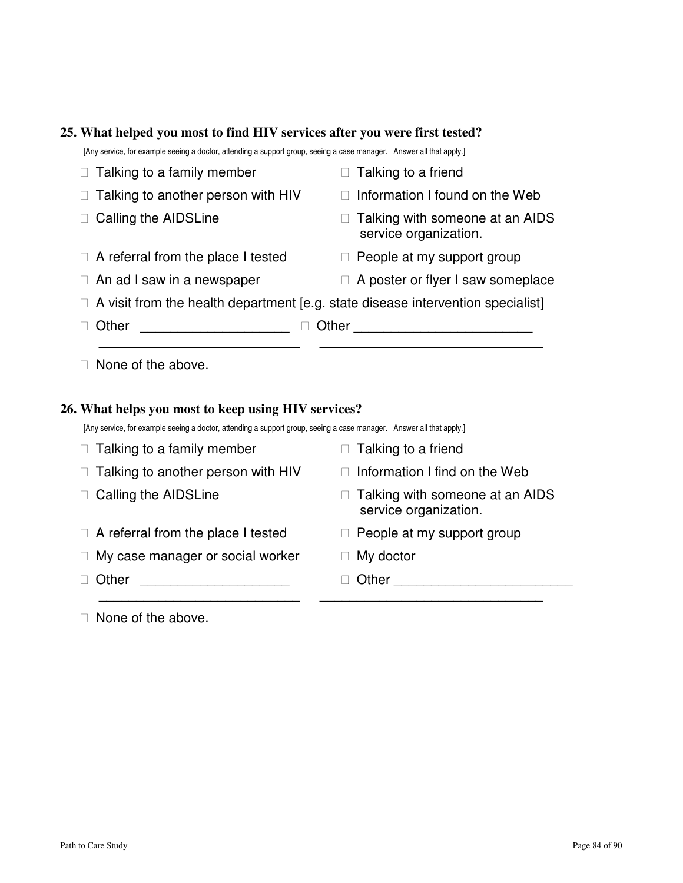**25. What helped you most to find HIV services after you were first tested?**

[Any service, for example seeing a doctor, attending a support group, seeing a case manager. Answer all that apply.]

- ☐ Talking to a family member
- ☐ Talking to a friend
- ☐ Talking to another person with HIV
- ☐ Information I found on the Web
- ☐ Calling the AIDSLine
- ☐ Talking with someone at an AIDS service organization.
- ☐ A referral from the place I tested
- ☐ People at my support group
- ☐ An ad I saw in a newspaper
- ☐ A poster or flyer I saw someplace
- ☐ A visit from the health department [e.g. state disease intervention specialist]
- ☐ Other ____________________ ___________________________
- ☐ Other ________________________ ______________________________
- ☐ None of the above.

**26. What helps you most to keep using HIV services?**

[Any service, for example seeing a doctor, attending a support group, seeing a case manager. Answer all that apply.]

- ☐ Talking to a family member
- ☐ Talking to a friend
- ☐ Talking to another person with HIV
- ☐ Information I find on the Web
- ☐ Calling the AIDSLine
- ☐ Talking with someone at an AIDS service organization.
- ☐ A referral from the place I tested
- ☐ People at my support group
- ☐ My case manager or social worker
- ☐ My doctor
- ☐ Other ____________________ ___________________________
- ☐ Other ________________________ ______________________________
- ☐ None of the above.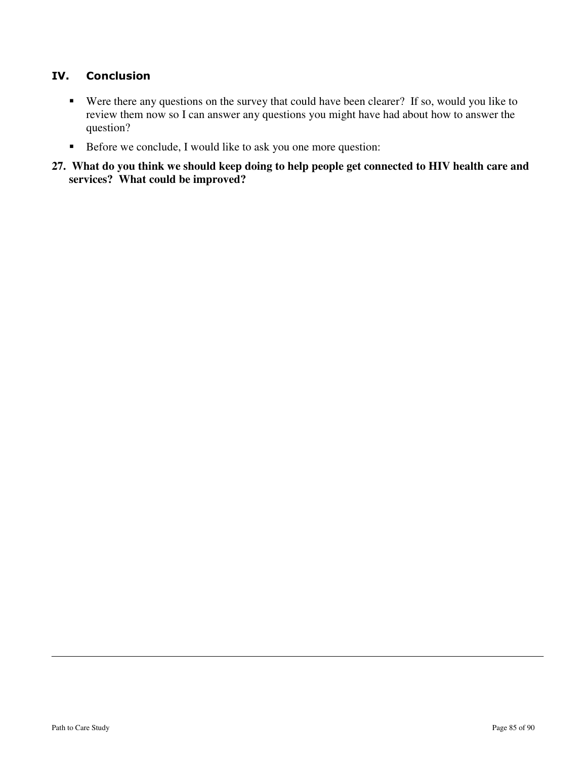## IV. Conclusion

- Were there any questions on the survey that could have been clearer? If so, would you like to review them now so I can answer any questions you might have had about how to answer the question?
- Before we conclude, I would like to ask you one more question:

**27. What do you think we should keep doing to help people get connected to HIV health care and services? What could be improved?**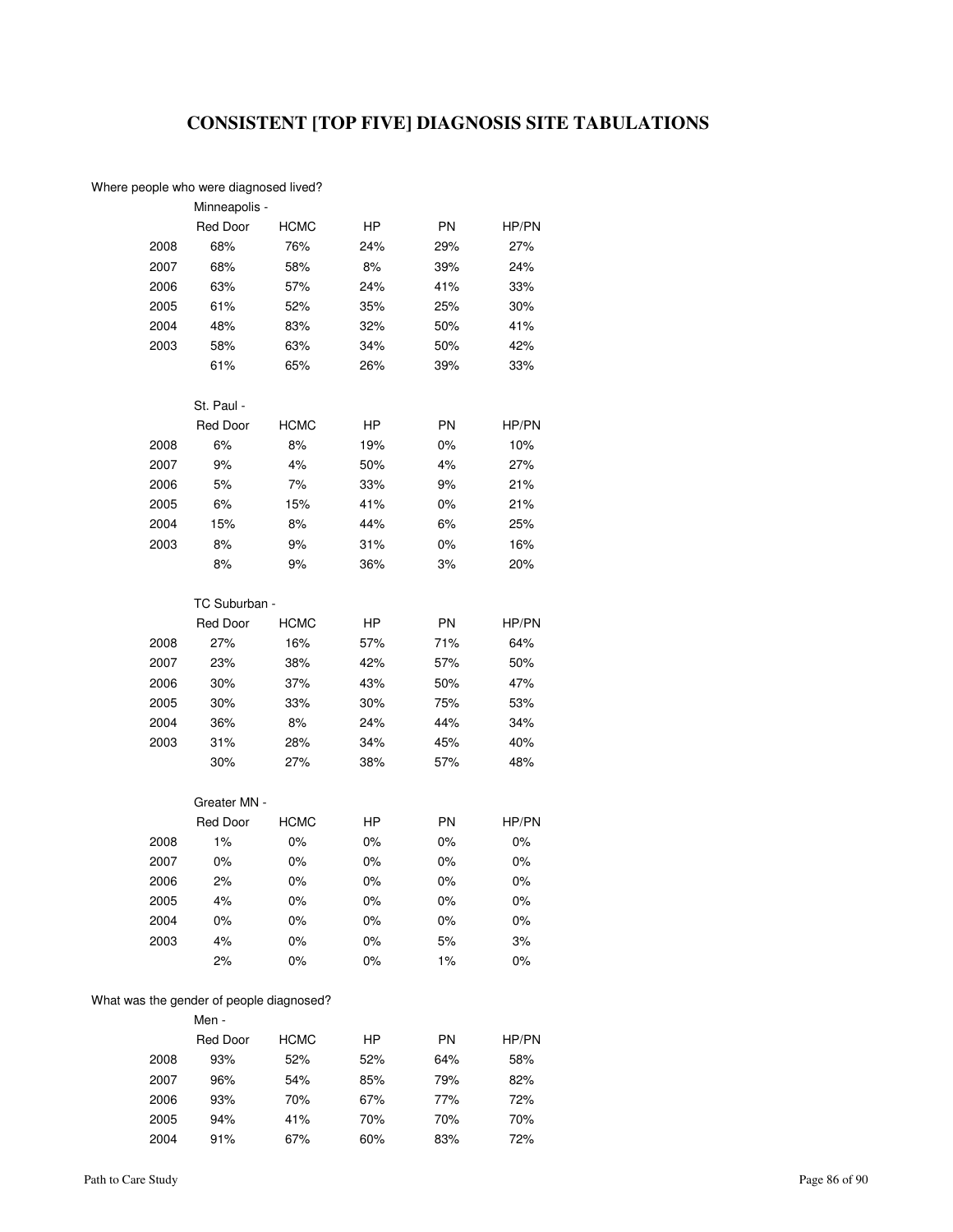# CONSISTENT [TOP FIVE] DIAGNOSIS SITE TABULATIONS

Where people who were diagnosed lived?

| | Minneapolis - Red Door | HCMC | HP | PN | HP/PN |
|---|---|---|---|---|---|
| 2008 | 68% | 76% | 24% | 29% | 27% |
| 2007 | 68% | 58% | 8% | 39% | 24% |
| 2006 | 63% | 57% | 24% | 41% | 33% |
| 2005 | 61% | 52% | 35% | 25% | 30% |
| 2004 | 48% | 83% | 32% | 50% | 41% |
| 2003 | 58% | 63% | 34% | 50% | 42% |
| | 61% | 65% | 26% | 39% | 33% |

| | St. Paul - Red Door | HCMC | HP | PN | HP/PN |
|---|---|---|---|---|---|
| 2008 | 6% | 8% | 19% | 0% | 10% |
| 2007 | 9% | 4% | 50% | 4% | 27% |
| 2006 | 5% | 7% | 33% | 9% | 21% |
| 2005 | 6% | 15% | 41% | 0% | 21% |
| 2004 | 15% | 8% | 44% | 6% | 25% |
| 2003 | 8% | 9% | 31% | 0% | 16% |
| | 8% | 9% | 36% | 3% | 20% |

| | TC Suburban - Red Door | HCMC | HP | PN | HP/PN |
|---|---|---|---|---|---|
| 2008 | 27% | 16% | 57% | 71% | 64% |
| 2007 | 23% | 38% | 42% | 57% | 50% |
| 2006 | 30% | 37% | 43% | 50% | 47% |
| 2005 | 30% | 33% | 30% | 75% | 53% |
| 2004 | 36% | 8% | 24% | 44% | 34% |
| 2003 | 31% | 28% | 34% | 45% | 40% |
| | 30% | 27% | 38% | 57% | 48% |

| | Greater MN - Red Door | HCMC | HP | PN | HP/PN |
|---|---|---|---|---|---|
| 2008 | 1% | 0% | 0% | 0% | 0% |
| 2007 | 0% | 0% | 0% | 0% | 0% |
| 2006 | 2% | 0% | 0% | 0% | 0% |
| 2005 | 4% | 0% | 0% | 0% | 0% |
| 2004 | 0% | 0% | 0% | 0% | 0% |
| 2003 | 4% | 0% | 0% | 5% | 3% |
| | 2% | 0% | 0% | 1% | 0% |

What was the gender of people diagnosed?

| | Men - Red Door | HCMC | HP | PN | HP/PN |
|---|---|---|---|---|---|
| 2008 | 93% | 52% | 52% | 64% | 58% |
| 2007 | 96% | 54% | 85% | 79% | 82% |
| 2006 | 93% | 70% | 67% | 77% | 72% |
| 2005 | 94% | 41% | 70% | 70% | 70% |
| 2004 | 91% | 67% | 60% | 83% | 72% |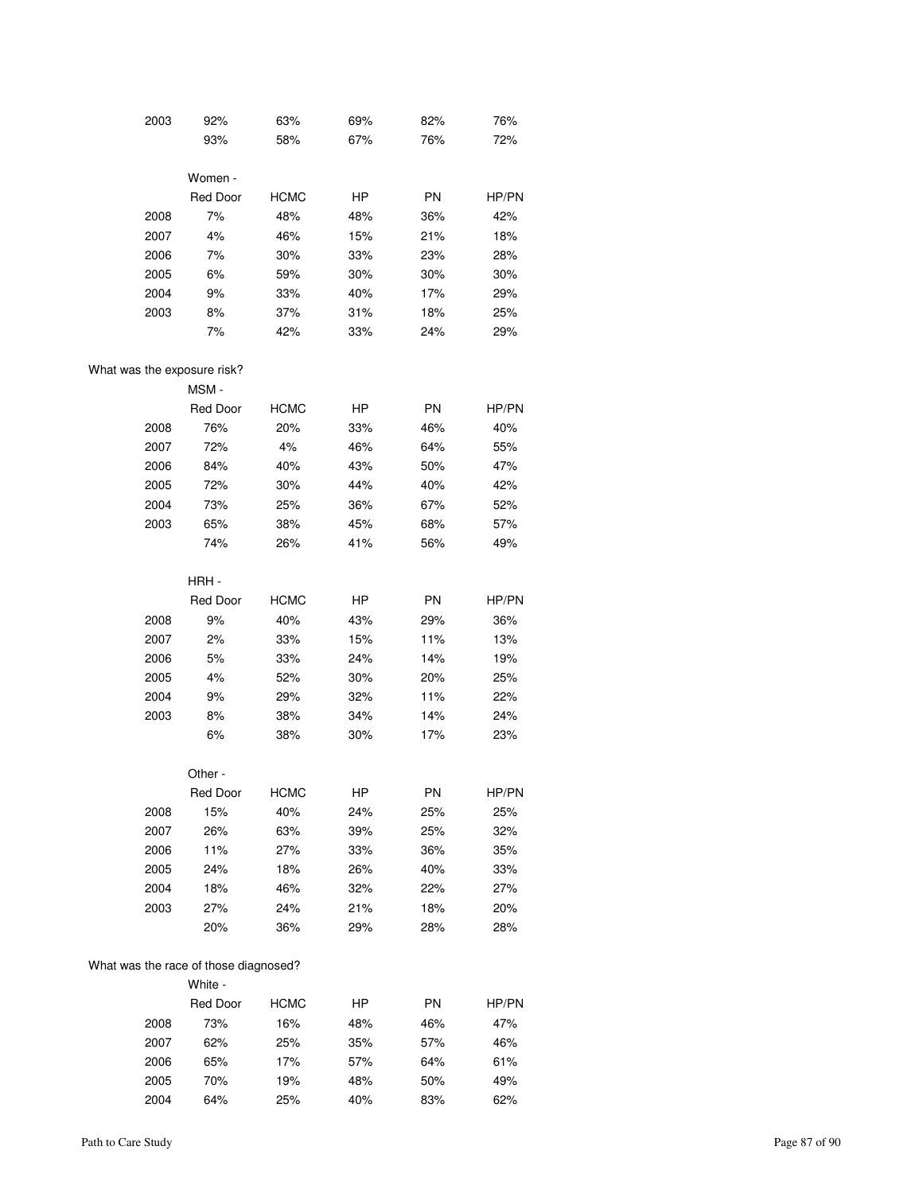| | | | | | |
|---|---|---|---|---|---|
| 2003 | 92% | 63% | 69% | 82% | 76% |
| | 93% | 58% | 67% | 76% | 72% |

Women -

| | Red Door | HCMC | HP | PN | HP/PN |
|---|---|---|---|---|---|
| 2008 | 7% | 48% | 48% | 36% | 42% |
| 2007 | 4% | 46% | 15% | 21% | 18% |
| 2006 | 7% | 30% | 33% | 23% | 28% |
| 2005 | 6% | 59% | 30% | 30% | 30% |
| 2004 | 9% | 33% | 40% | 17% | 29% |
| 2003 | 8% | 37% | 31% | 18% | 25% |
| | 7% | 42% | 33% | 24% | 29% |

What was the exposure risk?

MSM -

| | Red Door | HCMC | HP | PN | HP/PN |
|---|---|---|---|---|---|
| 2008 | 76% | 20% | 33% | 46% | 40% |
| 2007 | 72% | 4% | 46% | 64% | 55% |
| 2006 | 84% | 40% | 43% | 50% | 47% |
| 2005 | 72% | 30% | 44% | 40% | 42% |
| 2004 | 73% | 25% | 36% | 67% | 52% |
| 2003 | 65% | 38% | 45% | 68% | 57% |
| | 74% | 26% | 41% | 56% | 49% |

HRH -

| | Red Door | HCMC | HP | PN | HP/PN |
|---|---|---|---|---|---|
| 2008 | 9% | 40% | 43% | 29% | 36% |
| 2007 | 2% | 33% | 15% | 11% | 13% |
| 2006 | 5% | 33% | 24% | 14% | 19% |
| 2005 | 4% | 52% | 30% | 20% | 25% |
| 2004 | 9% | 29% | 32% | 11% | 22% |
| 2003 | 8% | 38% | 34% | 14% | 24% |
| | 6% | 38% | 30% | 17% | 23% |

Other -

| | Red Door | HCMC | HP | PN | HP/PN |
|---|---|---|---|---|---|
| 2008 | 15% | 40% | 24% | 25% | 25% |
| 2007 | 26% | 63% | 39% | 25% | 32% |
| 2006 | 11% | 27% | 33% | 36% | 35% |
| 2005 | 24% | 18% | 26% | 40% | 33% |
| 2004 | 18% | 46% | 32% | 22% | 27% |
| 2003 | 27% | 24% | 21% | 18% | 20% |
| | 20% | 36% | 29% | 28% | 28% |

What was the race of those diagnosed?

White -

| | Red Door | HCMC | HP | PN | HP/PN |
|---|---|---|---|---|---|
| 2008 | 73% | 16% | 48% | 46% | 47% |
| 2007 | 62% | 25% | 35% | 57% | 46% |
| 2006 | 65% | 17% | 57% | 64% | 61% |
| 2005 | 70% | 19% | 48% | 50% | 49% |
| 2004 | 64% | 25% | 40% | 83% | 62% |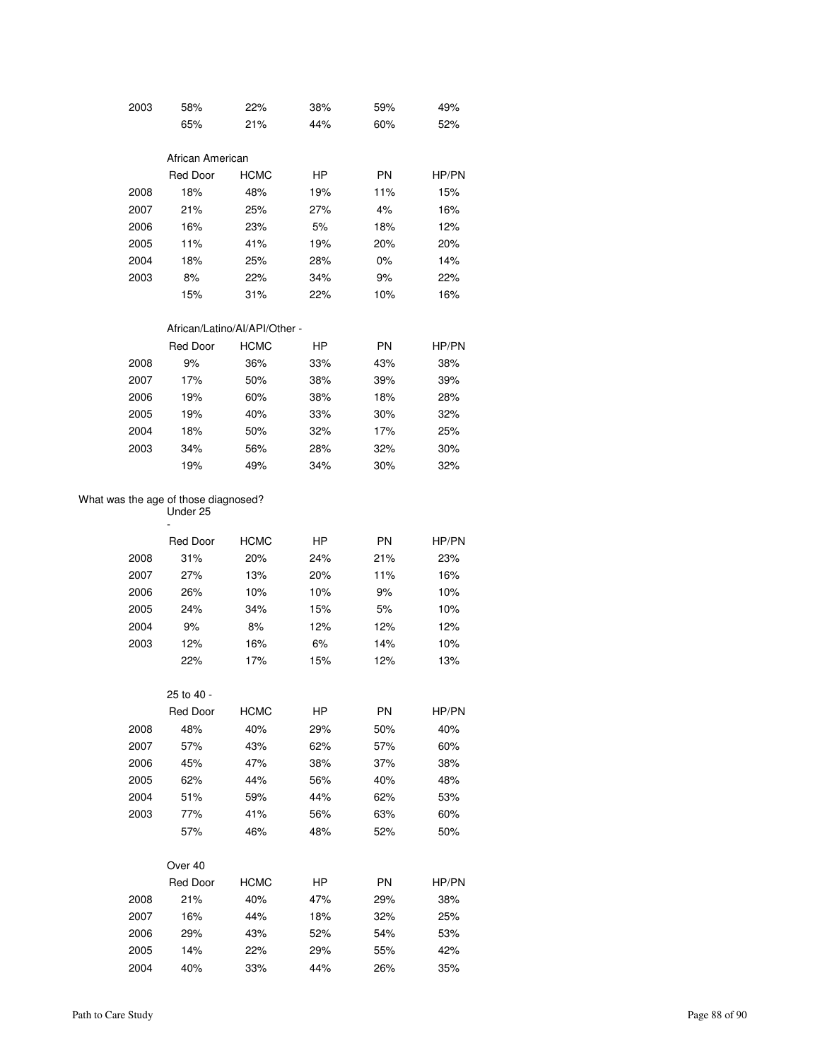| | | | | | |
|---|---|---|---|---|---|
| 2003 | 58% | 22% | 38% | 59% | 49% |
| | 65% | 21% | 44% | 60% | 52% |

African American

| | Red Door | HCMC | HP | PN | HP/PN |
|---|---|---|---|---|---|
| 2008 | 18% | 48% | 19% | 11% | 15% |
| 2007 | 21% | 25% | 27% | 4% | 16% |
| 2006 | 16% | 23% | 5% | 18% | 12% |
| 2005 | 11% | 41% | 19% | 20% | 20% |
| 2004 | 18% | 25% | 28% | 0% | 14% |
| 2003 | 8% | 22% | 34% | 9% | 22% |
| | 15% | 31% | 22% | 10% | 16% |

African/Latino/AI/API/Other -

| | Red Door | HCMC | HP | PN | HP/PN |
|---|---|---|---|---|---|
| 2008 | 9% | 36% | 33% | 43% | 38% |
| 2007 | 17% | 50% | 38% | 39% | 39% |
| 2006 | 19% | 60% | 38% | 18% | 28% |
| 2005 | 19% | 40% | 33% | 30% | 32% |
| 2004 | 18% | 50% | 32% | 17% | 25% |
| 2003 | 34% | 56% | 28% | 32% | 30% |
| | 19% | 49% | 34% | 30% | 32% |

What was the age of those diagnosed?

Under 25 -

| | Red Door | HCMC | HP | PN | HP/PN |
|---|---|---|---|---|---|
| 2008 | 31% | 20% | 24% | 21% | 23% |
| 2007 | 27% | 13% | 20% | 11% | 16% |
| 2006 | 26% | 10% | 10% | 9% | 10% |
| 2005 | 24% | 34% | 15% | 5% | 10% |
| 2004 | 9% | 8% | 12% | 12% | 12% |
| 2003 | 12% | 16% | 6% | 14% | 10% |
| | 22% | 17% | 15% | 12% | 13% |

25 to 40 -

| | Red Door | HCMC | HP | PN | HP/PN |
|---|---|---|---|---|---|
| 2008 | 48% | 40% | 29% | 50% | 40% |
| 2007 | 57% | 43% | 62% | 57% | 60% |
| 2006 | 45% | 47% | 38% | 37% | 38% |
| 2005 | 62% | 44% | 56% | 40% | 48% |
| 2004 | 51% | 59% | 44% | 62% | 53% |
| 2003 | 77% | 41% | 56% | 63% | 60% |
| | 57% | 46% | 48% | 52% | 50% |

Over 40

| | Red Door | HCMC | HP | PN | HP/PN |
|---|---|---|---|---|---|
| 2008 | 21% | 40% | 47% | 29% | 38% |
| 2007 | 16% | 44% | 18% | 32% | 25% |
| 2006 | 29% | 43% | 52% | 54% | 53% |
| 2005 | 14% | 22% | 29% | 55% | 42% |
| 2004 | 40% | 33% | 44% | 26% | 35% |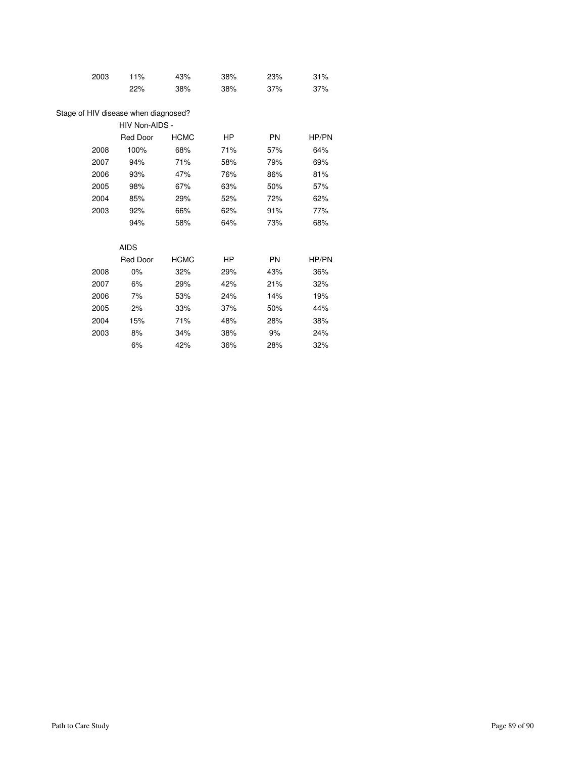| | | | | | |
|---|---|---|---|---|---|
| 2003 | 11% | 43% | 38% | 23% | 31% |
| | 22% | 38% | 38% | 37% | 37% |

Stage of HIV disease when diagnosed?

HIV Non-AIDS -

| | Red Door | HCMC | HP | PN | HP/PN |
|---|---|---|---|---|---|
| 2008 | 100% | 68% | 71% | 57% | 64% |
| 2007 | 94% | 71% | 58% | 79% | 69% |
| 2006 | 93% | 47% | 76% | 86% | 81% |
| 2005 | 98% | 67% | 63% | 50% | 57% |
| 2004 | 85% | 29% | 52% | 72% | 62% |
| 2003 | 92% | 66% | 62% | 91% | 77% |
| | 94% | 58% | 64% | 73% | 68% |

AIDS

| | Red Door | HCMC | HP | PN | HP/PN |
|---|---|---|---|---|---|
| 2008 | 0% | 32% | 29% | 43% | 36% |
| 2007 | 6% | 29% | 42% | 21% | 32% |
| 2006 | 7% | 53% | 24% | 14% | 19% |
| 2005 | 2% | 33% | 37% | 50% | 44% |
| 2004 | 15% | 71% | 48% | 28% | 38% |
| 2003 | 8% | 34% | 38% | 9% | 24% |
| | 6% | 42% | 36% | 28% | 32% |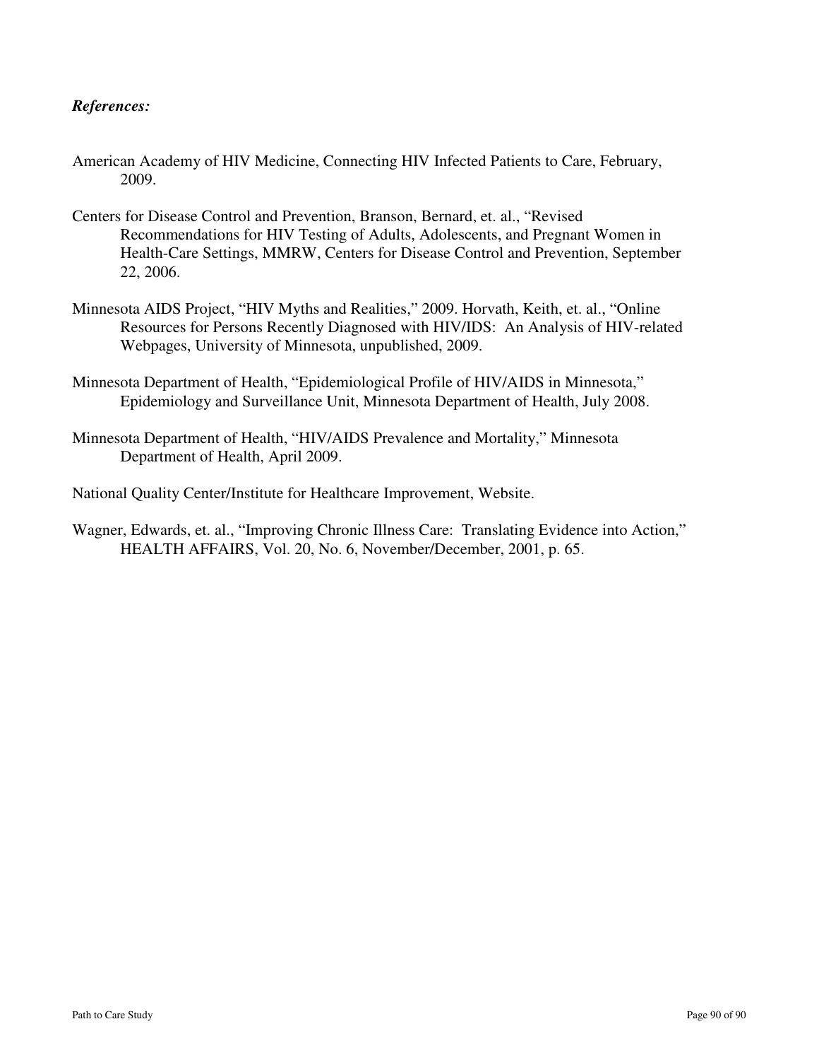***References:***

American Academy of HIV Medicine, Connecting HIV Infected Patients to Care, February, 2009.

Centers for Disease Control and Prevention, Branson, Bernard, et. al., "Revised Recommendations for HIV Testing of Adults, Adolescents, and Pregnant Women in Health-Care Settings, MMRW, Centers for Disease Control and Prevention, September 22, 2006.

Minnesota AIDS Project, "HIV Myths and Realities," 2009. Horvath, Keith, et. al., "Online Resources for Persons Recently Diagnosed with HIV/IDS: An Analysis of HIV-related Webpages, University of Minnesota, unpublished, 2009.

Minnesota Department of Health, "Epidemiological Profile of HIV/AIDS in Minnesota," Epidemiology and Surveillance Unit, Minnesota Department of Health, July 2008.

Minnesota Department of Health, "HIV/AIDS Prevalence and Mortality," Minnesota Department of Health, April 2009.

National Quality Center/Institute for Healthcare Improvement, Website.

Wagner, Edwards, et. al., "Improving Chronic Illness Care: Translating Evidence into Action," HEALTH AFFAIRS, Vol. 20, No. 6, November/December, 2001, p. 65.